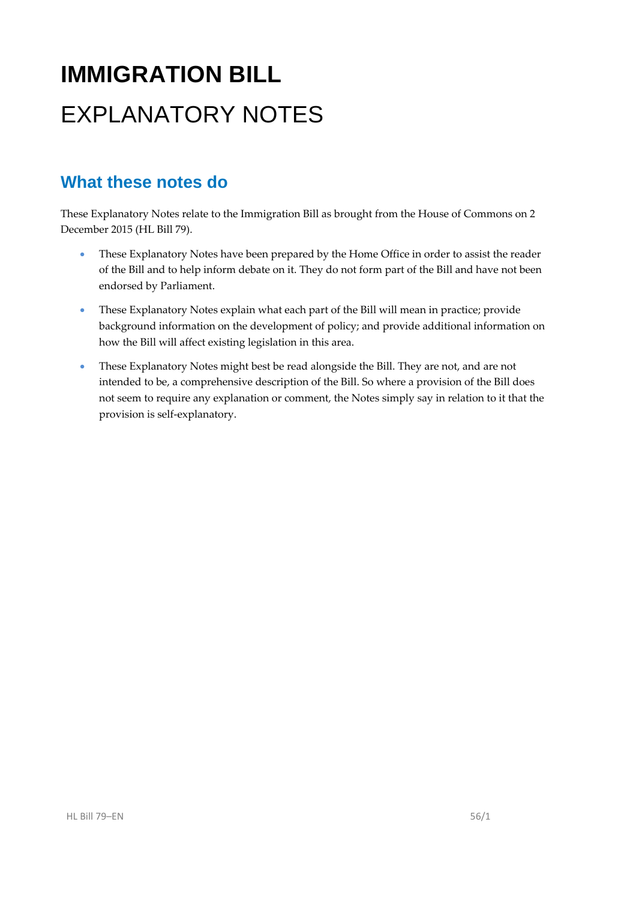# IMMIGRATION BILL

# EXPLANATORY NOTES

## What these notes do

These Explanatory Notes relate to the Immigration Bill as brought from the House of Commons on 2 December 2015 (HL Bill 79).

- These Explanatory Notes have been prepared by the Home Office in order to assist the reader of the Bill and to help inform debate on it. They do not form part of the Bill and have not been endorsed by Parliament.
- These Explanatory Notes explain what each part of the Bill will mean in practice; provide background information on the development of policy; and provide additional information on how the Bill will affect existing legislation in this area.
- These Explanatory Notes might best be read alongside the Bill. They are not, and are not intended to be, a comprehensive description of the Bill. So where a provision of the Bill does not seem to require any explanation or comment, the Notes simply say in relation to it that the provision is self-explanatory.

HL Bill 79–EN 56/1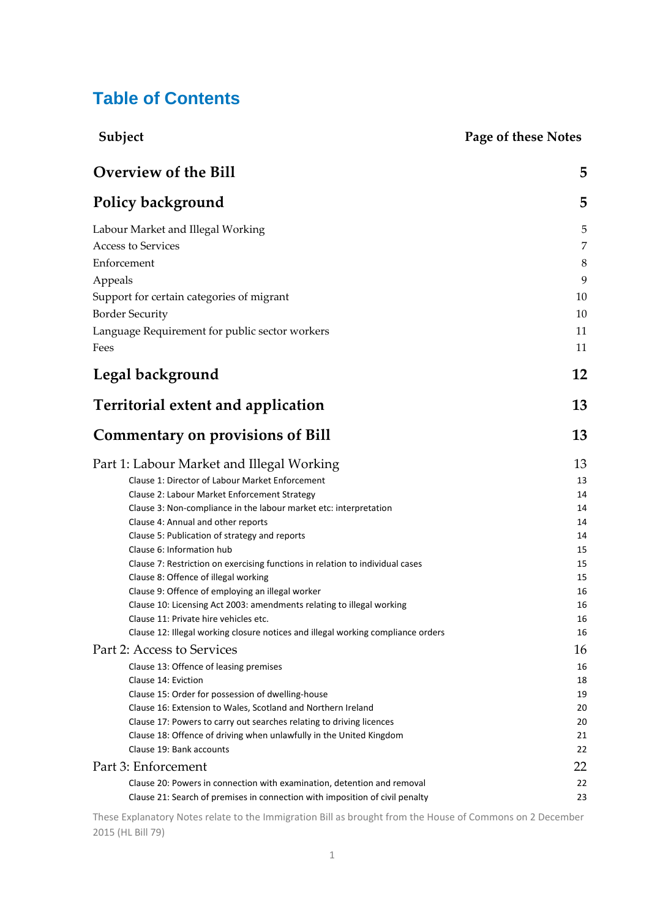# Table of Contents

| Subject | Page of these Notes |
|---|---|
| **Overview of the Bill** | **5** |
| **Policy background** | **5** |
| Labour Market and Illegal Working | 5 |
| Access to Services | 7 |
| Enforcement | 8 |
| Appeals | 9 |
| Support for certain categories of migrant | 10 |
| Border Security | 10 |
| Language Requirement for public sector workers | 11 |
| Fees | 11 |
| **Legal background** | **12** |
| **Territorial extent and application** | **13** |
| **Commentary on provisions of Bill** | **13** |
| Part 1: Labour Market and Illegal Working | 13 |
| Clause 1: Director of Labour Market Enforcement | 13 |
| Clause 2: Labour Market Enforcement Strategy | 14 |
| Clause 3: Non-compliance in the labour market etc: interpretation | 14 |
| Clause 4: Annual and other reports | 14 |
| Clause 5: Publication of strategy and reports | 14 |
| Clause 6: Information hub | 15 |
| Clause 7: Restriction on exercising functions in relation to individual cases | 15 |
| Clause 8: Offence of illegal working | 15 |
| Clause 9: Offence of employing an illegal worker | 16 |
| Clause 10: Licensing Act 2003: amendments relating to illegal working | 16 |
| Clause 11: Private hire vehicles etc. | 16 |
| Clause 12: Illegal working closure notices and illegal working compliance orders | 16 |
| Part 2: Access to Services | 16 |
| Clause 13: Offence of leasing premises | 16 |
| Clause 14: Eviction | 18 |
| Clause 15: Order for possession of dwelling-house | 19 |
| Clause 16: Extension to Wales, Scotland and Northern Ireland | 20 |
| Clause 17: Powers to carry out searches relating to driving licences | 20 |
| Clause 18: Offence of driving when unlawfully in the United Kingdom | 21 |
| Clause 19: Bank accounts | 22 |
| Part 3: Enforcement | 22 |
| Clause 20: Powers in connection with examination, detention and removal | 22 |
| Clause 21: Search of premises in connection with imposition of civil penalty | 23 |

These Explanatory Notes relate to the Immigration Bill as brought from the House of Commons on 2 December 2015 (HL Bill 79)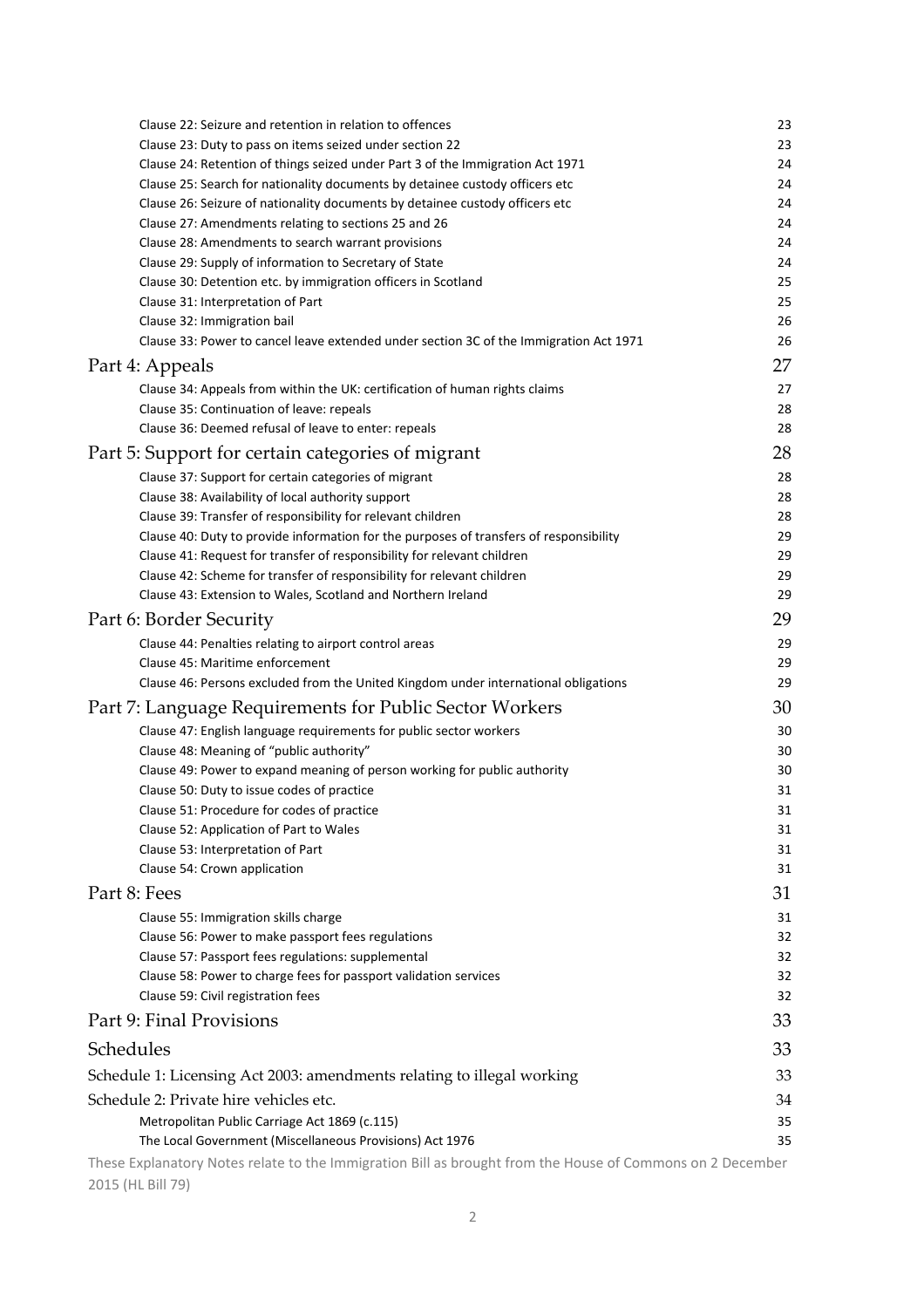Clause 22: Seizure and retention in relation to offences 23
Clause 23: Duty to pass on items seized under section 22 23
Clause 24: Retention of things seized under Part 3 of the Immigration Act 1971 24
Clause 25: Search for nationality documents by detainee custody officers etc 24
Clause 26: Seizure of nationality documents by detainee custody officers etc 24
Clause 27: Amendments relating to sections 25 and 26 24
Clause 28: Amendments to search warrant provisions 24
Clause 29: Supply of information to Secretary of State 24
Clause 30: Detention etc. by immigration officers in Scotland 25
Clause 31: Interpretation of Part 25
Clause 32: Immigration bail 26
Clause 33: Power to cancel leave extended under section 3C of the Immigration Act 1971 26

## Part 4: Appeals 27

Clause 34: Appeals from within the UK: certification of human rights claims 27
Clause 35: Continuation of leave: repeals 28
Clause 36: Deemed refusal of leave to enter: repeals 28

## Part 5: Support for certain categories of migrant 28

Clause 37: Support for certain categories of migrant 28
Clause 38: Availability of local authority support 28
Clause 39: Transfer of responsibility for relevant children 28
Clause 40: Duty to provide information for the purposes of transfers of responsibility 29
Clause 41: Request for transfer of responsibility for relevant children 29
Clause 42: Scheme for transfer of responsibility for relevant children 29
Clause 43: Extension to Wales, Scotland and Northern Ireland 29

## Part 6: Border Security 29

Clause 44: Penalties relating to airport control areas 29
Clause 45: Maritime enforcement 29
Clause 46: Persons excluded from the United Kingdom under international obligations 29

## Part 7: Language Requirements for Public Sector Workers 30

Clause 47: English language requirements for public sector workers 30
Clause 48: Meaning of "public authority" 30
Clause 49: Power to expand meaning of person working for public authority 30
Clause 50: Duty to issue codes of practice 31
Clause 51: Procedure for codes of practice 31
Clause 52: Application of Part to Wales 31
Clause 53: Interpretation of Part 31
Clause 54: Crown application 31

## Part 8: Fees 31

Clause 55: Immigration skills charge 31
Clause 56: Power to make passport fees regulations 32
Clause 57: Passport fees regulations: supplemental 32
Clause 58: Power to charge fees for passport validation services 32
Clause 59: Civil registration fees 32

## Part 9: Final Provisions 33

## Schedules 33

## Schedule 1: Licensing Act 2003: amendments relating to illegal working 33

## Schedule 2: Private hire vehicles etc. 34

Metropolitan Public Carriage Act 1869 (c.115) 35
The Local Government (Miscellaneous Provisions) Act 1976 35

These Explanatory Notes relate to the Immigration Bill as brought from the House of Commons on 2 December 2015 (HL Bill 79)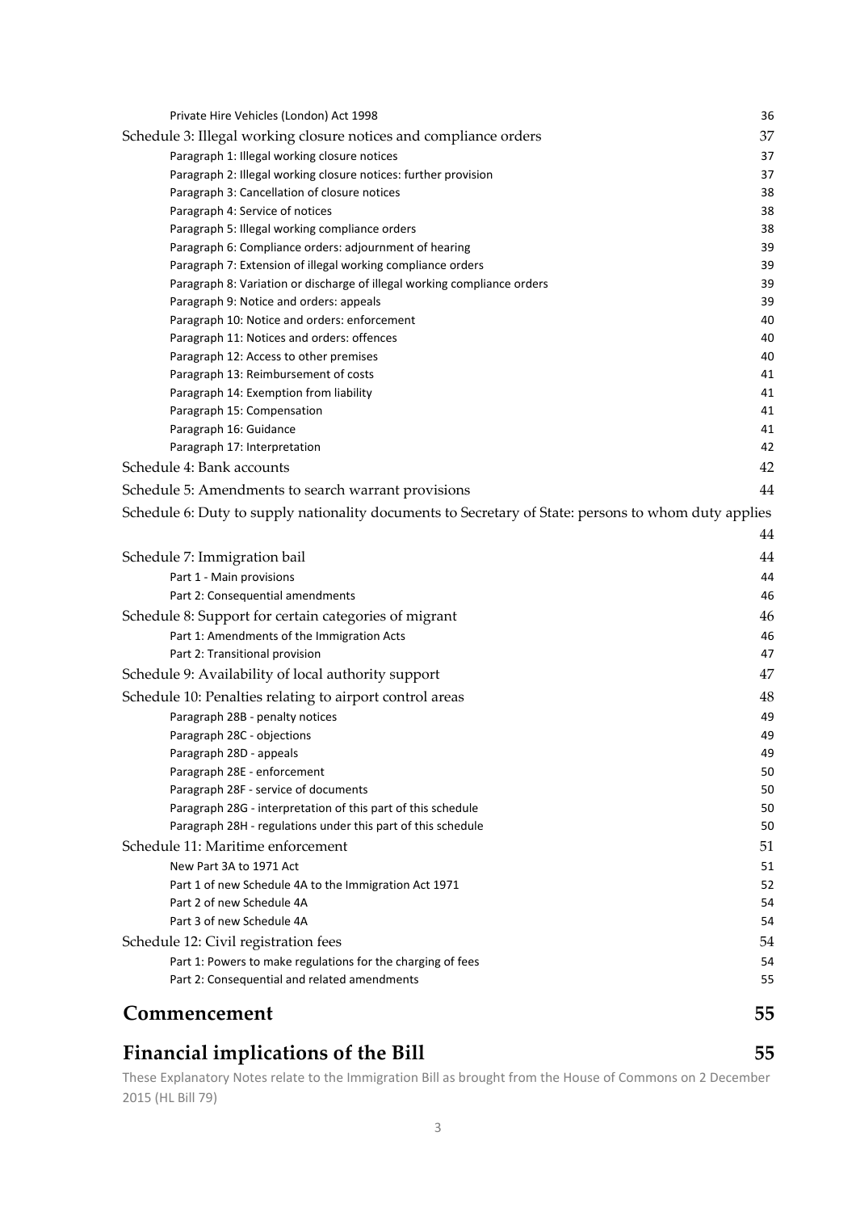Private Hire Vehicles (London) Act 1998 36

Schedule 3: Illegal working closure notices and compliance orders 37

Paragraph 1: Illegal working closure notices 37

Paragraph 2: Illegal working closure notices: further provision 37

Paragraph 3: Cancellation of closure notices 38

Paragraph 4: Service of notices 38

Paragraph 5: Illegal working compliance orders 38

Paragraph 6: Compliance orders: adjournment of hearing 39

Paragraph 7: Extension of illegal working compliance orders 39

Paragraph 8: Variation or discharge of illegal working compliance orders 39

Paragraph 9: Notice and orders: appeals 39

Paragraph 10: Notice and orders: enforcement 40

Paragraph 11: Notices and orders: offences 40

Paragraph 12: Access to other premises 40

Paragraph 13: Reimbursement of costs 41

Paragraph 14: Exemption from liability 41

Paragraph 15: Compensation 41

Paragraph 16: Guidance 41

Paragraph 17: Interpretation 42

Schedule 4: Bank accounts 42

Schedule 5: Amendments to search warrant provisions 44

Schedule 6: Duty to supply nationality documents to Secretary of State: persons to whom duty applies 44

Schedule 7: Immigration bail 44

Part 1 - Main provisions 44

Part 2: Consequential amendments 46

Schedule 8: Support for certain categories of migrant 46

Part 1: Amendments of the Immigration Acts 46

Part 2: Transitional provision 47

Schedule 9: Availability of local authority support 47

Schedule 10: Penalties relating to airport control areas 48

Paragraph 28B - penalty notices 49

Paragraph 28C - objections 49

Paragraph 28D - appeals 49

Paragraph 28E - enforcement 50

Paragraph 28F - service of documents 50

Paragraph 28G - interpretation of this part of this schedule 50

Paragraph 28H - regulations under this part of this schedule 50

Schedule 11: Maritime enforcement 51

New Part 3A to 1971 Act 51

Part 1 of new Schedule 4A to the Immigration Act 1971 52

Part 2 of new Schedule 4A 54

Part 3 of new Schedule 4A 54

Schedule 12: Civil registration fees 54

Part 1: Powers to make regulations for the charging of fees 54

Part 2: Consequential and related amendments 55

## Commencement 55

## Financial implications of the Bill 55

These Explanatory Notes relate to the Immigration Bill as brought from the House of Commons on 2 December 2015 (HL Bill 79)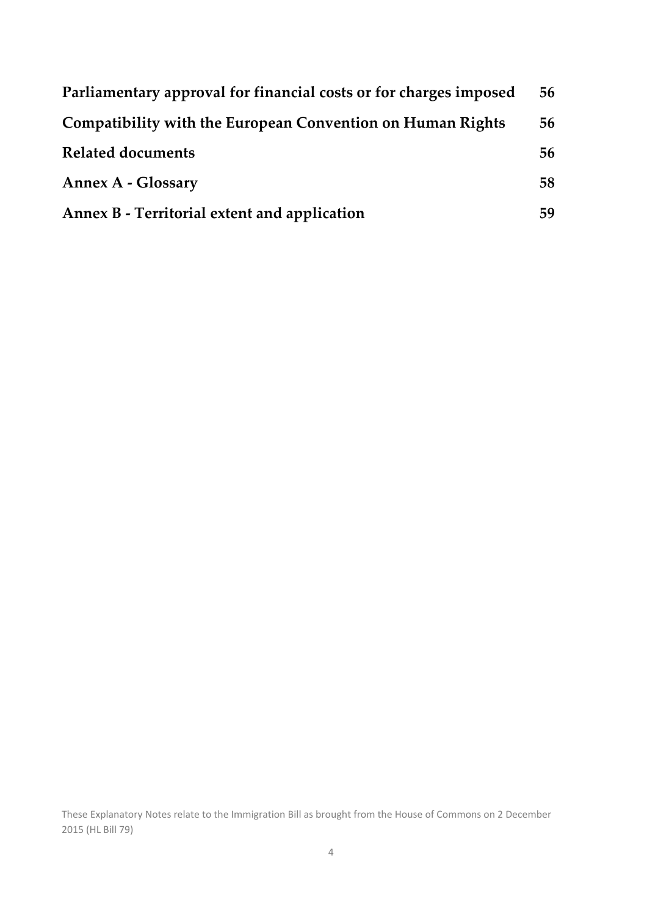| | |
|---|---|
| **Parliamentary approval for financial costs or for charges imposed** | **56** |
| **Compatibility with the European Convention on Human Rights** | **56** |
| **Related documents** | **56** |
| **Annex A - Glossary** | **58** |
| **Annex B - Territorial extent and application** | **59** |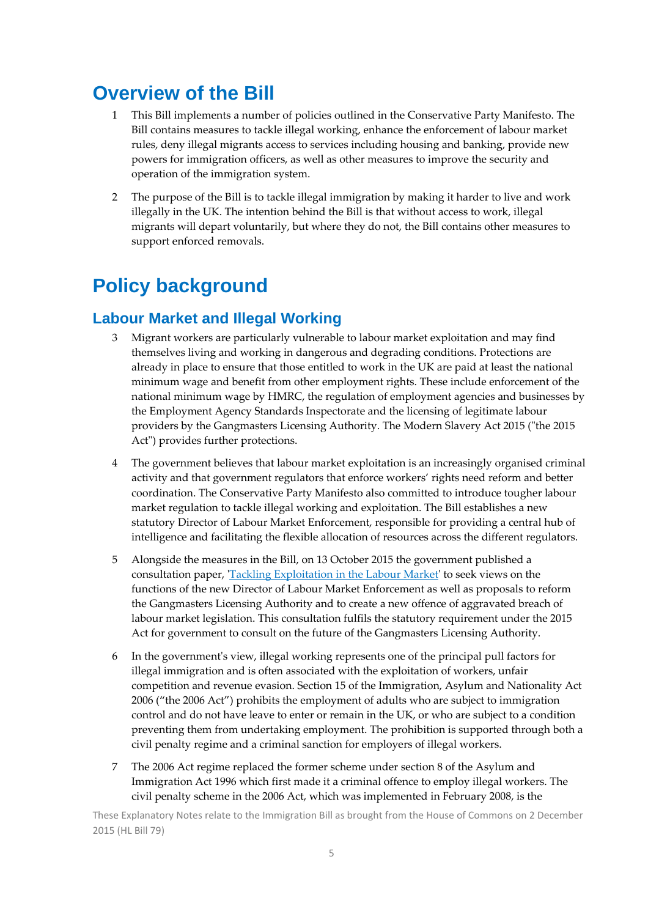# Overview of the Bill

1 This Bill implements a number of policies outlined in the Conservative Party Manifesto. The Bill contains measures to tackle illegal working, enhance the enforcement of labour market rules, deny illegal migrants access to services including housing and banking, provide new powers for immigration officers, as well as other measures to improve the security and operation of the immigration system.

2 The purpose of the Bill is to tackle illegal immigration by making it harder to live and work illegally in the UK. The intention behind the Bill is that without access to work, illegal migrants will depart voluntarily, but where they do not, the Bill contains other measures to support enforced removals.

# Policy background

## Labour Market and Illegal Working

3 Migrant workers are particularly vulnerable to labour market exploitation and may find themselves living and working in dangerous and degrading conditions. Protections are already in place to ensure that those entitled to work in the UK are paid at least the national minimum wage and benefit from other employment rights. These include enforcement of the national minimum wage by HMRC, the regulation of employment agencies and businesses by the Employment Agency Standards Inspectorate and the licensing of legitimate labour providers by the Gangmasters Licensing Authority. The Modern Slavery Act 2015 ("the 2015 Act") provides further protections.

4 The government believes that labour market exploitation is an increasingly organised criminal activity and that government regulators that enforce workers' rights need reform and better coordination. The Conservative Party Manifesto also committed to introduce tougher labour market regulation to tackle illegal working and exploitation. The Bill establishes a new statutory Director of Labour Market Enforcement, responsible for providing a central hub of intelligence and facilitating the flexible allocation of resources across the different regulators.

5 Alongside the measures in the Bill, on 13 October 2015 the government published a consultation paper, 'Tackling Exploitation in the Labour Market' to seek views on the functions of the new Director of Labour Market Enforcement as well as proposals to reform the Gangmasters Licensing Authority and to create a new offence of aggravated breach of labour market legislation. This consultation fulfils the statutory requirement under the 2015 Act for government to consult on the future of the Gangmasters Licensing Authority.

6 In the government's view, illegal working represents one of the principal pull factors for illegal immigration and is often associated with the exploitation of workers, unfair competition and revenue evasion. Section 15 of the Immigration, Asylum and Nationality Act 2006 ("the 2006 Act") prohibits the employment of adults who are subject to immigration control and do not have leave to enter or remain in the UK, or who are subject to a condition preventing them from undertaking employment. The prohibition is supported through both a civil penalty regime and a criminal sanction for employers of illegal workers.

7 The 2006 Act regime replaced the former scheme under section 8 of the Asylum and Immigration Act 1996 which first made it a criminal offence to employ illegal workers. The civil penalty scheme in the 2006 Act, which was implemented in February 2008, is the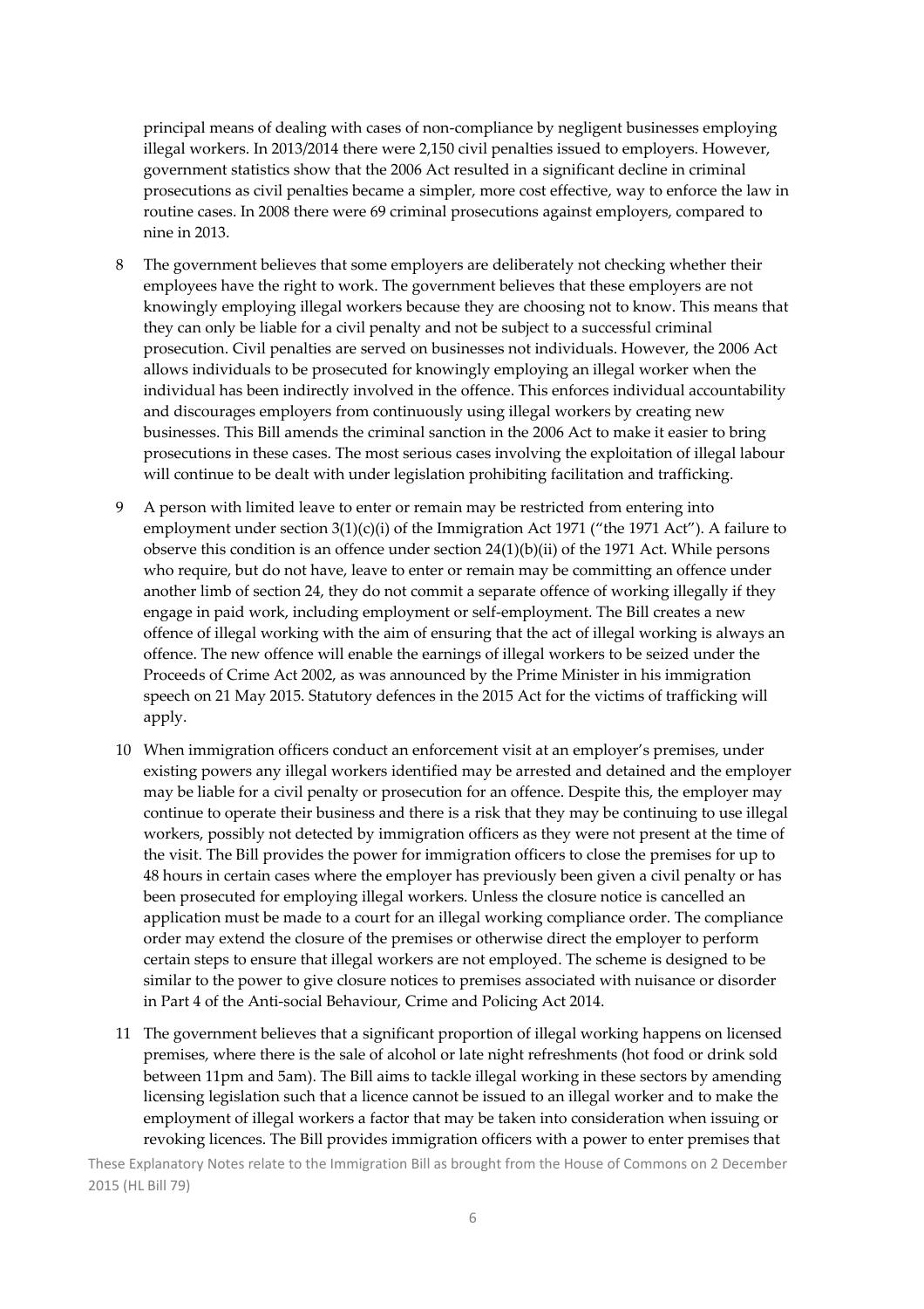principal means of dealing with cases of non-compliance by negligent businesses employing illegal workers. In 2013/2014 there were 2,150 civil penalties issued to employers. However, government statistics show that the 2006 Act resulted in a significant decline in criminal prosecutions as civil penalties became a simpler, more cost effective, way to enforce the law in routine cases. In 2008 there were 69 criminal prosecutions against employers, compared to nine in 2013.

8 The government believes that some employers are deliberately not checking whether their employees have the right to work. The government believes that these employers are not knowingly employing illegal workers because they are choosing not to know. This means that they can only be liable for a civil penalty and not be subject to a successful criminal prosecution. Civil penalties are served on businesses not individuals. However, the 2006 Act allows individuals to be prosecuted for knowingly employing an illegal worker when the individual has been indirectly involved in the offence. This enforces individual accountability and discourages employers from continuously using illegal workers by creating new businesses. This Bill amends the criminal sanction in the 2006 Act to make it easier to bring prosecutions in these cases. The most serious cases involving the exploitation of illegal labour will continue to be dealt with under legislation prohibiting facilitation and trafficking.

9 A person with limited leave to enter or remain may be restricted from entering into employment under section 3(1)(c)(i) of the Immigration Act 1971 ("the 1971 Act"). A failure to observe this condition is an offence under section 24(1)(b)(ii) of the 1971 Act. While persons who require, but do not have, leave to enter or remain may be committing an offence under another limb of section 24, they do not commit a separate offence of working illegally if they engage in paid work, including employment or self-employment. The Bill creates a new offence of illegal working with the aim of ensuring that the act of illegal working is always an offence. The new offence will enable the earnings of illegal workers to be seized under the Proceeds of Crime Act 2002, as was announced by the Prime Minister in his immigration speech on 21 May 2015. Statutory defences in the 2015 Act for the victims of trafficking will apply.

10 When immigration officers conduct an enforcement visit at an employer's premises, under existing powers any illegal workers identified may be arrested and detained and the employer may be liable for a civil penalty or prosecution for an offence. Despite this, the employer may continue to operate their business and there is a risk that they may be continuing to use illegal workers, possibly not detected by immigration officers as they were not present at the time of the visit. The Bill provides the power for immigration officers to close the premises for up to 48 hours in certain cases where the employer has previously been given a civil penalty or has been prosecuted for employing illegal workers. Unless the closure notice is cancelled an application must be made to a court for an illegal working compliance order. The compliance order may extend the closure of the premises or otherwise direct the employer to perform certain steps to ensure that illegal workers are not employed. The scheme is designed to be similar to the power to give closure notices to premises associated with nuisance or disorder in Part 4 of the Anti-social Behaviour, Crime and Policing Act 2014.

11 The government believes that a significant proportion of illegal working happens on licensed premises, where there is the sale of alcohol or late night refreshments (hot food or drink sold between 11pm and 5am). The Bill aims to tackle illegal working in these sectors by amending licensing legislation such that a licence cannot be issued to an illegal worker and to make the employment of illegal workers a factor that may be taken into consideration when issuing or revoking licences. The Bill provides immigration officers with a power to enter premises that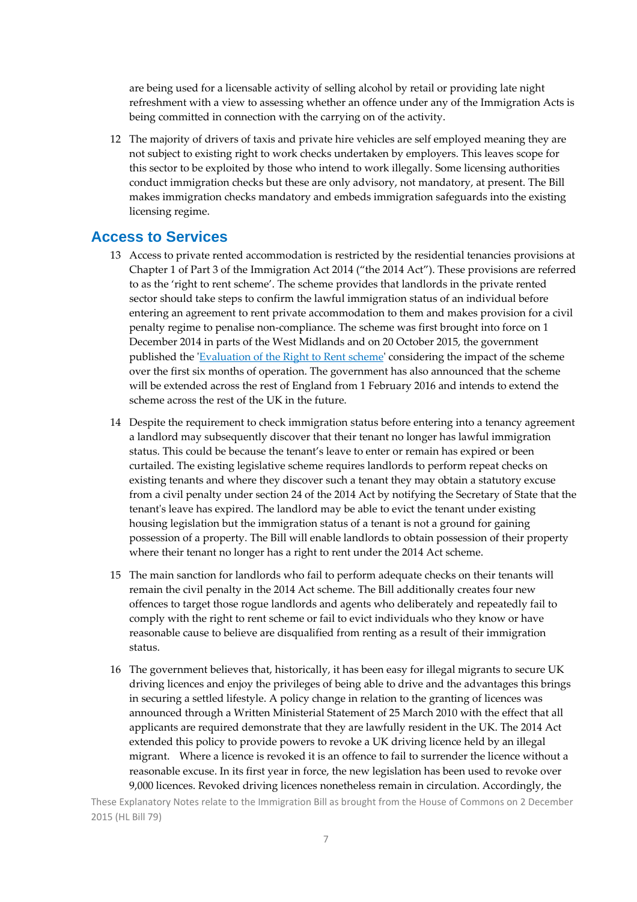are being used for a licensable activity of selling alcohol by retail or providing late night refreshment with a view to assessing whether an offence under any of the Immigration Acts is being committed in connection with the carrying on of the activity.

12 The majority of drivers of taxis and private hire vehicles are self employed meaning they are not subject to existing right to work checks undertaken by employers. This leaves scope for this sector to be exploited by those who intend to work illegally. Some licensing authorities conduct immigration checks but these are only advisory, not mandatory, at present. The Bill makes immigration checks mandatory and embeds immigration safeguards into the existing licensing regime.

## Access to Services

13 Access to private rented accommodation is restricted by the residential tenancies provisions at Chapter 1 of Part 3 of the Immigration Act 2014 ("the 2014 Act"). These provisions are referred to as the 'right to rent scheme'. The scheme provides that landlords in the private rented sector should take steps to confirm the lawful immigration status of an individual before entering an agreement to rent private accommodation to them and makes provision for a civil penalty regime to penalise non-compliance. The scheme was first brought into force on 1 December 2014 in parts of the West Midlands and on 20 October 2015, the government published the 'Evaluation of the Right to Rent scheme' considering the impact of the scheme over the first six months of operation. The government has also announced that the scheme will be extended across the rest of England from 1 February 2016 and intends to extend the scheme across the rest of the UK in the future.

14 Despite the requirement to check immigration status before entering into a tenancy agreement a landlord may subsequently discover that their tenant no longer has lawful immigration status. This could be because the tenant's leave to enter or remain has expired or been curtailed. The existing legislative scheme requires landlords to perform repeat checks on existing tenants and where they discover such a tenant they may obtain a statutory excuse from a civil penalty under section 24 of the 2014 Act by notifying the Secretary of State that the tenant's leave has expired. The landlord may be able to evict the tenant under existing housing legislation but the immigration status of a tenant is not a ground for gaining possession of a property. The Bill will enable landlords to obtain possession of their property where their tenant no longer has a right to rent under the 2014 Act scheme.

15 The main sanction for landlords who fail to perform adequate checks on their tenants will remain the civil penalty in the 2014 Act scheme. The Bill additionally creates four new offences to target those rogue landlords and agents who deliberately and repeatedly fail to comply with the right to rent scheme or fail to evict individuals who they know or have reasonable cause to believe are disqualified from renting as a result of their immigration status.

16 The government believes that, historically, it has been easy for illegal migrants to secure UK driving licences and enjoy the privileges of being able to drive and the advantages this brings in securing a settled lifestyle. A policy change in relation to the granting of licences was announced through a Written Ministerial Statement of 25 March 2010 with the effect that all applicants are required demonstrate that they are lawfully resident in the UK. The 2014 Act extended this policy to provide powers to revoke a UK driving licence held by an illegal migrant. Where a licence is revoked it is an offence to fail to surrender the licence without a reasonable excuse. In its first year in force, the new legislation has been used to revoke over 9,000 licences. Revoked driving licences nonetheless remain in circulation. Accordingly, the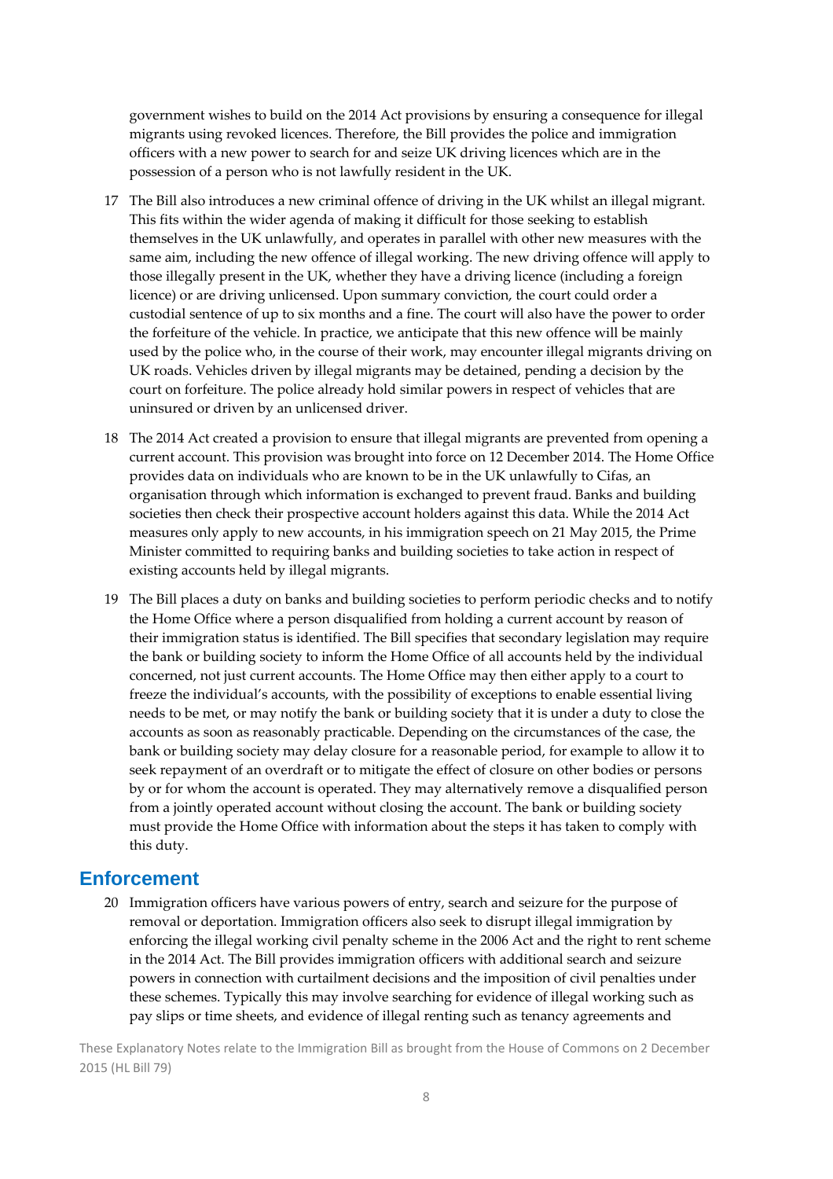government wishes to build on the 2014 Act provisions by ensuring a consequence for illegal migrants using revoked licences. Therefore, the Bill provides the police and immigration officers with a new power to search for and seize UK driving licences which are in the possession of a person who is not lawfully resident in the UK.

17 The Bill also introduces a new criminal offence of driving in the UK whilst an illegal migrant. This fits within the wider agenda of making it difficult for those seeking to establish themselves in the UK unlawfully, and operates in parallel with other new measures with the same aim, including the new offence of illegal working. The new driving offence will apply to those illegally present in the UK, whether they have a driving licence (including a foreign licence) or are driving unlicensed. Upon summary conviction, the court could order a custodial sentence of up to six months and a fine. The court will also have the power to order the forfeiture of the vehicle. In practice, we anticipate that this new offence will be mainly used by the police who, in the course of their work, may encounter illegal migrants driving on UK roads. Vehicles driven by illegal migrants may be detained, pending a decision by the court on forfeiture. The police already hold similar powers in respect of vehicles that are uninsured or driven by an unlicensed driver.

18 The 2014 Act created a provision to ensure that illegal migrants are prevented from opening a current account. This provision was brought into force on 12 December 2014. The Home Office provides data on individuals who are known to be in the UK unlawfully to Cifas, an organisation through which information is exchanged to prevent fraud. Banks and building societies then check their prospective account holders against this data. While the 2014 Act measures only apply to new accounts, in his immigration speech on 21 May 2015, the Prime Minister committed to requiring banks and building societies to take action in respect of existing accounts held by illegal migrants.

19 The Bill places a duty on banks and building societies to perform periodic checks and to notify the Home Office where a person disqualified from holding a current account by reason of their immigration status is identified. The Bill specifies that secondary legislation may require the bank or building society to inform the Home Office of all accounts held by the individual concerned, not just current accounts. The Home Office may then either apply to a court to freeze the individual's accounts, with the possibility of exceptions to enable essential living needs to be met, or may notify the bank or building society that it is under a duty to close the accounts as soon as reasonably practicable. Depending on the circumstances of the case, the bank or building society may delay closure for a reasonable period, for example to allow it to seek repayment of an overdraft or to mitigate the effect of closure on other bodies or persons by or for whom the account is operated. They may alternatively remove a disqualified person from a jointly operated account without closing the account. The bank or building society must provide the Home Office with information about the steps it has taken to comply with this duty.

## Enforcement

20 Immigration officers have various powers of entry, search and seizure for the purpose of removal or deportation. Immigration officers also seek to disrupt illegal immigration by enforcing the illegal working civil penalty scheme in the 2006 Act and the right to rent scheme in the 2014 Act. The Bill provides immigration officers with additional search and seizure powers in connection with curtailment decisions and the imposition of civil penalties under these schemes. Typically this may involve searching for evidence of illegal working such as pay slips or time sheets, and evidence of illegal renting such as tenancy agreements and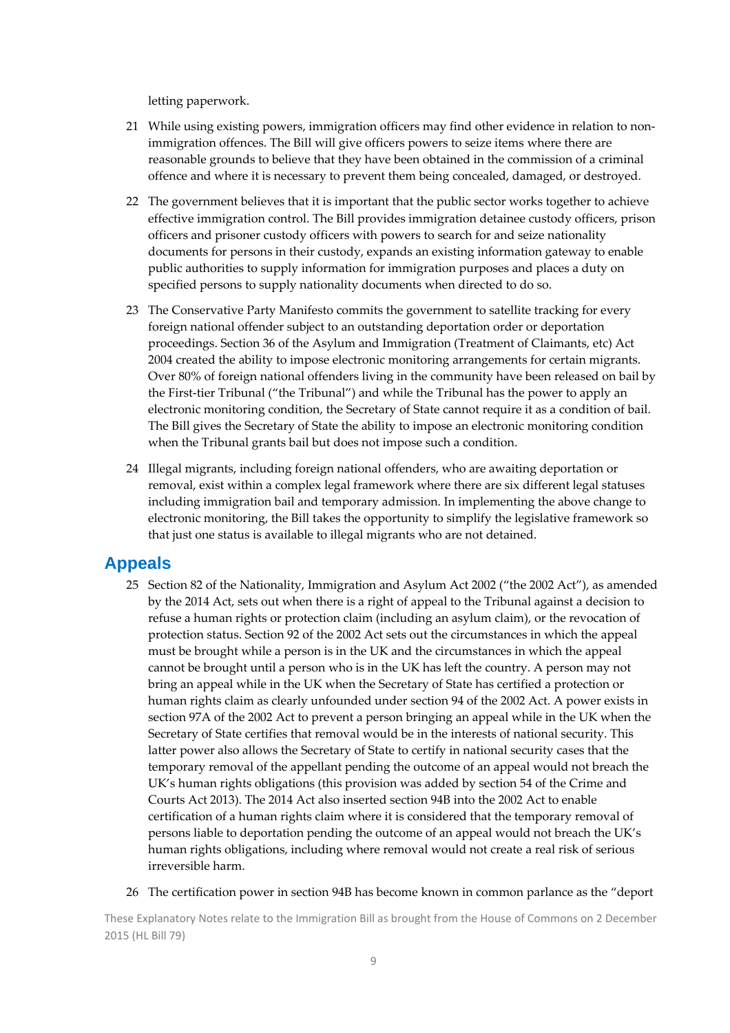letting paperwork.

21 While using existing powers, immigration officers may find other evidence in relation to non-immigration offences. The Bill will give officers powers to seize items where there are reasonable grounds to believe that they have been obtained in the commission of a criminal offence and where it is necessary to prevent them being concealed, damaged, or destroyed.

22 The government believes that it is important that the public sector works together to achieve effective immigration control. The Bill provides immigration detainee custody officers, prison officers and prisoner custody officers with powers to search for and seize nationality documents for persons in their custody, expands an existing information gateway to enable public authorities to supply information for immigration purposes and places a duty on specified persons to supply nationality documents when directed to do so.

23 The Conservative Party Manifesto commits the government to satellite tracking for every foreign national offender subject to an outstanding deportation order or deportation proceedings. Section 36 of the Asylum and Immigration (Treatment of Claimants, etc) Act 2004 created the ability to impose electronic monitoring arrangements for certain migrants. Over 80% of foreign national offenders living in the community have been released on bail by the First-tier Tribunal ("the Tribunal") and while the Tribunal has the power to apply an electronic monitoring condition, the Secretary of State cannot require it as a condition of bail. The Bill gives the Secretary of State the ability to impose an electronic monitoring condition when the Tribunal grants bail but does not impose such a condition.

24 Illegal migrants, including foreign national offenders, who are awaiting deportation or removal, exist within a complex legal framework where there are six different legal statuses including immigration bail and temporary admission. In implementing the above change to electronic monitoring, the Bill takes the opportunity to simplify the legislative framework so that just one status is available to illegal migrants who are not detained.

## Appeals

25 Section 82 of the Nationality, Immigration and Asylum Act 2002 ("the 2002 Act"), as amended by the 2014 Act, sets out when there is a right of appeal to the Tribunal against a decision to refuse a human rights or protection claim (including an asylum claim), or the revocation of protection status. Section 92 of the 2002 Act sets out the circumstances in which the appeal must be brought while a person is in the UK and the circumstances in which the appeal cannot be brought until a person who is in the UK has left the country. A person may not bring an appeal while in the UK when the Secretary of State has certified a protection or human rights claim as clearly unfounded under section 94 of the 2002 Act. A power exists in section 97A of the 2002 Act to prevent a person bringing an appeal while in the UK when the Secretary of State certifies that removal would be in the interests of national security. This latter power also allows the Secretary of State to certify in national security cases that the temporary removal of the appellant pending the outcome of an appeal would not breach the UK's human rights obligations (this provision was added by section 54 of the Crime and Courts Act 2013). The 2014 Act also inserted section 94B into the 2002 Act to enable certification of a human rights claim where it is considered that the temporary removal of persons liable to deportation pending the outcome of an appeal would not breach the UK's human rights obligations, including where removal would not create a real risk of serious irreversible harm.

26 The certification power in section 94B has become known in common parlance as the "deport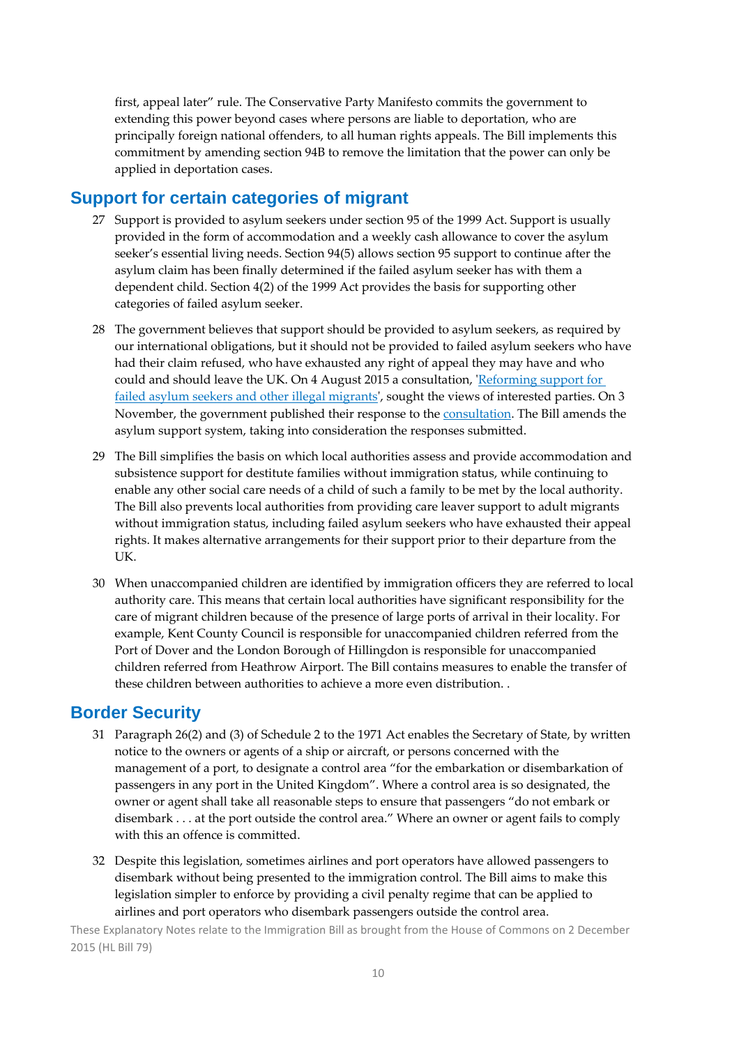first, appeal later" rule. The Conservative Party Manifesto commits the government to extending this power beyond cases where persons are liable to deportation, who are principally foreign national offenders, to all human rights appeals. The Bill implements this commitment by amending section 94B to remove the limitation that the power can only be applied in deportation cases.

## Support for certain categories of migrant

27 Support is provided to asylum seekers under section 95 of the 1999 Act. Support is usually provided in the form of accommodation and a weekly cash allowance to cover the asylum seeker's essential living needs. Section 94(5) allows section 95 support to continue after the asylum claim has been finally determined if the failed asylum seeker has with them a dependent child. Section 4(2) of the 1999 Act provides the basis for supporting other categories of failed asylum seeker.

28 The government believes that support should be provided to asylum seekers, as required by our international obligations, but it should not be provided to failed asylum seekers who have had their claim refused, who have exhausted any right of appeal they may have and who could and should leave the UK. On 4 August 2015 a consultation, 'Reforming support for failed asylum seekers and other illegal migrants', sought the views of interested parties. On 3 November, the government published their response to the consultation. The Bill amends the asylum support system, taking into consideration the responses submitted.

29 The Bill simplifies the basis on which local authorities assess and provide accommodation and subsistence support for destitute families without immigration status, while continuing to enable any other social care needs of a child of such a family to be met by the local authority. The Bill also prevents local authorities from providing care leaver support to adult migrants without immigration status, including failed asylum seekers who have exhausted their appeal rights. It makes alternative arrangements for their support prior to their departure from the UK.

30 When unaccompanied children are identified by immigration officers they are referred to local authority care. This means that certain local authorities have significant responsibility for the care of migrant children because of the presence of large ports of arrival in their locality. For example, Kent County Council is responsible for unaccompanied children referred from the Port of Dover and the London Borough of Hillingdon is responsible for unaccompanied children referred from Heathrow Airport. The Bill contains measures to enable the transfer of these children between authorities to achieve a more even distribution. .

## Border Security

31 Paragraph 26(2) and (3) of Schedule 2 to the 1971 Act enables the Secretary of State, by written notice to the owners or agents of a ship or aircraft, or persons concerned with the management of a port, to designate a control area "for the embarkation or disembarkation of passengers in any port in the United Kingdom". Where a control area is so designated, the owner or agent shall take all reasonable steps to ensure that passengers "do not embark or disembark . . . at the port outside the control area." Where an owner or agent fails to comply with this an offence is committed.

32 Despite this legislation, sometimes airlines and port operators have allowed passengers to disembark without being presented to the immigration control. The Bill aims to make this legislation simpler to enforce by providing a civil penalty regime that can be applied to airlines and port operators who disembark passengers outside the control area.

These Explanatory Notes relate to the Immigration Bill as brought from the House of Commons on 2 December 2015 (HL Bill 79)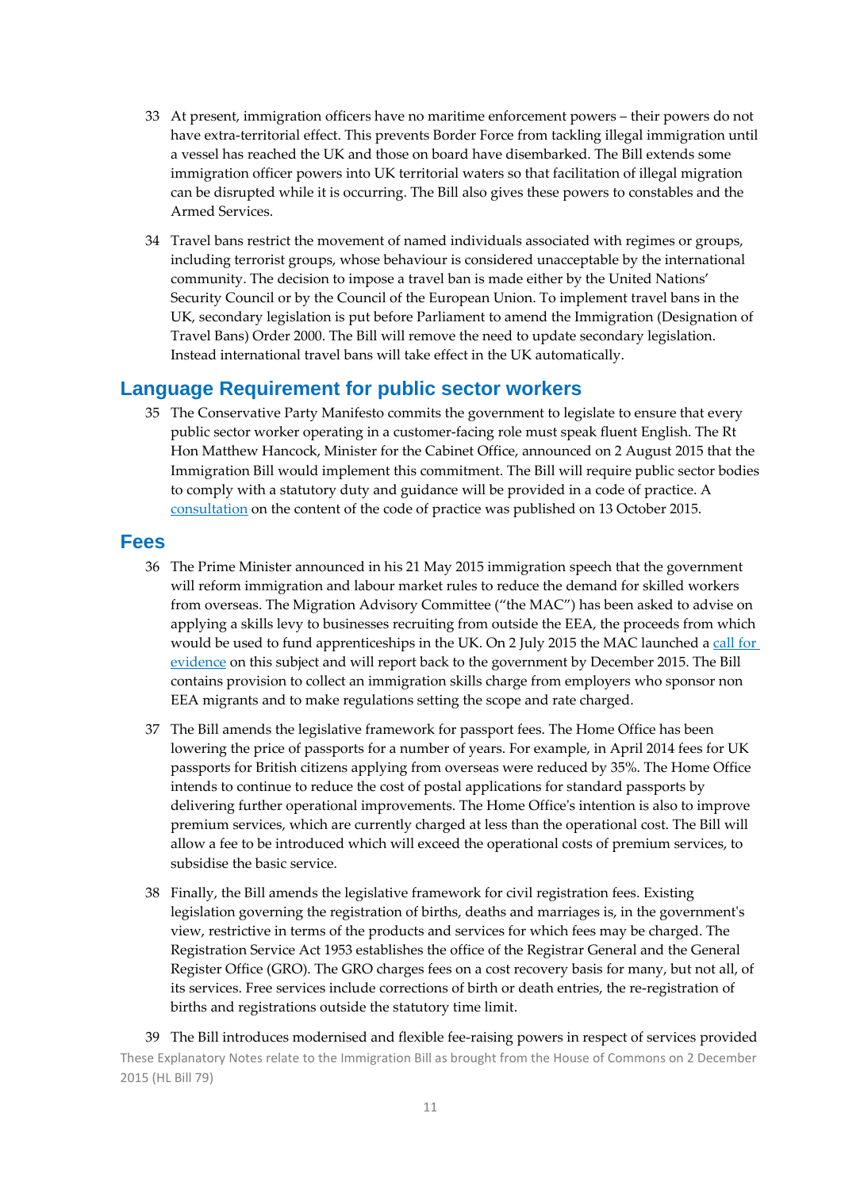33 At present, immigration officers have no maritime enforcement powers – their powers do not have extra-territorial effect. This prevents Border Force from tackling illegal immigration until a vessel has reached the UK and those on board have disembarked. The Bill extends some immigration officer powers into UK territorial waters so that facilitation of illegal migration can be disrupted while it is occurring. The Bill also gives these powers to constables and the Armed Services.

34 Travel bans restrict the movement of named individuals associated with regimes or groups, including terrorist groups, whose behaviour is considered unacceptable by the international community. The decision to impose a travel ban is made either by the United Nations' Security Council or by the Council of the European Union. To implement travel bans in the UK, secondary legislation is put before Parliament to amend the Immigration (Designation of Travel Bans) Order 2000. The Bill will remove the need to update secondary legislation. Instead international travel bans will take effect in the UK automatically.

## Language Requirement for public sector workers

35 The Conservative Party Manifesto commits the government to legislate to ensure that every public sector worker operating in a customer-facing role must speak fluent English. The Rt Hon Matthew Hancock, Minister for the Cabinet Office, announced on 2 August 2015 that the Immigration Bill would implement this commitment. The Bill will require public sector bodies to comply with a statutory duty and guidance will be provided in a code of practice. A consultation on the content of the code of practice was published on 13 October 2015.

## Fees

36 The Prime Minister announced in his 21 May 2015 immigration speech that the government will reform immigration and labour market rules to reduce the demand for skilled workers from overseas. The Migration Advisory Committee ("the MAC") has been asked to advise on applying a skills levy to businesses recruiting from outside the EEA, the proceeds from which would be used to fund apprenticeships in the UK. On 2 July 2015 the MAC launched a call for evidence on this subject and will report back to the government by December 2015. The Bill contains provision to collect an immigration skills charge from employers who sponsor non EEA migrants and to make regulations setting the scope and rate charged.

37 The Bill amends the legislative framework for passport fees. The Home Office has been lowering the price of passports for a number of years. For example, in April 2014 fees for UK passports for British citizens applying from overseas were reduced by 35%. The Home Office intends to continue to reduce the cost of postal applications for standard passports by delivering further operational improvements. The Home Office's intention is also to improve premium services, which are currently charged at less than the operational cost. The Bill will allow a fee to be introduced which will exceed the operational costs of premium services, to subsidise the basic service.

38 Finally, the Bill amends the legislative framework for civil registration fees. Existing legislation governing the registration of births, deaths and marriages is, in the government's view, restrictive in terms of the products and services for which fees may be charged. The Registration Service Act 1953 establishes the office of the Registrar General and the General Register Office (GRO). The GRO charges fees on a cost recovery basis for many, but not all, of its services. Free services include corrections of birth or death entries, the re-registration of births and registrations outside the statutory time limit.

39 The Bill introduces modernised and flexible fee-raising powers in respect of services provided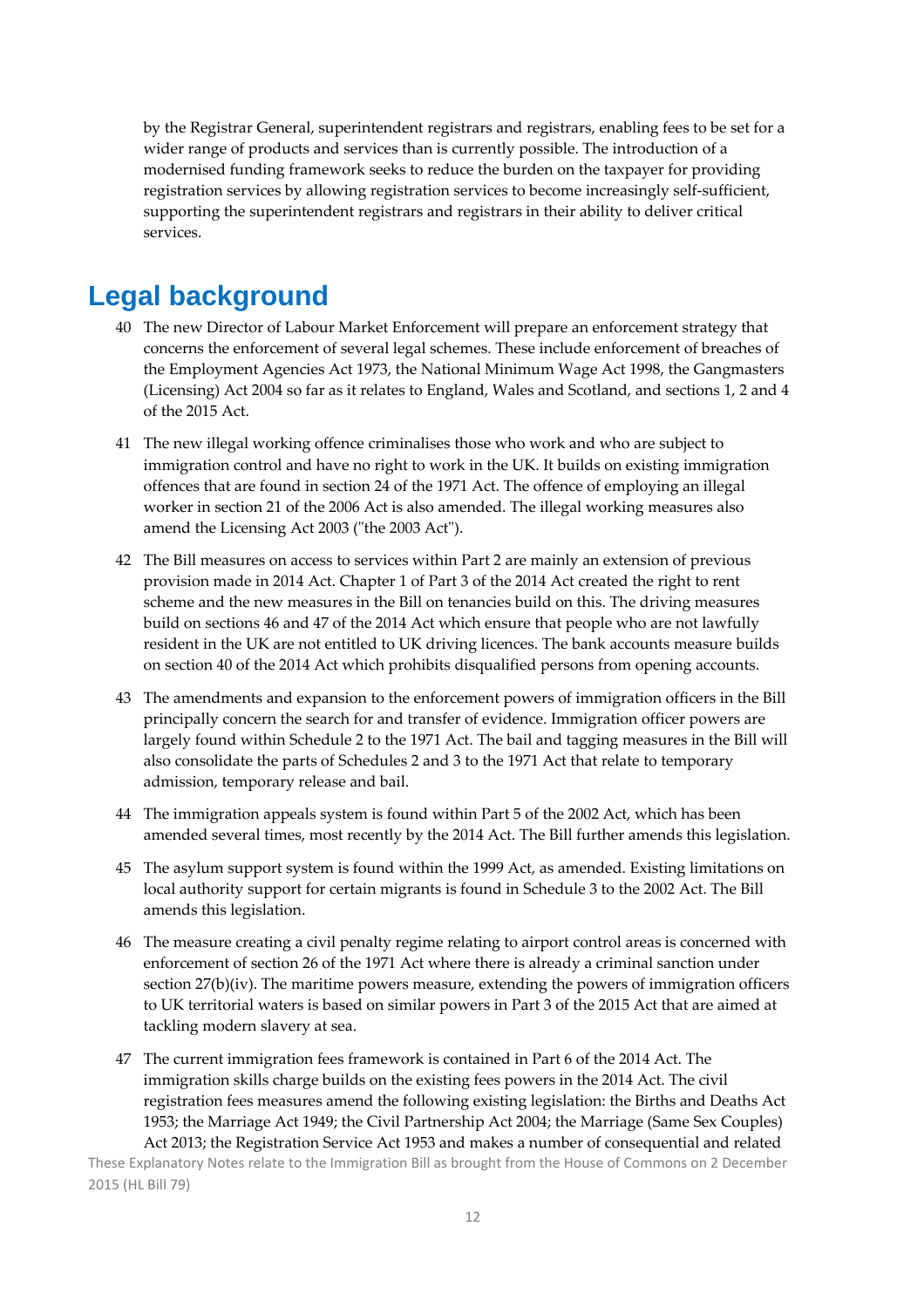by the Registrar General, superintendent registrars and registrars, enabling fees to be set for a wider range of products and services than is currently possible. The introduction of a modernised funding framework seeks to reduce the burden on the taxpayer for providing registration services by allowing registration services to become increasingly self-sufficient, supporting the superintendent registrars and registrars in their ability to deliver critical services.

# Legal background

40 The new Director of Labour Market Enforcement will prepare an enforcement strategy that concerns the enforcement of several legal schemes. These include enforcement of breaches of the Employment Agencies Act 1973, the National Minimum Wage Act 1998, the Gangmasters (Licensing) Act 2004 so far as it relates to England, Wales and Scotland, and sections 1, 2 and 4 of the 2015 Act.

41 The new illegal working offence criminalises those who work and who are subject to immigration control and have no right to work in the UK. It builds on existing immigration offences that are found in section 24 of the 1971 Act. The offence of employing an illegal worker in section 21 of the 2006 Act is also amended. The illegal working measures also amend the Licensing Act 2003 ("the 2003 Act").

42 The Bill measures on access to services within Part 2 are mainly an extension of previous provision made in 2014 Act. Chapter 1 of Part 3 of the 2014 Act created the right to rent scheme and the new measures in the Bill on tenancies build on this. The driving measures build on sections 46 and 47 of the 2014 Act which ensure that people who are not lawfully resident in the UK are not entitled to UK driving licences. The bank accounts measure builds on section 40 of the 2014 Act which prohibits disqualified persons from opening accounts.

43 The amendments and expansion to the enforcement powers of immigration officers in the Bill principally concern the search for and transfer of evidence. Immigration officer powers are largely found within Schedule 2 to the 1971 Act. The bail and tagging measures in the Bill will also consolidate the parts of Schedules 2 and 3 to the 1971 Act that relate to temporary admission, temporary release and bail.

44 The immigration appeals system is found within Part 5 of the 2002 Act, which has been amended several times, most recently by the 2014 Act. The Bill further amends this legislation.

45 The asylum support system is found within the 1999 Act, as amended. Existing limitations on local authority support for certain migrants is found in Schedule 3 to the 2002 Act. The Bill amends this legislation.

46 The measure creating a civil penalty regime relating to airport control areas is concerned with enforcement of section 26 of the 1971 Act where there is already a criminal sanction under section 27(b)(iv). The maritime powers measure, extending the powers of immigration officers to UK territorial waters is based on similar powers in Part 3 of the 2015 Act that are aimed at tackling modern slavery at sea.

47 The current immigration fees framework is contained in Part 6 of the 2014 Act. The immigration skills charge builds on the existing fees powers in the 2014 Act. The civil registration fees measures amend the following existing legislation: the Births and Deaths Act 1953; the Marriage Act 1949; the Civil Partnership Act 2004; the Marriage (Same Sex Couples) Act 2013; the Registration Service Act 1953 and makes a number of consequential and related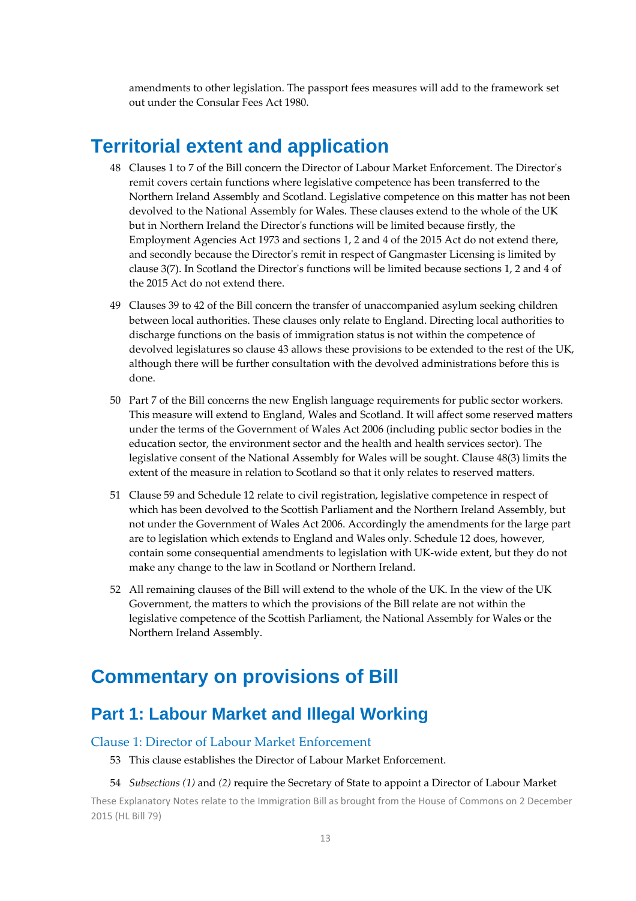amendments to other legislation. The passport fees measures will add to the framework set out under the Consular Fees Act 1980.

# Territorial extent and application

48 Clauses 1 to 7 of the Bill concern the Director of Labour Market Enforcement. The Director's remit covers certain functions where legislative competence has been transferred to the Northern Ireland Assembly and Scotland. Legislative competence on this matter has not been devolved to the National Assembly for Wales. These clauses extend to the whole of the UK but in Northern Ireland the Director's functions will be limited because firstly, the Employment Agencies Act 1973 and sections 1, 2 and 4 of the 2015 Act do not extend there, and secondly because the Director's remit in respect of Gangmaster Licensing is limited by clause 3(7). In Scotland the Director's functions will be limited because sections 1, 2 and 4 of the 2015 Act do not extend there.

49 Clauses 39 to 42 of the Bill concern the transfer of unaccompanied asylum seeking children between local authorities. These clauses only relate to England. Directing local authorities to discharge functions on the basis of immigration status is not within the competence of devolved legislatures so clause 43 allows these provisions to be extended to the rest of the UK, although there will be further consultation with the devolved administrations before this is done.

50 Part 7 of the Bill concerns the new English language requirements for public sector workers. This measure will extend to England, Wales and Scotland. It will affect some reserved matters under the terms of the Government of Wales Act 2006 (including public sector bodies in the education sector, the environment sector and the health and health services sector). The legislative consent of the National Assembly for Wales will be sought. Clause 48(3) limits the extent of the measure in relation to Scotland so that it only relates to reserved matters.

51 Clause 59 and Schedule 12 relate to civil registration, legislative competence in respect of which has been devolved to the Scottish Parliament and the Northern Ireland Assembly, but not under the Government of Wales Act 2006. Accordingly the amendments for the large part are to legislation which extends to England and Wales only. Schedule 12 does, however, contain some consequential amendments to legislation with UK-wide extent, but they do not make any change to the law in Scotland or Northern Ireland.

52 All remaining clauses of the Bill will extend to the whole of the UK. In the view of the UK Government, the matters to which the provisions of the Bill relate are not within the legislative competence of the Scottish Parliament, the National Assembly for Wales or the Northern Ireland Assembly.

# Commentary on provisions of Bill

## Part 1: Labour Market and Illegal Working

### Clause 1: Director of Labour Market Enforcement

53 This clause establishes the Director of Labour Market Enforcement.

54 *Subsections (1)* and *(2)* require the Secretary of State to appoint a Director of Labour Market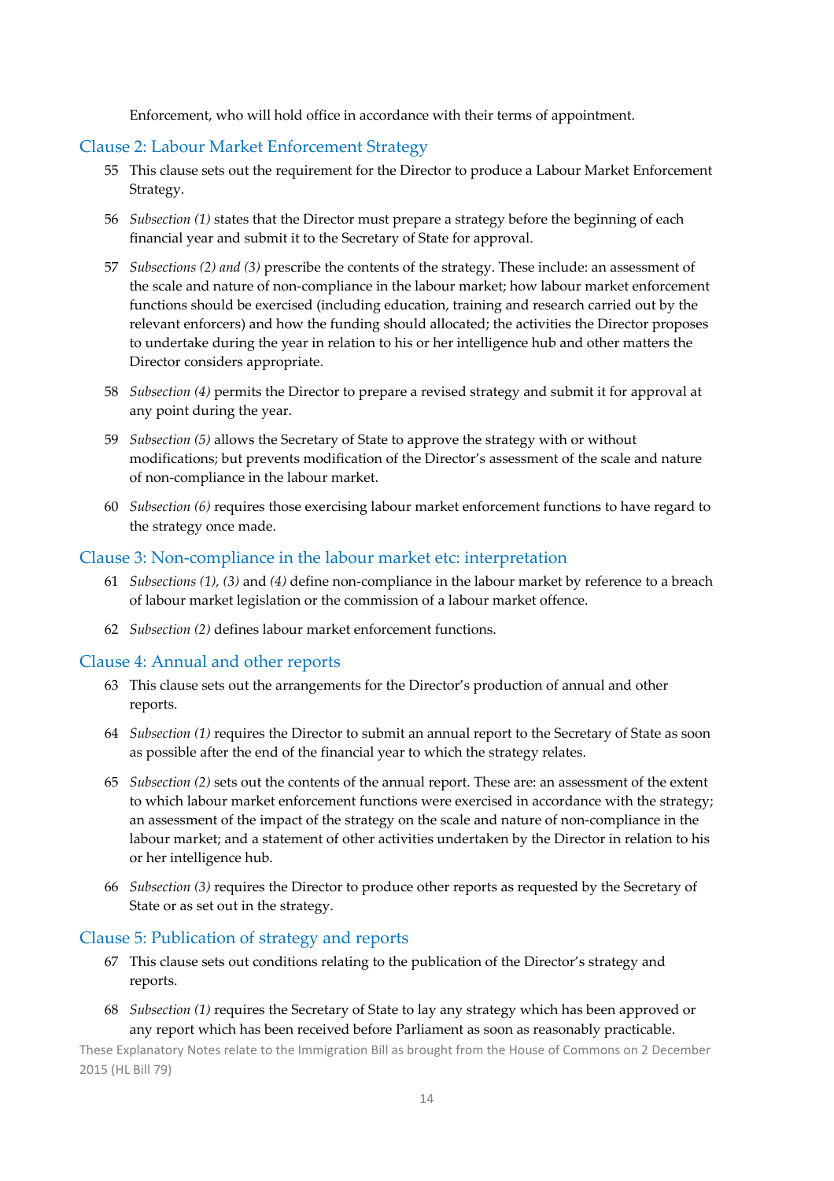Enforcement, who will hold office in accordance with their terms of appointment.

## Clause 2: Labour Market Enforcement Strategy

55 This clause sets out the requirement for the Director to produce a Labour Market Enforcement Strategy.

56 *Subsection (1)* states that the Director must prepare a strategy before the beginning of each financial year and submit it to the Secretary of State for approval.

57 *Subsections (2) and (3)* prescribe the contents of the strategy. These include: an assessment of the scale and nature of non-compliance in the labour market; how labour market enforcement functions should be exercised (including education, training and research carried out by the relevant enforcers) and how the funding should allocated; the activities the Director proposes to undertake during the year in relation to his or her intelligence hub and other matters the Director considers appropriate.

58 *Subsection (4)* permits the Director to prepare a revised strategy and submit it for approval at any point during the year.

59 *Subsection (5)* allows the Secretary of State to approve the strategy with or without modifications; but prevents modification of the Director's assessment of the scale and nature of non-compliance in the labour market.

60 *Subsection (6)* requires those exercising labour market enforcement functions to have regard to the strategy once made.

## Clause 3: Non-compliance in the labour market etc: interpretation

61 *Subsections (1), (3)* and *(4)* define non-compliance in the labour market by reference to a breach of labour market legislation or the commission of a labour market offence.

62 *Subsection (2)* defines labour market enforcement functions.

## Clause 4: Annual and other reports

63 This clause sets out the arrangements for the Director's production of annual and other reports.

64 *Subsection (1)* requires the Director to submit an annual report to the Secretary of State as soon as possible after the end of the financial year to which the strategy relates.

65 *Subsection (2)* sets out the contents of the annual report. These are: an assessment of the extent to which labour market enforcement functions were exercised in accordance with the strategy; an assessment of the impact of the strategy on the scale and nature of non-compliance in the labour market; and a statement of other activities undertaken by the Director in relation to his or her intelligence hub.

66 *Subsection (3)* requires the Director to produce other reports as requested by the Secretary of State or as set out in the strategy.

## Clause 5: Publication of strategy and reports

67 This clause sets out conditions relating to the publication of the Director's strategy and reports.

68 *Subsection (1)* requires the Secretary of State to lay any strategy which has been approved or any report which has been received before Parliament as soon as reasonably practicable.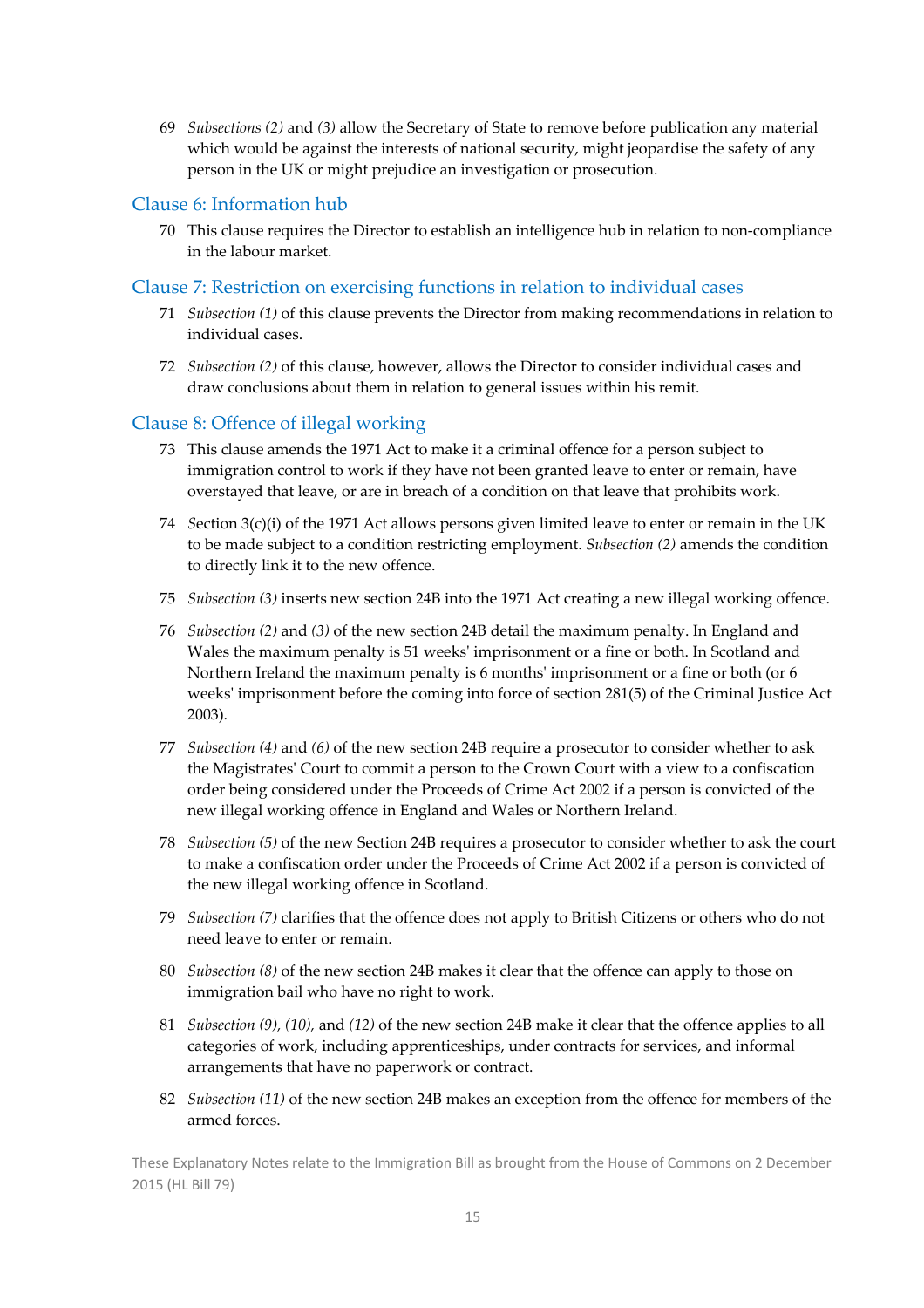69 *Subsections (2)* and *(3)* allow the Secretary of State to remove before publication any material which would be against the interests of national security, might jeopardise the safety of any person in the UK or might prejudice an investigation or prosecution.

### Clause 6: Information hub

70 This clause requires the Director to establish an intelligence hub in relation to non-compliance in the labour market.

### Clause 7: Restriction on exercising functions in relation to individual cases

71 *Subsection (1)* of this clause prevents the Director from making recommendations in relation to individual cases.

72 *Subsection (2)* of this clause, however, allows the Director to consider individual cases and draw conclusions about them in relation to general issues within his remit.

### Clause 8: Offence of illegal working

73 This clause amends the 1971 Act to make it a criminal offence for a person subject to immigration control to work if they have not been granted leave to enter or remain, have overstayed that leave, or are in breach of a condition on that leave that prohibits work.

74 Section 3(c)(i) of the 1971 Act allows persons given limited leave to enter or remain in the UK to be made subject to a condition restricting employment. *Subsection (2)* amends the condition to directly link it to the new offence.

75 *Subsection (3)* inserts new section 24B into the 1971 Act creating a new illegal working offence.

76 *Subsection (2)* and *(3)* of the new section 24B detail the maximum penalty. In England and Wales the maximum penalty is 51 weeks' imprisonment or a fine or both. In Scotland and Northern Ireland the maximum penalty is 6 months' imprisonment or a fine or both (or 6 weeks' imprisonment before the coming into force of section 281(5) of the Criminal Justice Act 2003).

77 *Subsection (4)* and *(6)* of the new section 24B require a prosecutor to consider whether to ask the Magistrates' Court to commit a person to the Crown Court with a view to a confiscation order being considered under the Proceeds of Crime Act 2002 if a person is convicted of the new illegal working offence in England and Wales or Northern Ireland.

78 *Subsection (5)* of the new Section 24B requires a prosecutor to consider whether to ask the court to make a confiscation order under the Proceeds of Crime Act 2002 if a person is convicted of the new illegal working offence in Scotland.

79 *Subsection (7)* clarifies that the offence does not apply to British Citizens or others who do not need leave to enter or remain.

80 *Subsection (8)* of the new section 24B makes it clear that the offence can apply to those on immigration bail who have no right to work.

81 *Subsection (9), (10),* and *(12)* of the new section 24B make it clear that the offence applies to all categories of work, including apprenticeships, under contracts for services, and informal arrangements that have no paperwork or contract.

82 *Subsection (11)* of the new section 24B makes an exception from the offence for members of the armed forces.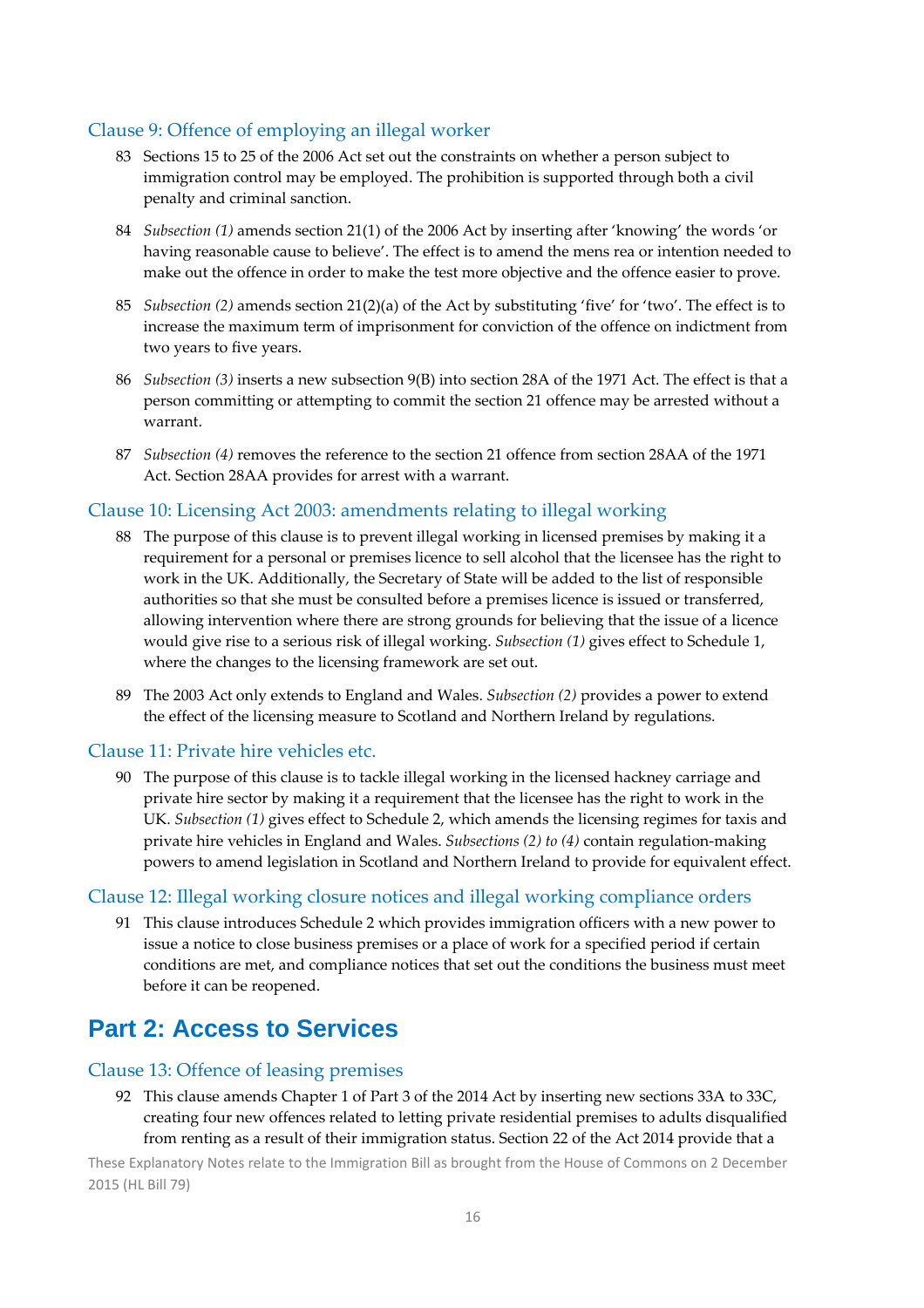### Clause 9: Offence of employing an illegal worker

83 Sections 15 to 25 of the 2006 Act set out the constraints on whether a person subject to immigration control may be employed. The prohibition is supported through both a civil penalty and criminal sanction.

84 *Subsection (1)* amends section 21(1) of the 2006 Act by inserting after 'knowing' the words 'or having reasonable cause to believe'. The effect is to amend the mens rea or intention needed to make out the offence in order to make the test more objective and the offence easier to prove.

85 *Subsection (2)* amends section 21(2)(a) of the Act by substituting 'five' for 'two'. The effect is to increase the maximum term of imprisonment for conviction of the offence on indictment from two years to five years.

86 *Subsection (3)* inserts a new subsection 9(B) into section 28A of the 1971 Act. The effect is that a person committing or attempting to commit the section 21 offence may be arrested without a warrant.

87 *Subsection (4)* removes the reference to the section 21 offence from section 28AA of the 1971 Act. Section 28AA provides for arrest with a warrant.

### Clause 10: Licensing Act 2003: amendments relating to illegal working

88 The purpose of this clause is to prevent illegal working in licensed premises by making it a requirement for a personal or premises licence to sell alcohol that the licensee has the right to work in the UK. Additionally, the Secretary of State will be added to the list of responsible authorities so that she must be consulted before a premises licence is issued or transferred, allowing intervention where there are strong grounds for believing that the issue of a licence would give rise to a serious risk of illegal working. *Subsection (1)* gives effect to Schedule 1, where the changes to the licensing framework are set out.

89 The 2003 Act only extends to England and Wales. *Subsection (2)* provides a power to extend the effect of the licensing measure to Scotland and Northern Ireland by regulations.

### Clause 11: Private hire vehicles etc.

90 The purpose of this clause is to tackle illegal working in the licensed hackney carriage and private hire sector by making it a requirement that the licensee has the right to work in the UK. *Subsection (1)* gives effect to Schedule 2, which amends the licensing regimes for taxis and private hire vehicles in England and Wales. *Subsections (2) to (4)* contain regulation-making powers to amend legislation in Scotland and Northern Ireland to provide for equivalent effect.

### Clause 12: Illegal working closure notices and illegal working compliance orders

91 This clause introduces Schedule 2 which provides immigration officers with a new power to issue a notice to close business premises or a place of work for a specified period if certain conditions are met, and compliance notices that set out the conditions the business must meet before it can be reopened.

## Part 2: Access to Services

### Clause 13: Offence of leasing premises

92 This clause amends Chapter 1 of Part 3 of the 2014 Act by inserting new sections 33A to 33C, creating four new offences related to letting private residential premises to adults disqualified from renting as a result of their immigration status. Section 22 of the Act 2014 provide that a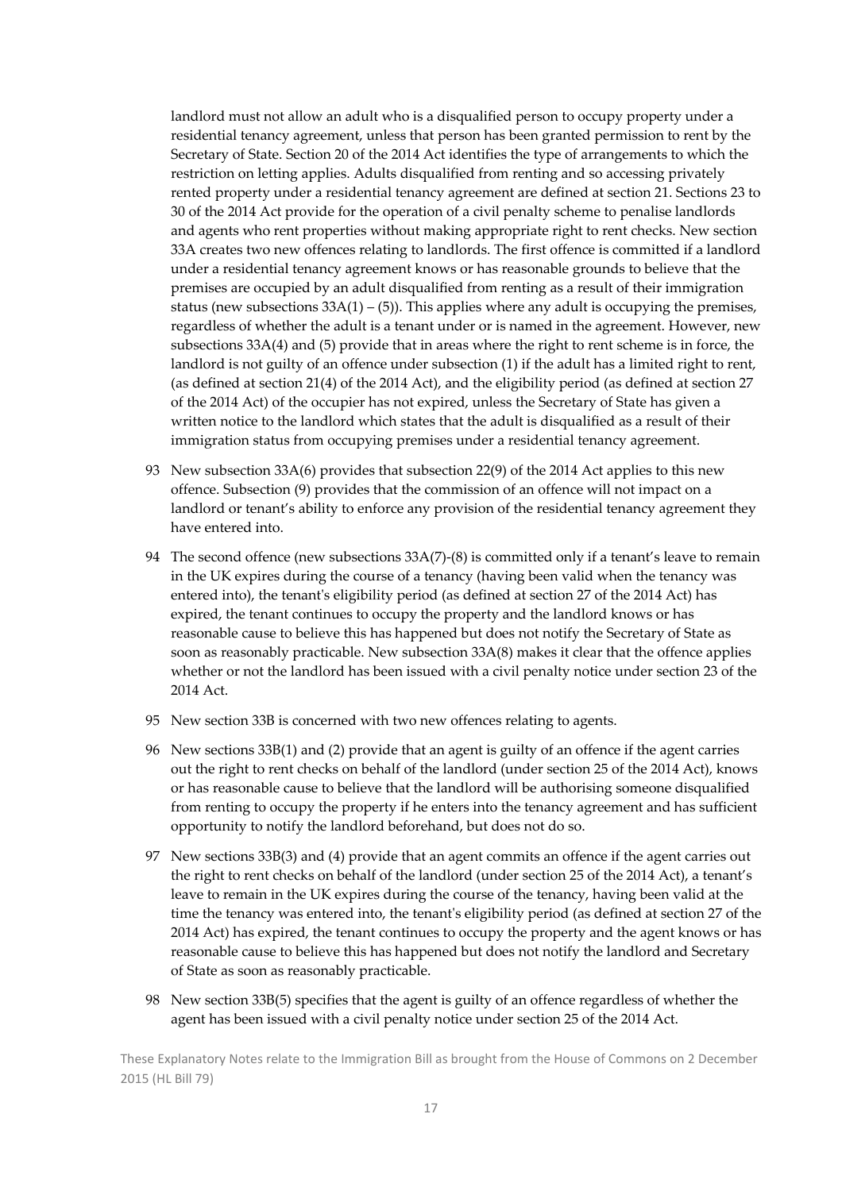landlord must not allow an adult who is a disqualified person to occupy property under a residential tenancy agreement, unless that person has been granted permission to rent by the Secretary of State. Section 20 of the 2014 Act identifies the type of arrangements to which the restriction on letting applies. Adults disqualified from renting and so accessing privately rented property under a residential tenancy agreement are defined at section 21. Sections 23 to 30 of the 2014 Act provide for the operation of a civil penalty scheme to penalise landlords and agents who rent properties without making appropriate right to rent checks. New section 33A creates two new offences relating to landlords. The first offence is committed if a landlord under a residential tenancy agreement knows or has reasonable grounds to believe that the premises are occupied by an adult disqualified from renting as a result of their immigration status (new subsections 33A(1) – (5)). This applies where any adult is occupying the premises, regardless of whether the adult is a tenant under or is named in the agreement. However, new subsections 33A(4) and (5) provide that in areas where the right to rent scheme is in force, the landlord is not guilty of an offence under subsection (1) if the adult has a limited right to rent, (as defined at section 21(4) of the 2014 Act), and the eligibility period (as defined at section 27 of the 2014 Act) of the occupier has not expired, unless the Secretary of State has given a written notice to the landlord which states that the adult is disqualified as a result of their immigration status from occupying premises under a residential tenancy agreement.

93 New subsection 33A(6) provides that subsection 22(9) of the 2014 Act applies to this new offence. Subsection (9) provides that the commission of an offence will not impact on a landlord or tenant's ability to enforce any provision of the residential tenancy agreement they have entered into.

94 The second offence (new subsections 33A(7)-(8) is committed only if a tenant's leave to remain in the UK expires during the course of a tenancy (having been valid when the tenancy was entered into), the tenant's eligibility period (as defined at section 27 of the 2014 Act) has expired, the tenant continues to occupy the property and the landlord knows or has reasonable cause to believe this has happened but does not notify the Secretary of State as soon as reasonably practicable. New subsection 33A(8) makes it clear that the offence applies whether or not the landlord has been issued with a civil penalty notice under section 23 of the 2014 Act.

95 New section 33B is concerned with two new offences relating to agents.

96 New sections 33B(1) and (2) provide that an agent is guilty of an offence if the agent carries out the right to rent checks on behalf of the landlord (under section 25 of the 2014 Act), knows or has reasonable cause to believe that the landlord will be authorising someone disqualified from renting to occupy the property if he enters into the tenancy agreement and has sufficient opportunity to notify the landlord beforehand, but does not do so.

97 New sections 33B(3) and (4) provide that an agent commits an offence if the agent carries out the right to rent checks on behalf of the landlord (under section 25 of the 2014 Act), a tenant's leave to remain in the UK expires during the course of the tenancy, having been valid at the time the tenancy was entered into, the tenant's eligibility period (as defined at section 27 of the 2014 Act) has expired, the tenant continues to occupy the property and the agent knows or has reasonable cause to believe this has happened but does not notify the landlord and Secretary of State as soon as reasonably practicable.

98 New section 33B(5) specifies that the agent is guilty of an offence regardless of whether the agent has been issued with a civil penalty notice under section 25 of the 2014 Act.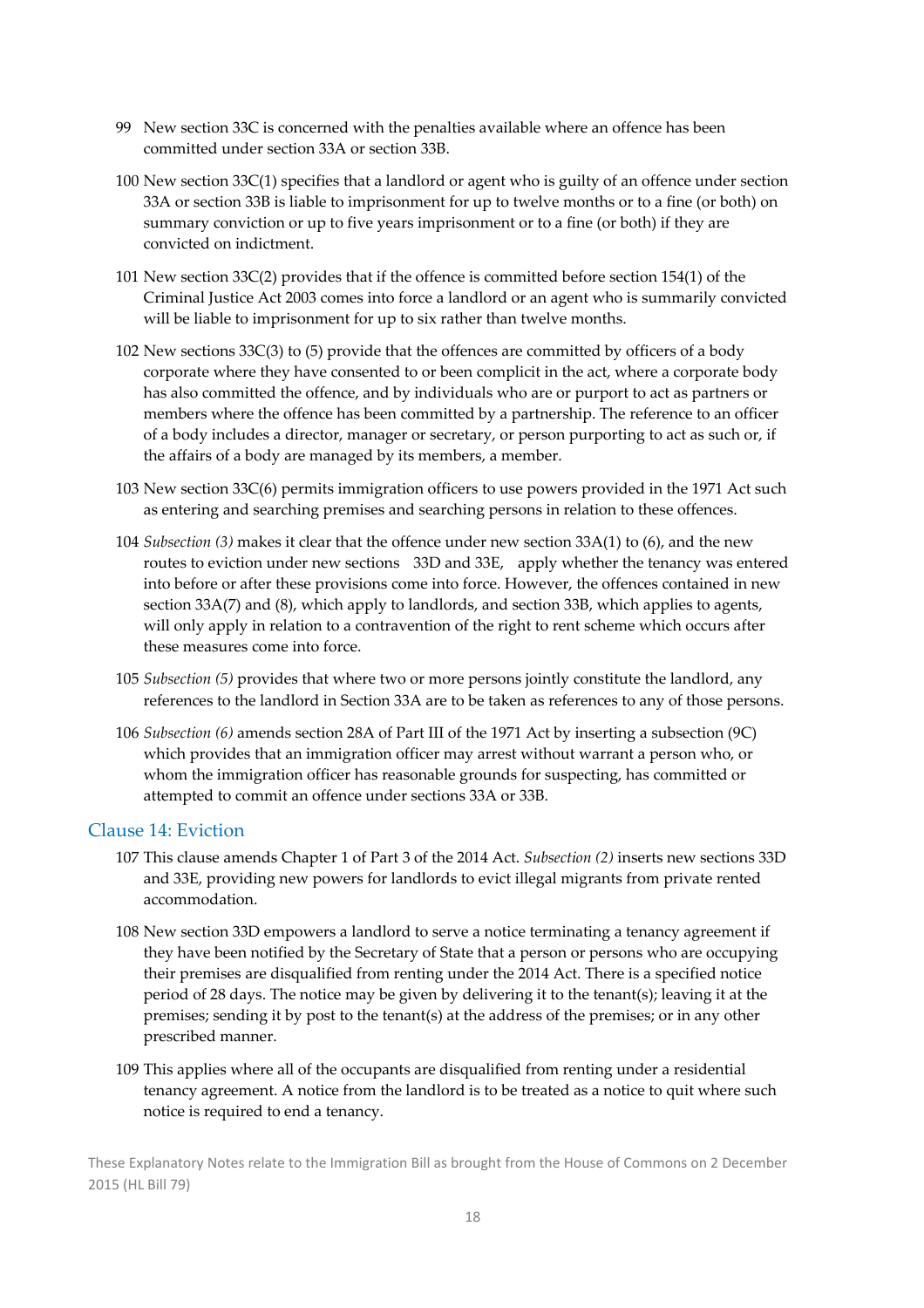99 New section 33C is concerned with the penalties available where an offence has been committed under section 33A or section 33B.

100 New section 33C(1) specifies that a landlord or agent who is guilty of an offence under section 33A or section 33B is liable to imprisonment for up to twelve months or to a fine (or both) on summary conviction or up to five years imprisonment or to a fine (or both) if they are convicted on indictment.

101 New section 33C(2) provides that if the offence is committed before section 154(1) of the Criminal Justice Act 2003 comes into force a landlord or an agent who is summarily convicted will be liable to imprisonment for up to six rather than twelve months.

102 New sections 33C(3) to (5) provide that the offences are committed by officers of a body corporate where they have consented to or been complicit in the act, where a corporate body has also committed the offence, and by individuals who are or purport to act as partners or members where the offence has been committed by a partnership. The reference to an officer of a body includes a director, manager or secretary, or person purporting to act as such or, if the affairs of a body are managed by its members, a member.

103 New section 33C(6) permits immigration officers to use powers provided in the 1971 Act such as entering and searching premises and searching persons in relation to these offences.

104 *Subsection (3)* makes it clear that the offence under new section 33A(1) to (6), and the new routes to eviction under new sections 33D and 33E, apply whether the tenancy was entered into before or after these provisions come into force. However, the offences contained in new section 33A(7) and (8), which apply to landlords, and section 33B, which applies to agents, will only apply in relation to a contravention of the right to rent scheme which occurs after these measures come into force.

105 *Subsection (5)* provides that where two or more persons jointly constitute the landlord, any references to the landlord in Section 33A are to be taken as references to any of those persons.

106 *Subsection (6)* amends section 28A of Part III of the 1971 Act by inserting a subsection (9C) which provides that an immigration officer may arrest without warrant a person who, or whom the immigration officer has reasonable grounds for suspecting, has committed or attempted to commit an offence under sections 33A or 33B.

## Clause 14: Eviction

107 This clause amends Chapter 1 of Part 3 of the 2014 Act. *Subsection (2)* inserts new sections 33D and 33E, providing new powers for landlords to evict illegal migrants from private rented accommodation.

108 New section 33D empowers a landlord to serve a notice terminating a tenancy agreement if they have been notified by the Secretary of State that a person or persons who are occupying their premises are disqualified from renting under the 2014 Act. There is a specified notice period of 28 days. The notice may be given by delivering it to the tenant(s); leaving it at the premises; sending it by post to the tenant(s) at the address of the premises; or in any other prescribed manner.

109 This applies where all of the occupants are disqualified from renting under a residential tenancy agreement. A notice from the landlord is to be treated as a notice to quit where such notice is required to end a tenancy.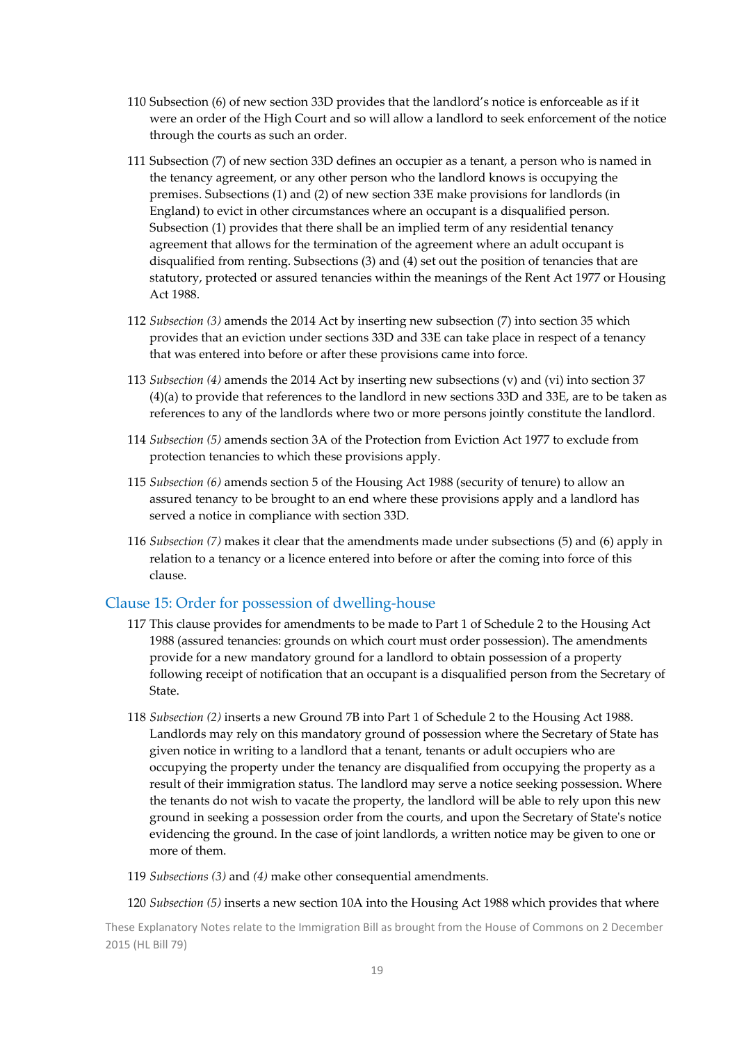110 Subsection (6) of new section 33D provides that the landlord's notice is enforceable as if it were an order of the High Court and so will allow a landlord to seek enforcement of the notice through the courts as such an order.

111 Subsection (7) of new section 33D defines an occupier as a tenant, a person who is named in the tenancy agreement, or any other person who the landlord knows is occupying the premises. Subsections (1) and (2) of new section 33E make provisions for landlords (in England) to evict in other circumstances where an occupant is a disqualified person. Subsection (1) provides that there shall be an implied term of any residential tenancy agreement that allows for the termination of the agreement where an adult occupant is disqualified from renting. Subsections (3) and (4) set out the position of tenancies that are statutory, protected or assured tenancies within the meanings of the Rent Act 1977 or Housing Act 1988.

112 *Subsection (3)* amends the 2014 Act by inserting new subsection (7) into section 35 which provides that an eviction under sections 33D and 33E can take place in respect of a tenancy that was entered into before or after these provisions came into force.

113 *Subsection (4)* amends the 2014 Act by inserting new subsections (v) and (vi) into section 37 (4)(a) to provide that references to the landlord in new sections 33D and 33E, are to be taken as references to any of the landlords where two or more persons jointly constitute the landlord.

114 *Subsection (5)* amends section 3A of the Protection from Eviction Act 1977 to exclude from protection tenancies to which these provisions apply.

115 *Subsection (6)* amends section 5 of the Housing Act 1988 (security of tenure) to allow an assured tenancy to be brought to an end where these provisions apply and a landlord has served a notice in compliance with section 33D.

116 *Subsection (7)* makes it clear that the amendments made under subsections (5) and (6) apply in relation to a tenancy or a licence entered into before or after the coming into force of this clause.

## Clause 15: Order for possession of dwelling-house

117 This clause provides for amendments to be made to Part 1 of Schedule 2 to the Housing Act 1988 (assured tenancies: grounds on which court must order possession). The amendments provide for a new mandatory ground for a landlord to obtain possession of a property following receipt of notification that an occupant is a disqualified person from the Secretary of State.

118 *Subsection (2)* inserts a new Ground 7B into Part 1 of Schedule 2 to the Housing Act 1988. Landlords may rely on this mandatory ground of possession where the Secretary of State has given notice in writing to a landlord that a tenant, tenants or adult occupiers who are occupying the property under the tenancy are disqualified from occupying the property as a result of their immigration status. The landlord may serve a notice seeking possession. Where the tenants do not wish to vacate the property, the landlord will be able to rely upon this new ground in seeking a possession order from the courts, and upon the Secretary of State's notice evidencing the ground. In the case of joint landlords, a written notice may be given to one or more of them.

119 *Subsections (3)* and *(4)* make other consequential amendments.

120 *Subsection (5)* inserts a new section 10A into the Housing Act 1988 which provides that where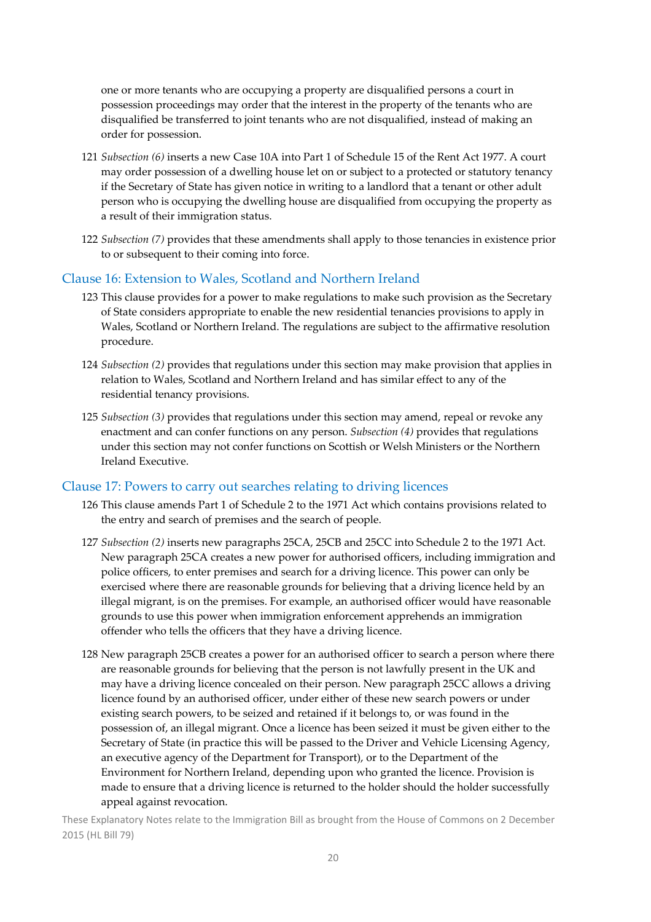one or more tenants who are occupying a property are disqualified persons a court in possession proceedings may order that the interest in the property of the tenants who are disqualified be transferred to joint tenants who are not disqualified, instead of making an order for possession.

121 *Subsection (6)* inserts a new Case 10A into Part 1 of Schedule 15 of the Rent Act 1977. A court may order possession of a dwelling house let on or subject to a protected or statutory tenancy if the Secretary of State has given notice in writing to a landlord that a tenant or other adult person who is occupying the dwelling house are disqualified from occupying the property as a result of their immigration status.

122 *Subsection (7)* provides that these amendments shall apply to those tenancies in existence prior to or subsequent to their coming into force.

## Clause 16: Extension to Wales, Scotland and Northern Ireland

123 This clause provides for a power to make regulations to make such provision as the Secretary of State considers appropriate to enable the new residential tenancies provisions to apply in Wales, Scotland or Northern Ireland. The regulations are subject to the affirmative resolution procedure.

124 *Subsection (2)* provides that regulations under this section may make provision that applies in relation to Wales, Scotland and Northern Ireland and has similar effect to any of the residential tenancy provisions.

125 *Subsection (3)* provides that regulations under this section may amend, repeal or revoke any enactment and can confer functions on any person. *Subsection (4)* provides that regulations under this section may not confer functions on Scottish or Welsh Ministers or the Northern Ireland Executive.

## Clause 17: Powers to carry out searches relating to driving licences

126 This clause amends Part 1 of Schedule 2 to the 1971 Act which contains provisions related to the entry and search of premises and the search of people.

127 *Subsection (2)* inserts new paragraphs 25CA, 25CB and 25CC into Schedule 2 to the 1971 Act. New paragraph 25CA creates a new power for authorised officers, including immigration and police officers, to enter premises and search for a driving licence. This power can only be exercised where there are reasonable grounds for believing that a driving licence held by an illegal migrant, is on the premises. For example, an authorised officer would have reasonable grounds to use this power when immigration enforcement apprehends an immigration offender who tells the officers that they have a driving licence.

128 New paragraph 25CB creates a power for an authorised officer to search a person where there are reasonable grounds for believing that the person is not lawfully present in the UK and may have a driving licence concealed on their person. New paragraph 25CC allows a driving licence found by an authorised officer, under either of these new search powers or under existing search powers, to be seized and retained if it belongs to, or was found in the possession of, an illegal migrant. Once a licence has been seized it must be given either to the Secretary of State (in practice this will be passed to the Driver and Vehicle Licensing Agency, an executive agency of the Department for Transport), or to the Department of the Environment for Northern Ireland, depending upon who granted the licence. Provision is made to ensure that a driving licence is returned to the holder should the holder successfully appeal against revocation.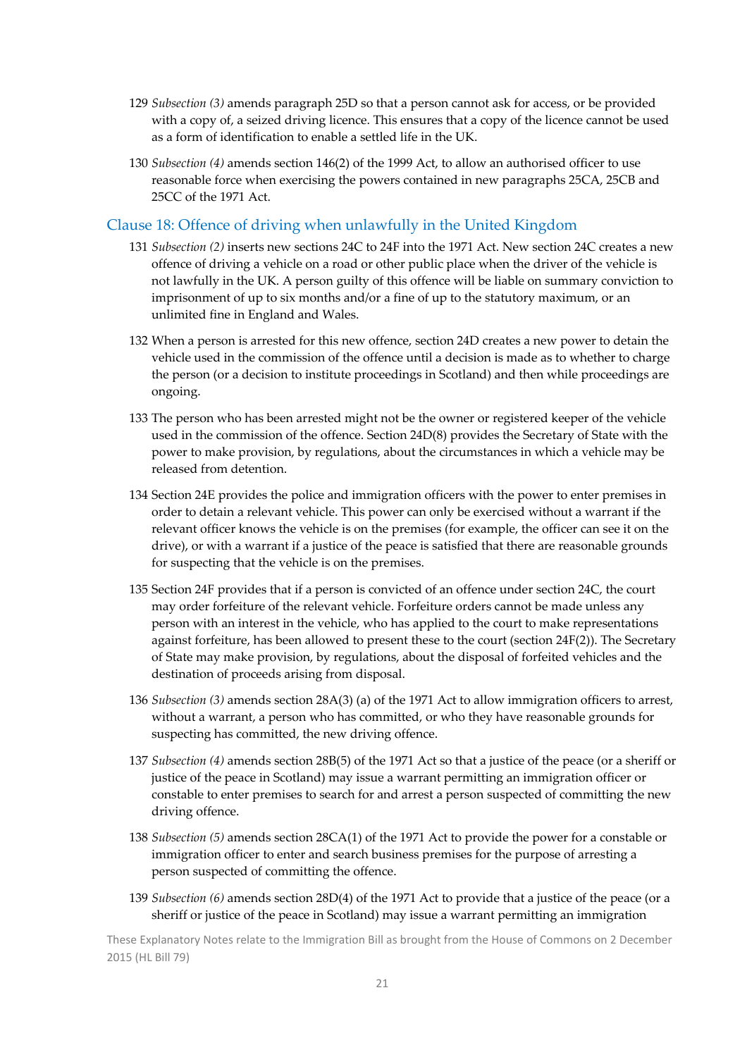129 *Subsection (3)* amends paragraph 25D so that a person cannot ask for access, or be provided with a copy of, a seized driving licence. This ensures that a copy of the licence cannot be used as a form of identification to enable a settled life in the UK.

130 *Subsection (4)* amends section 146(2) of the 1999 Act, to allow an authorised officer to use reasonable force when exercising the powers contained in new paragraphs 25CA, 25CB and 25CC of the 1971 Act.

## Clause 18: Offence of driving when unlawfully in the United Kingdom

131 *Subsection (2)* inserts new sections 24C to 24F into the 1971 Act. New section 24C creates a new offence of driving a vehicle on a road or other public place when the driver of the vehicle is not lawfully in the UK. A person guilty of this offence will be liable on summary conviction to imprisonment of up to six months and/or a fine of up to the statutory maximum, or an unlimited fine in England and Wales.

132 When a person is arrested for this new offence, section 24D creates a new power to detain the vehicle used in the commission of the offence until a decision is made as to whether to charge the person (or a decision to institute proceedings in Scotland) and then while proceedings are ongoing.

133 The person who has been arrested might not be the owner or registered keeper of the vehicle used in the commission of the offence. Section 24D(8) provides the Secretary of State with the power to make provision, by regulations, about the circumstances in which a vehicle may be released from detention.

134 Section 24E provides the police and immigration officers with the power to enter premises in order to detain a relevant vehicle. This power can only be exercised without a warrant if the relevant officer knows the vehicle is on the premises (for example, the officer can see it on the drive), or with a warrant if a justice of the peace is satisfied that there are reasonable grounds for suspecting that the vehicle is on the premises.

135 Section 24F provides that if a person is convicted of an offence under section 24C, the court may order forfeiture of the relevant vehicle. Forfeiture orders cannot be made unless any person with an interest in the vehicle, who has applied to the court to make representations against forfeiture, has been allowed to present these to the court (section 24F(2)). The Secretary of State may make provision, by regulations, about the disposal of forfeited vehicles and the destination of proceeds arising from disposal.

136 *Subsection (3)* amends section 28A(3) (a) of the 1971 Act to allow immigration officers to arrest, without a warrant, a person who has committed, or who they have reasonable grounds for suspecting has committed, the new driving offence.

137 *Subsection (4)* amends section 28B(5) of the 1971 Act so that a justice of the peace (or a sheriff or justice of the peace in Scotland) may issue a warrant permitting an immigration officer or constable to enter premises to search for and arrest a person suspected of committing the new driving offence.

138 *Subsection (5)* amends section 28CA(1) of the 1971 Act to provide the power for a constable or immigration officer to enter and search business premises for the purpose of arresting a person suspected of committing the offence.

139 *Subsection (6)* amends section 28D(4) of the 1971 Act to provide that a justice of the peace (or a sheriff or justice of the peace in Scotland) may issue a warrant permitting an immigration

These Explanatory Notes relate to the Immigration Bill as brought from the House of Commons on 2 December 2015 (HL Bill 79)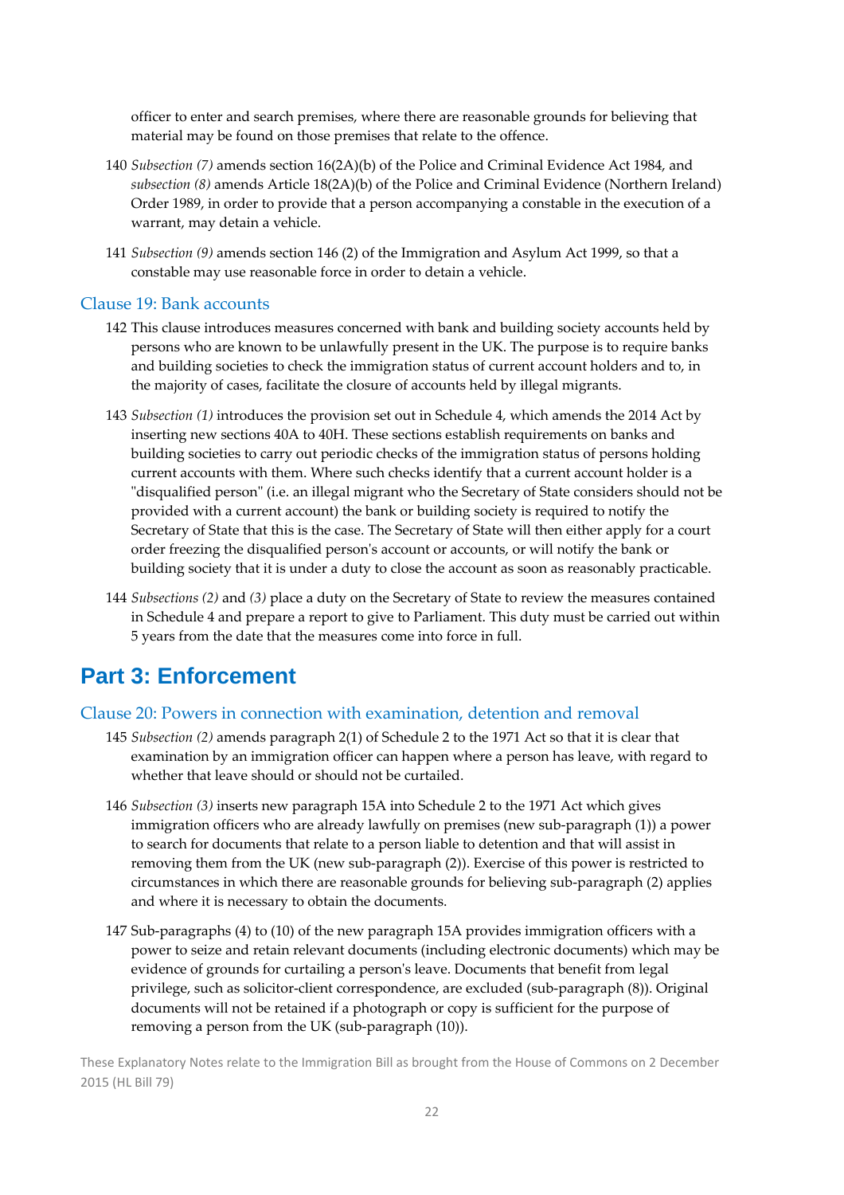officer to enter and search premises, where there are reasonable grounds for believing that material may be found on those premises that relate to the offence.

140 *Subsection (7)* amends section 16(2A)(b) of the Police and Criminal Evidence Act 1984, and *subsection (8)* amends Article 18(2A)(b) of the Police and Criminal Evidence (Northern Ireland) Order 1989, in order to provide that a person accompanying a constable in the execution of a warrant, may detain a vehicle.

141 *Subsection (9)* amends section 146 (2) of the Immigration and Asylum Act 1999, so that a constable may use reasonable force in order to detain a vehicle.

### Clause 19: Bank accounts

142 This clause introduces measures concerned with bank and building society accounts held by persons who are known to be unlawfully present in the UK. The purpose is to require banks and building societies to check the immigration status of current account holders and to, in the majority of cases, facilitate the closure of accounts held by illegal migrants.

143 *Subsection (1)* introduces the provision set out in Schedule 4, which amends the 2014 Act by inserting new sections 40A to 40H. These sections establish requirements on banks and building societies to carry out periodic checks of the immigration status of persons holding current accounts with them. Where such checks identify that a current account holder is a "disqualified person" (i.e. an illegal migrant who the Secretary of State considers should not be provided with a current account) the bank or building society is required to notify the Secretary of State that this is the case. The Secretary of State will then either apply for a court order freezing the disqualified person's account or accounts, or will notify the bank or building society that it is under a duty to close the account as soon as reasonably practicable.

144 *Subsections (2)* and *(3)* place a duty on the Secretary of State to review the measures contained in Schedule 4 and prepare a report to give to Parliament. This duty must be carried out within 5 years from the date that the measures come into force in full.

## Part 3: Enforcement

### Clause 20: Powers in connection with examination, detention and removal

145 *Subsection (2)* amends paragraph 2(1) of Schedule 2 to the 1971 Act so that it is clear that examination by an immigration officer can happen where a person has leave, with regard to whether that leave should or should not be curtailed.

146 *Subsection (3)* inserts new paragraph 15A into Schedule 2 to the 1971 Act which gives immigration officers who are already lawfully on premises (new sub-paragraph (1)) a power to search for documents that relate to a person liable to detention and that will assist in removing them from the UK (new sub-paragraph (2)). Exercise of this power is restricted to circumstances in which there are reasonable grounds for believing sub-paragraph (2) applies and where it is necessary to obtain the documents.

147 Sub-paragraphs (4) to (10) of the new paragraph 15A provides immigration officers with a power to seize and retain relevant documents (including electronic documents) which may be evidence of grounds for curtailing a person's leave. Documents that benefit from legal privilege, such as solicitor-client correspondence, are excluded (sub-paragraph (8)). Original documents will not be retained if a photograph or copy is sufficient for the purpose of removing a person from the UK (sub-paragraph (10)).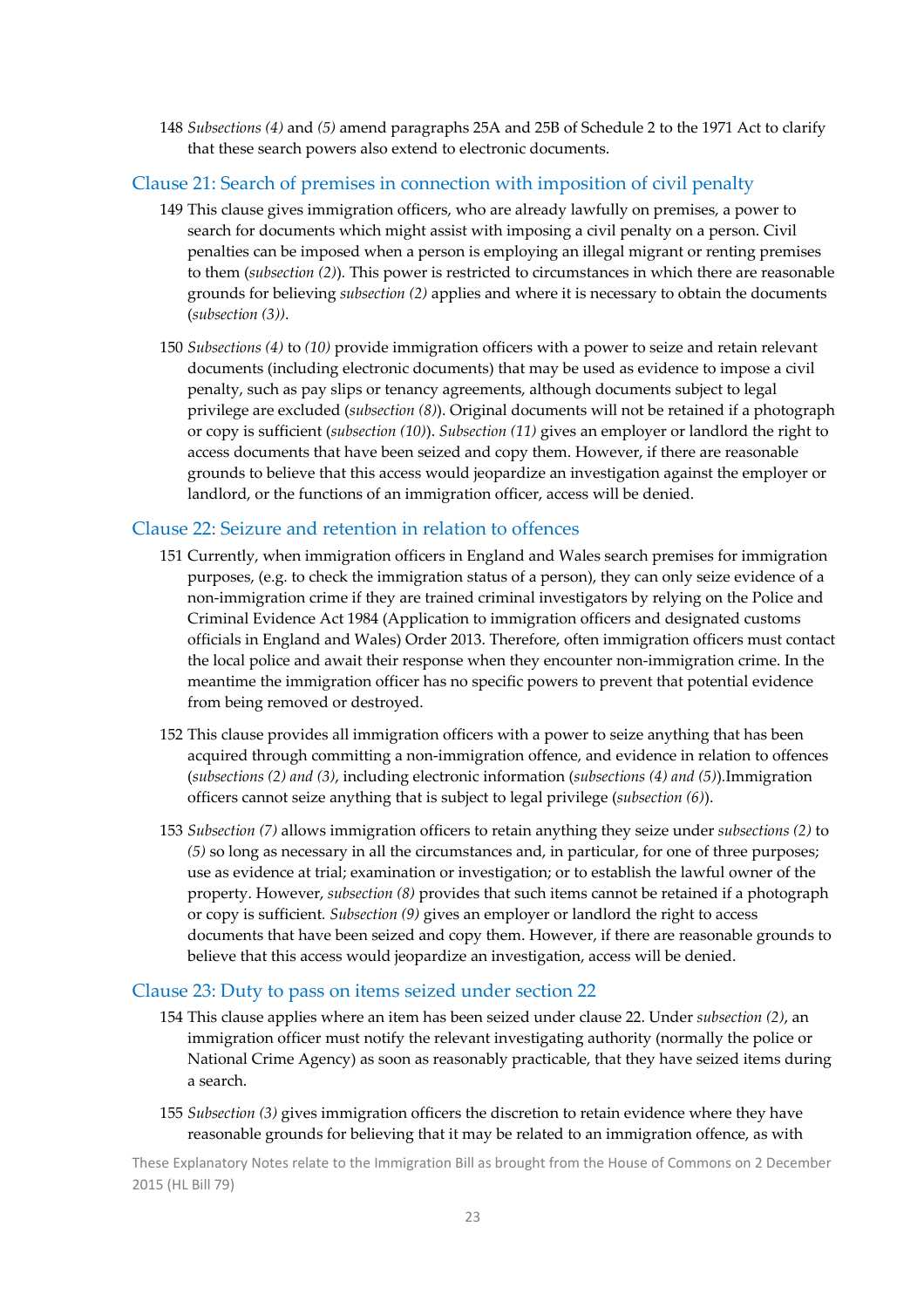148 *Subsections (4)* and *(5)* amend paragraphs 25A and 25B of Schedule 2 to the 1971 Act to clarify that these search powers also extend to electronic documents.

## Clause 21: Search of premises in connection with imposition of civil penalty

149 This clause gives immigration officers, who are already lawfully on premises, a power to search for documents which might assist with imposing a civil penalty on a person. Civil penalties can be imposed when a person is employing an illegal migrant or renting premises to them (*subsection (2)*). This power is restricted to circumstances in which there are reasonable grounds for believing *subsection (2)* applies and where it is necessary to obtain the documents (*subsection (3))*.

150 *Subsections (4)* to *(10)* provide immigration officers with a power to seize and retain relevant documents (including electronic documents) that may be used as evidence to impose a civil penalty, such as pay slips or tenancy agreements, although documents subject to legal privilege are excluded (*subsection (8)*). Original documents will not be retained if a photograph or copy is sufficient (*subsection (10)*). *Subsection (11)* gives an employer or landlord the right to access documents that have been seized and copy them. However, if there are reasonable grounds to believe that this access would jeopardize an investigation against the employer or landlord, or the functions of an immigration officer, access will be denied.

## Clause 22: Seizure and retention in relation to offences

151 Currently, when immigration officers in England and Wales search premises for immigration purposes, (e.g. to check the immigration status of a person), they can only seize evidence of a non-immigration crime if they are trained criminal investigators by relying on the Police and Criminal Evidence Act 1984 (Application to immigration officers and designated customs officials in England and Wales) Order 2013. Therefore, often immigration officers must contact the local police and await their response when they encounter non-immigration crime. In the meantime the immigration officer has no specific powers to prevent that potential evidence from being removed or destroyed.

152 This clause provides all immigration officers with a power to seize anything that has been acquired through committing a non-immigration offence, and evidence in relation to offences (*subsections (2) and (3)*, including electronic information (*subsections (4) and (5)*).Immigration officers cannot seize anything that is subject to legal privilege (*subsection (6)*).

153 *Subsection (7)* allows immigration officers to retain anything they seize under *subsections (2)* to *(5)* so long as necessary in all the circumstances and, in particular, for one of three purposes; use as evidence at trial; examination or investigation; or to establish the lawful owner of the property. However, *subsection (8)* provides that such items cannot be retained if a photograph or copy is sufficient. *Subsection (9)* gives an employer or landlord the right to access documents that have been seized and copy them. However, if there are reasonable grounds to believe that this access would jeopardize an investigation, access will be denied.

## Clause 23: Duty to pass on items seized under section 22

154 This clause applies where an item has been seized under clause 22. Under *subsection (2)*, an immigration officer must notify the relevant investigating authority (normally the police or National Crime Agency) as soon as reasonably practicable, that they have seized items during a search.

155 *Subsection (3)* gives immigration officers the discretion to retain evidence where they have reasonable grounds for believing that it may be related to an immigration offence, as with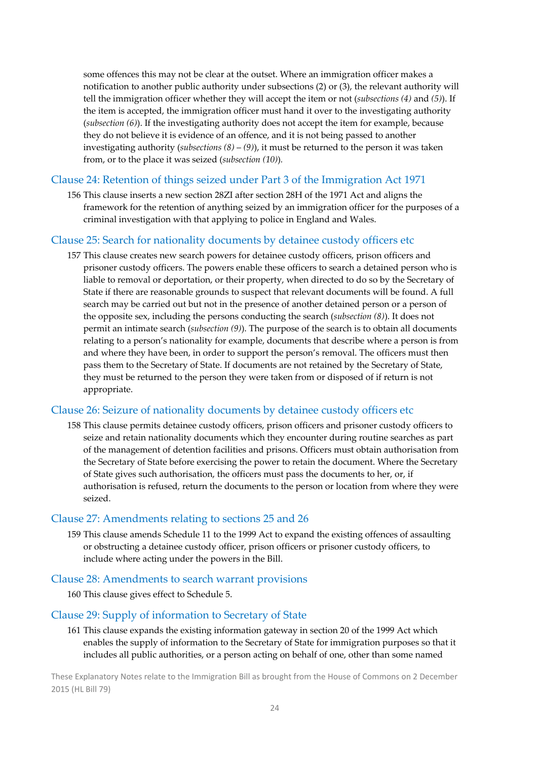some offences this may not be clear at the outset. Where an immigration officer makes a notification to another public authority under subsections (2) or (3), the relevant authority will tell the immigration officer whether they will accept the item or not (*subsections (4)* and *(5)*). If the item is accepted, the immigration officer must hand it over to the investigating authority (*subsection (6)*). If the investigating authority does not accept the item for example, because they do not believe it is evidence of an offence, and it is not being passed to another investigating authority (*subsections (8) – (9)*), it must be returned to the person it was taken from, or to the place it was seized (*subsection (10)*).

## Clause 24: Retention of things seized under Part 3 of the Immigration Act 1971

156 This clause inserts a new section 28ZI after section 28H of the 1971 Act and aligns the framework for the retention of anything seized by an immigration officer for the purposes of a criminal investigation with that applying to police in England and Wales.

## Clause 25: Search for nationality documents by detainee custody officers etc

157 This clause creates new search powers for detainee custody officers, prison officers and prisoner custody officers. The powers enable these officers to search a detained person who is liable to removal or deportation, or their property, when directed to do so by the Secretary of State if there are reasonable grounds to suspect that relevant documents will be found. A full search may be carried out but not in the presence of another detained person or a person of the opposite sex, including the persons conducting the search (*subsection (8)*). It does not permit an intimate search (*subsection (9)*). The purpose of the search is to obtain all documents relating to a person's nationality for example, documents that describe where a person is from and where they have been, in order to support the person's removal. The officers must then pass them to the Secretary of State. If documents are not retained by the Secretary of State, they must be returned to the person they were taken from or disposed of if return is not appropriate.

## Clause 26: Seizure of nationality documents by detainee custody officers etc

158 This clause permits detainee custody officers, prison officers and prisoner custody officers to seize and retain nationality documents which they encounter during routine searches as part of the management of detention facilities and prisons. Officers must obtain authorisation from the Secretary of State before exercising the power to retain the document. Where the Secretary of State gives such authorisation, the officers must pass the documents to her, or, if authorisation is refused, return the documents to the person or location from where they were seized.

## Clause 27: Amendments relating to sections 25 and 26

159 This clause amends Schedule 11 to the 1999 Act to expand the existing offences of assaulting or obstructing a detainee custody officer, prison officers or prisoner custody officers, to include where acting under the powers in the Bill.

## Clause 28: Amendments to search warrant provisions

160 This clause gives effect to Schedule 5.

## Clause 29: Supply of information to Secretary of State

161 This clause expands the existing information gateway in section 20 of the 1999 Act which enables the supply of information to the Secretary of State for immigration purposes so that it includes all public authorities, or a person acting on behalf of one, other than some named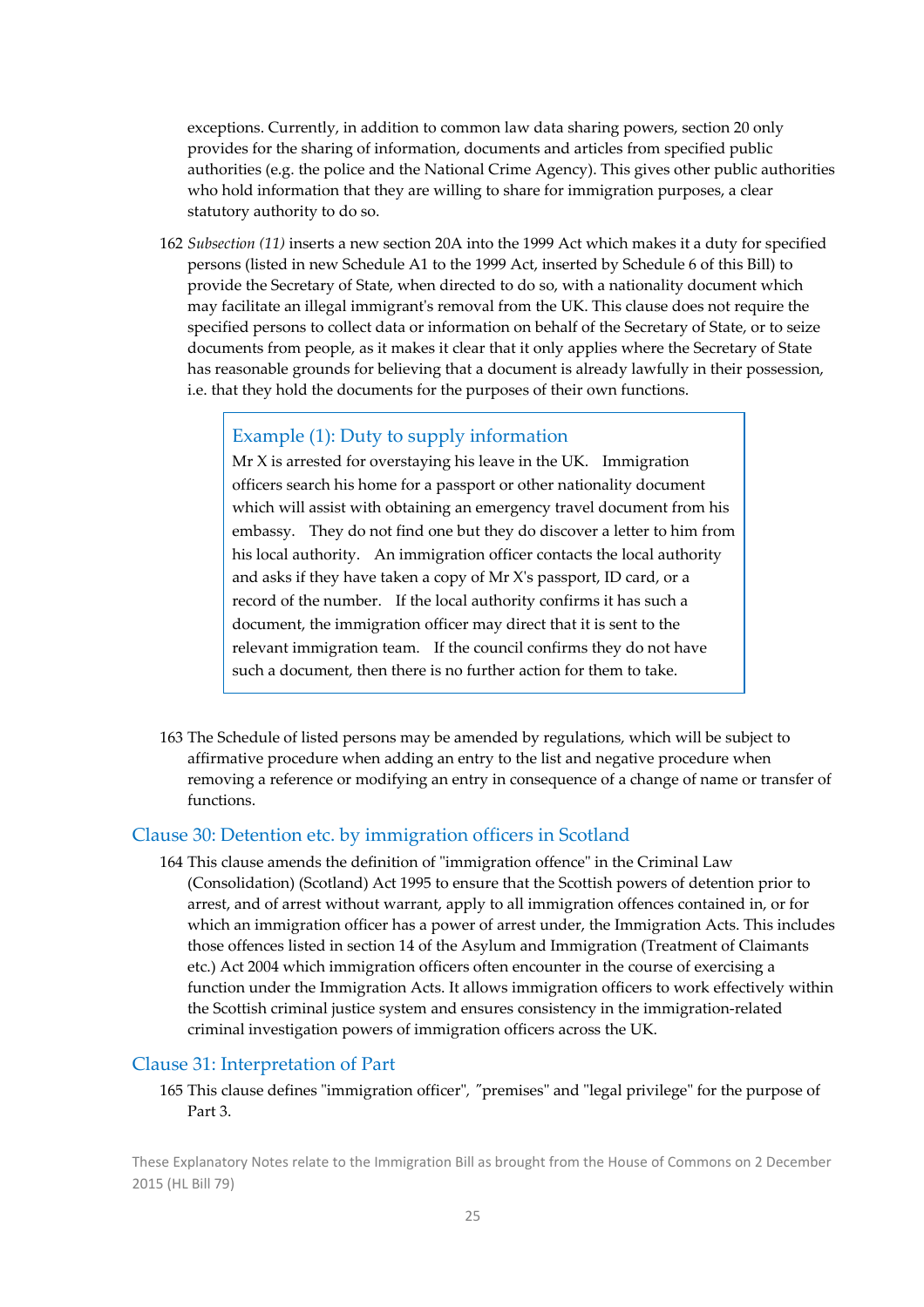exceptions. Currently, in addition to common law data sharing powers, section 20 only provides for the sharing of information, documents and articles from specified public authorities (e.g. the police and the National Crime Agency). This gives other public authorities who hold information that they are willing to share for immigration purposes, a clear statutory authority to do so.

162 *Subsection (11)* inserts a new section 20A into the 1999 Act which makes it a duty for specified persons (listed in new Schedule A1 to the 1999 Act, inserted by Schedule 6 of this Bill) to provide the Secretary of State, when directed to do so, with a nationality document which may facilitate an illegal immigrant's removal from the UK. This clause does not require the specified persons to collect data or information on behalf of the Secretary of State, or to seize documents from people, as it makes it clear that it only applies where the Secretary of State has reasonable grounds for believing that a document is already lawfully in their possession, i.e. that they hold the documents for the purposes of their own functions.

> **Example (1): Duty to supply information**
>
> Mr X is arrested for overstaying his leave in the UK. Immigration officers search his home for a passport or other nationality document which will assist with obtaining an emergency travel document from his embassy. They do not find one but they do discover a letter to him from his local authority. An immigration officer contacts the local authority and asks if they have taken a copy of Mr X's passport, ID card, or a record of the number. If the local authority confirms it has such a document, the immigration officer may direct that it is sent to the relevant immigration team. If the council confirms they do not have such a document, then there is no further action for them to take.

163 The Schedule of listed persons may be amended by regulations, which will be subject to affirmative procedure when adding an entry to the list and negative procedure when removing a reference or modifying an entry in consequence of a change of name or transfer of functions.

## Clause 30: Detention etc. by immigration officers in Scotland

164 This clause amends the definition of "immigration offence" in the Criminal Law (Consolidation) (Scotland) Act 1995 to ensure that the Scottish powers of detention prior to arrest, and of arrest without warrant, apply to all immigration offences contained in, or for which an immigration officer has a power of arrest under, the Immigration Acts. This includes those offences listed in section 14 of the Asylum and Immigration (Treatment of Claimants etc.) Act 2004 which immigration officers often encounter in the course of exercising a function under the Immigration Acts. It allows immigration officers to work effectively within the Scottish criminal justice system and ensures consistency in the immigration-related criminal investigation powers of immigration officers across the UK.

## Clause 31: Interpretation of Part

165 This clause defines "immigration officer", "premises" and "legal privilege" for the purpose of Part 3.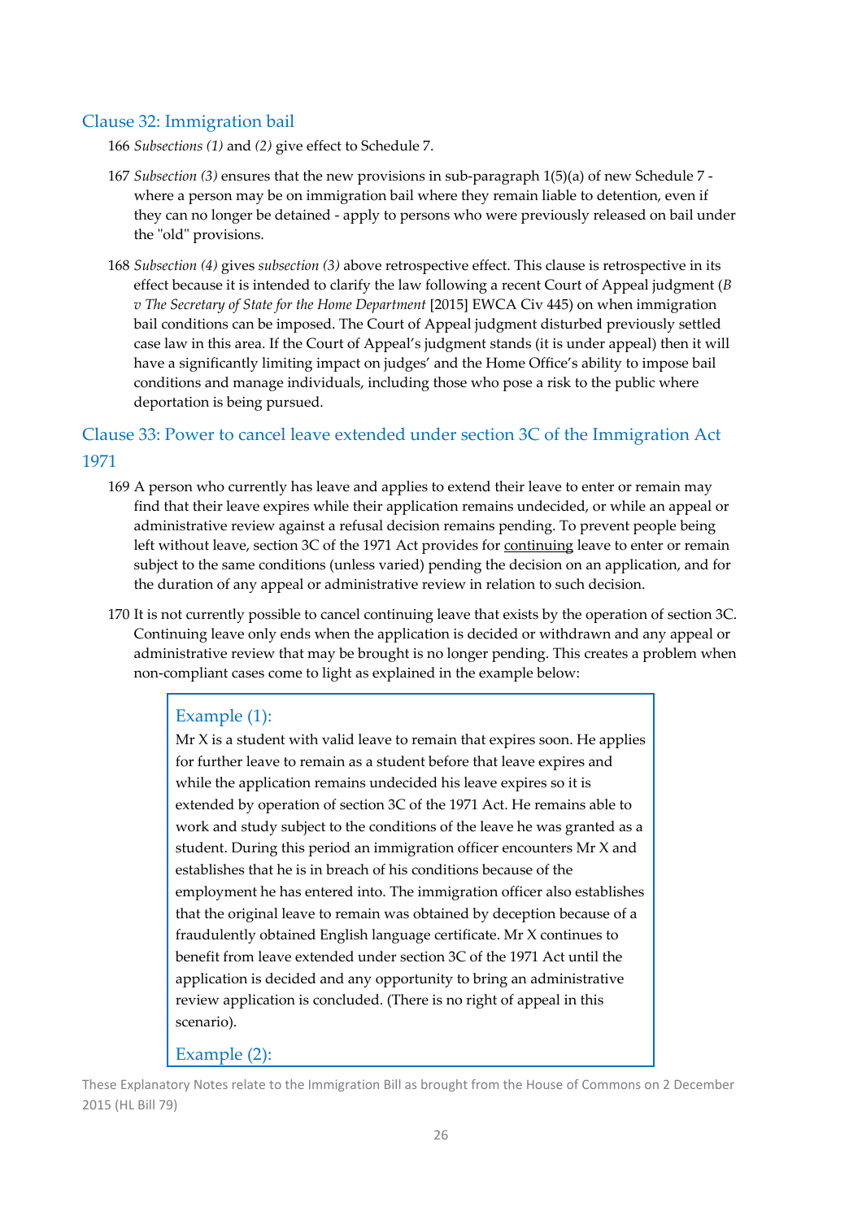## Clause 32: Immigration bail

166 *Subsections (1)* and *(2)* give effect to Schedule 7.

167 *Subsection (3)* ensures that the new provisions in sub-paragraph 1(5)(a) of new Schedule 7 - where a person may be on immigration bail where they remain liable to detention, even if they can no longer be detained - apply to persons who were previously released on bail under the "old" provisions.

168 *Subsection (4)* gives *subsection (3)* above retrospective effect. This clause is retrospective in its effect because it is intended to clarify the law following a recent Court of Appeal judgment (*B v The Secretary of State for the Home Department* [2015] EWCA Civ 445) on when immigration bail conditions can be imposed. The Court of Appeal judgment disturbed previously settled case law in this area. If the Court of Appeal's judgment stands (it is under appeal) then it will have a significantly limiting impact on judges' and the Home Office's ability to impose bail conditions and manage individuals, including those who pose a risk to the public where deportation is being pursued.

## Clause 33: Power to cancel leave extended under section 3C of the Immigration Act 1971

169 A person who currently has leave and applies to extend their leave to enter or remain may find that their leave expires while their application remains undecided, or while an appeal or administrative review against a refusal decision remains pending. To prevent people being left without leave, section 3C of the 1971 Act provides for continuing leave to enter or remain subject to the same conditions (unless varied) pending the decision on an application, and for the duration of any appeal or administrative review in relation to such decision.

170 It is not currently possible to cancel continuing leave that exists by the operation of section 3C. Continuing leave only ends when the application is decided or withdrawn and any appeal or administrative review that may be brought is no longer pending. This creates a problem when non-compliant cases come to light as explained in the example below:

### Example (1):

Mr X is a student with valid leave to remain that expires soon. He applies for further leave to remain as a student before that leave expires and while the application remains undecided his leave expires so it is extended by operation of section 3C of the 1971 Act. He remains able to work and study subject to the conditions of the leave he was granted as a student. During this period an immigration officer encounters Mr X and establishes that he is in breach of his conditions because of the employment he has entered into. The immigration officer also establishes that the original leave to remain was obtained by deception because of a fraudulently obtained English language certificate. Mr X continues to benefit from leave extended under section 3C of the 1971 Act until the application is decided and any opportunity to bring an administrative review application is concluded. (There is no right of appeal in this scenario).

### Example (2):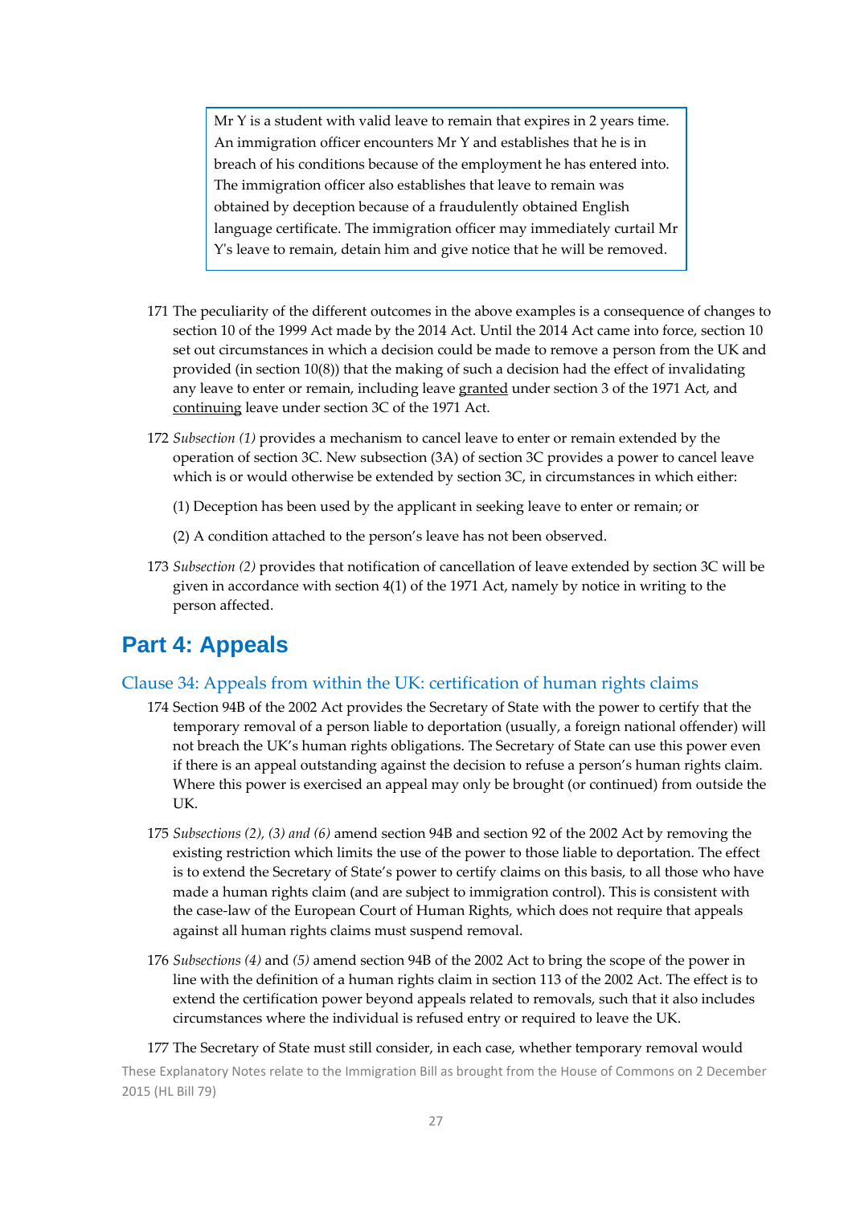> Mr Y is a student with valid leave to remain that expires in 2 years time. An immigration officer encounters Mr Y and establishes that he is in breach of his conditions because of the employment he has entered into. The immigration officer also establishes that leave to remain was obtained by deception because of a fraudulently obtained English language certificate. The immigration officer may immediately curtail Mr Y's leave to remain, detain him and give notice that he will be removed.

171 The peculiarity of the different outcomes in the above examples is a consequence of changes to section 10 of the 1999 Act made by the 2014 Act. Until the 2014 Act came into force, section 10 set out circumstances in which a decision could be made to remove a person from the UK and provided (in section 10(8)) that the making of such a decision had the effect of invalidating any leave to enter or remain, including leave <u>granted</u> under section 3 of the 1971 Act, and <u>continuing</u> leave under section 3C of the 1971 Act.

172 *Subsection (1)* provides a mechanism to cancel leave to enter or remain extended by the operation of section 3C. New subsection (3A) of section 3C provides a power to cancel leave which is or would otherwise be extended by section 3C, in circumstances in which either:

(1) Deception has been used by the applicant in seeking leave to enter or remain; or

(2) A condition attached to the person's leave has not been observed.

173 *Subsection (2)* provides that notification of cancellation of leave extended by section 3C will be given in accordance with section 4(1) of the 1971 Act, namely by notice in writing to the person affected.

# Part 4: Appeals

## Clause 34: Appeals from within the UK: certification of human rights claims

174 Section 94B of the 2002 Act provides the Secretary of State with the power to certify that the temporary removal of a person liable to deportation (usually, a foreign national offender) will not breach the UK's human rights obligations. The Secretary of State can use this power even if there is an appeal outstanding against the decision to refuse a person's human rights claim. Where this power is exercised an appeal may only be brought (or continued) from outside the UK.

175 *Subsections (2), (3) and (6)* amend section 94B and section 92 of the 2002 Act by removing the existing restriction which limits the use of the power to those liable to deportation. The effect is to extend the Secretary of State's power to certify claims on this basis, to all those who have made a human rights claim (and are subject to immigration control). This is consistent with the case-law of the European Court of Human Rights, which does not require that appeals against all human rights claims must suspend removal.

176 *Subsections (4)* and *(5)* amend section 94B of the 2002 Act to bring the scope of the power in line with the definition of a human rights claim in section 113 of the 2002 Act. The effect is to extend the certification power beyond appeals related to removals, such that it also includes circumstances where the individual is refused entry or required to leave the UK.

177 The Secretary of State must still consider, in each case, whether temporary removal would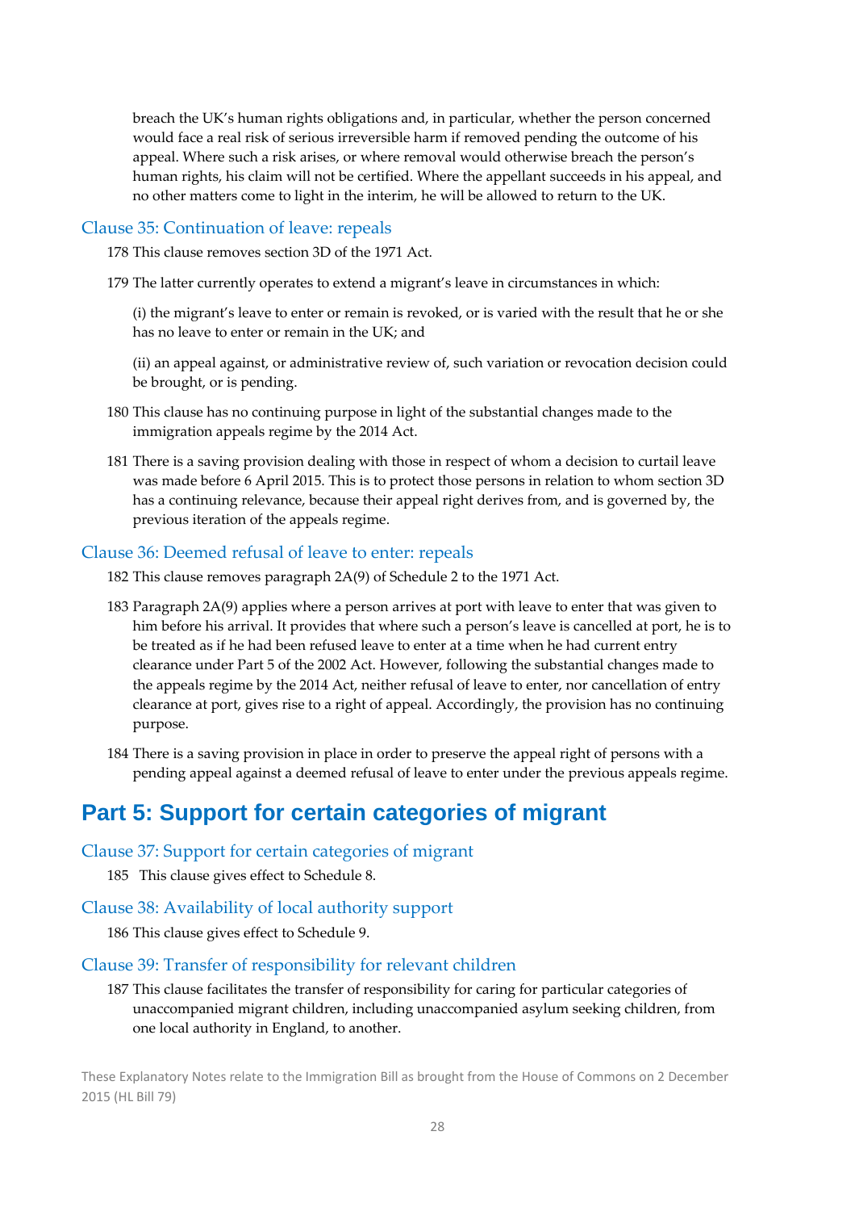breach the UK's human rights obligations and, in particular, whether the person concerned would face a real risk of serious irreversible harm if removed pending the outcome of his appeal. Where such a risk arises, or where removal would otherwise breach the person's human rights, his claim will not be certified. Where the appellant succeeds in his appeal, and no other matters come to light in the interim, he will be allowed to return to the UK.

### Clause 35: Continuation of leave: repeals

178 This clause removes section 3D of the 1971 Act.

179 The latter currently operates to extend a migrant's leave in circumstances in which:

(i) the migrant's leave to enter or remain is revoked, or is varied with the result that he or she has no leave to enter or remain in the UK; and

(ii) an appeal against, or administrative review of, such variation or revocation decision could be brought, or is pending.

180 This clause has no continuing purpose in light of the substantial changes made to the immigration appeals regime by the 2014 Act.

181 There is a saving provision dealing with those in respect of whom a decision to curtail leave was made before 6 April 2015. This is to protect those persons in relation to whom section 3D has a continuing relevance, because their appeal right derives from, and is governed by, the previous iteration of the appeals regime.

### Clause 36: Deemed refusal of leave to enter: repeals

182 This clause removes paragraph 2A(9) of Schedule 2 to the 1971 Act.

183 Paragraph 2A(9) applies where a person arrives at port with leave to enter that was given to him before his arrival. It provides that where such a person's leave is cancelled at port, he is to be treated as if he had been refused leave to enter at a time when he had current entry clearance under Part 5 of the 2002 Act. However, following the substantial changes made to the appeals regime by the 2014 Act, neither refusal of leave to enter, nor cancellation of entry clearance at port, gives rise to a right of appeal. Accordingly, the provision has no continuing purpose.

184 There is a saving provision in place in order to preserve the appeal right of persons with a pending appeal against a deemed refusal of leave to enter under the previous appeals regime.

## Part 5: Support for certain categories of migrant

### Clause 37: Support for certain categories of migrant

185 This clause gives effect to Schedule 8.

### Clause 38: Availability of local authority support

186 This clause gives effect to Schedule 9.

### Clause 39: Transfer of responsibility for relevant children

187 This clause facilitates the transfer of responsibility for caring for particular categories of unaccompanied migrant children, including unaccompanied asylum seeking children, from one local authority in England, to another.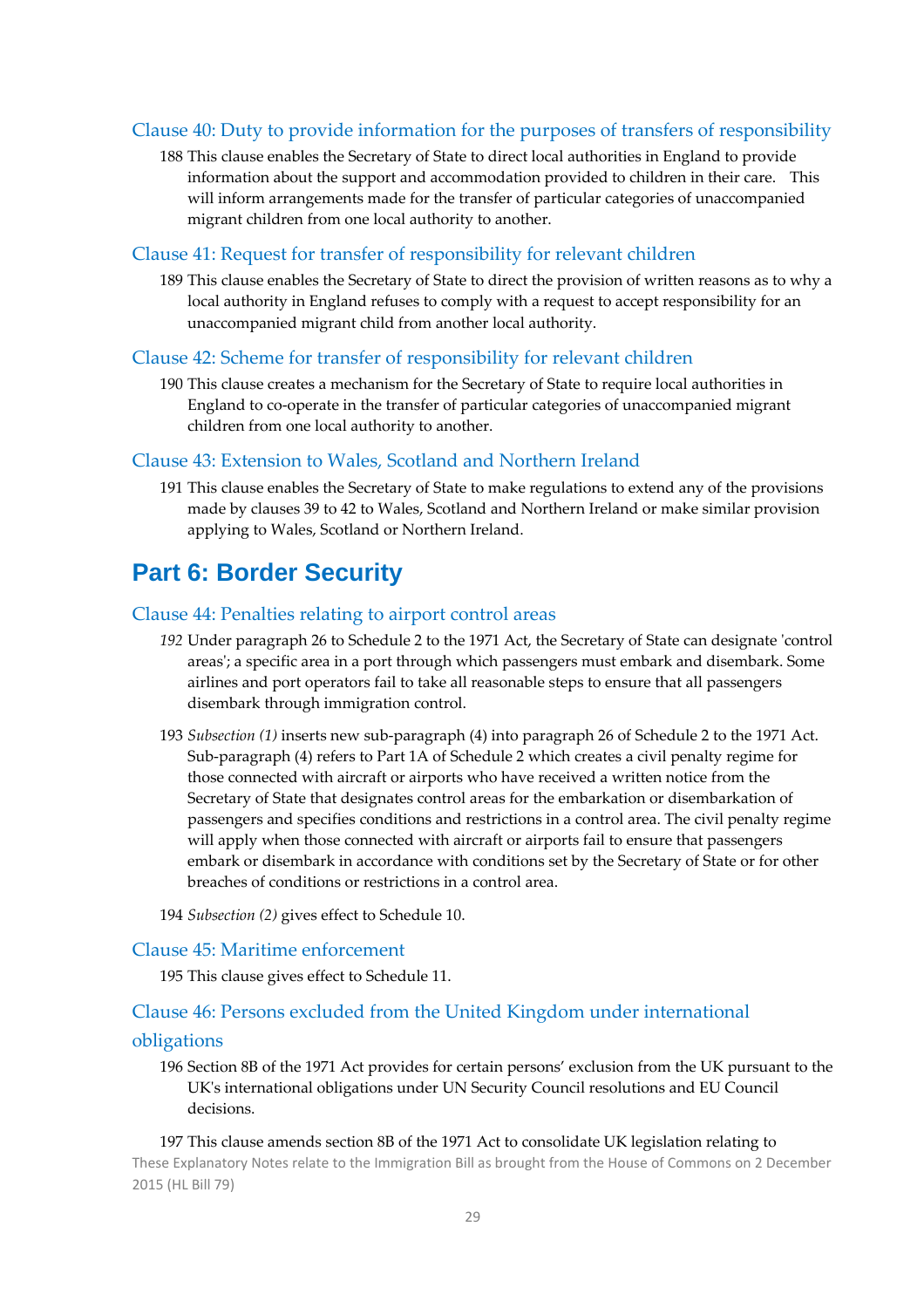### Clause 40: Duty to provide information for the purposes of transfers of responsibility

188 This clause enables the Secretary of State to direct local authorities in England to provide information about the support and accommodation provided to children in their care. This will inform arrangements made for the transfer of particular categories of unaccompanied migrant children from one local authority to another.

### Clause 41: Request for transfer of responsibility for relevant children

189 This clause enables the Secretary of State to direct the provision of written reasons as to why a local authority in England refuses to comply with a request to accept responsibility for an unaccompanied migrant child from another local authority.

### Clause 42: Scheme for transfer of responsibility for relevant children

190 This clause creates a mechanism for the Secretary of State to require local authorities in England to co-operate in the transfer of particular categories of unaccompanied migrant children from one local authority to another.

### Clause 43: Extension to Wales, Scotland and Northern Ireland

191 This clause enables the Secretary of State to make regulations to extend any of the provisions made by clauses 39 to 42 to Wales, Scotland and Northern Ireland or make similar provision applying to Wales, Scotland or Northern Ireland.

## Part 6: Border Security

### Clause 44: Penalties relating to airport control areas

*192* Under paragraph 26 to Schedule 2 to the 1971 Act, the Secretary of State can designate 'control areas'; a specific area in a port through which passengers must embark and disembark. Some airlines and port operators fail to take all reasonable steps to ensure that all passengers disembark through immigration control.

193 *Subsection (1)* inserts new sub-paragraph (4) into paragraph 26 of Schedule 2 to the 1971 Act. Sub-paragraph (4) refers to Part 1A of Schedule 2 which creates a civil penalty regime for those connected with aircraft or airports who have received a written notice from the Secretary of State that designates control areas for the embarkation or disembarkation of passengers and specifies conditions and restrictions in a control area. The civil penalty regime will apply when those connected with aircraft or airports fail to ensure that passengers embark or disembark in accordance with conditions set by the Secretary of State or for other breaches of conditions or restrictions in a control area.

194 *Subsection (2)* gives effect to Schedule 10.

### Clause 45: Maritime enforcement

195 This clause gives effect to Schedule 11.

### Clause 46: Persons excluded from the United Kingdom under international obligations

196 Section 8B of the 1971 Act provides for certain persons' exclusion from the UK pursuant to the UK's international obligations under UN Security Council resolutions and EU Council decisions.

197 This clause amends section 8B of the 1971 Act to consolidate UK legislation relating to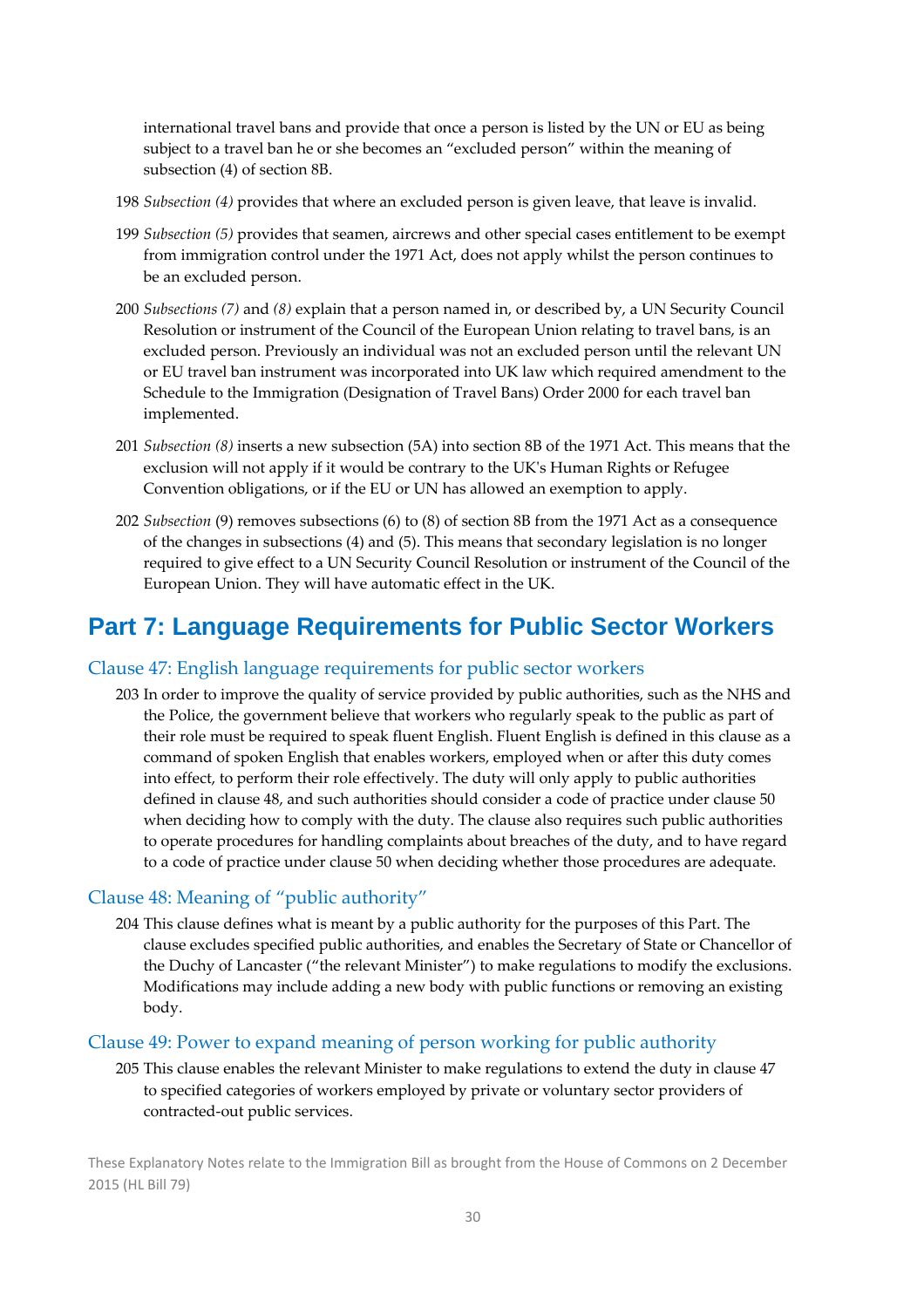international travel bans and provide that once a person is listed by the UN or EU as being subject to a travel ban he or she becomes an "excluded person" within the meaning of subsection (4) of section 8B.

198 *Subsection (4)* provides that where an excluded person is given leave, that leave is invalid.

199 *Subsection (5)* provides that seamen, aircrews and other special cases entitlement to be exempt from immigration control under the 1971 Act, does not apply whilst the person continues to be an excluded person.

200 *Subsections (7)* and *(8)* explain that a person named in, or described by, a UN Security Council Resolution or instrument of the Council of the European Union relating to travel bans, is an excluded person. Previously an individual was not an excluded person until the relevant UN or EU travel ban instrument was incorporated into UK law which required amendment to the Schedule to the Immigration (Designation of Travel Bans) Order 2000 for each travel ban implemented.

201 *Subsection (8)* inserts a new subsection (5A) into section 8B of the 1971 Act. This means that the exclusion will not apply if it would be contrary to the UK's Human Rights or Refugee Convention obligations, or if the EU or UN has allowed an exemption to apply.

202 *Subsection* (9) removes subsections (6) to (8) of section 8B from the 1971 Act as a consequence of the changes in subsections (4) and (5). This means that secondary legislation is no longer required to give effect to a UN Security Council Resolution or instrument of the Council of the European Union. They will have automatic effect in the UK.

# Part 7: Language Requirements for Public Sector Workers

## Clause 47: English language requirements for public sector workers

203 In order to improve the quality of service provided by public authorities, such as the NHS and the Police, the government believe that workers who regularly speak to the public as part of their role must be required to speak fluent English. Fluent English is defined in this clause as a command of spoken English that enables workers, employed when or after this duty comes into effect, to perform their role effectively. The duty will only apply to public authorities defined in clause 48, and such authorities should consider a code of practice under clause 50 when deciding how to comply with the duty. The clause also requires such public authorities to operate procedures for handling complaints about breaches of the duty, and to have regard to a code of practice under clause 50 when deciding whether those procedures are adequate.

## Clause 48: Meaning of "public authority"

204 This clause defines what is meant by a public authority for the purposes of this Part. The clause excludes specified public authorities, and enables the Secretary of State or Chancellor of the Duchy of Lancaster ("the relevant Minister") to make regulations to modify the exclusions. Modifications may include adding a new body with public functions or removing an existing body.

## Clause 49: Power to expand meaning of person working for public authority

205 This clause enables the relevant Minister to make regulations to extend the duty in clause 47 to specified categories of workers employed by private or voluntary sector providers of contracted-out public services.

These Explanatory Notes relate to the Immigration Bill as brought from the House of Commons on 2 December 2015 (HL Bill 79)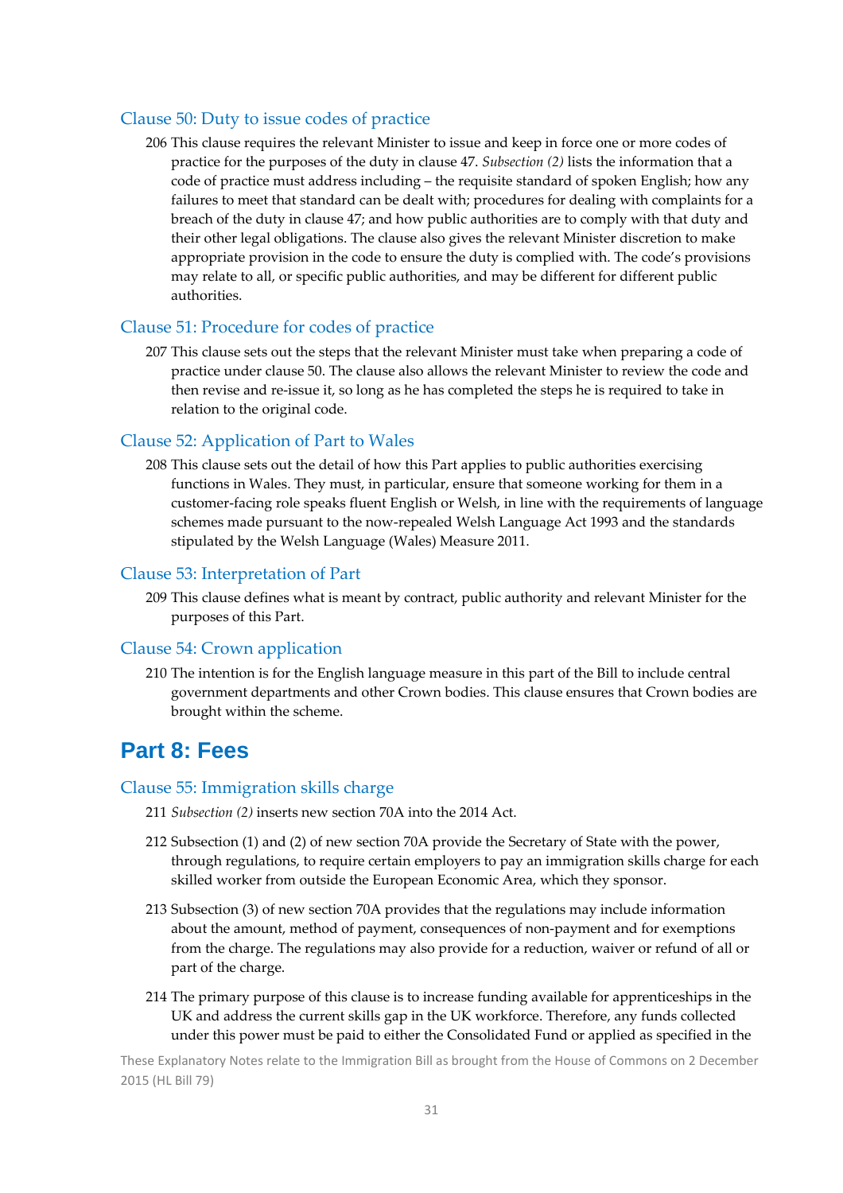### Clause 50: Duty to issue codes of practice

206 This clause requires the relevant Minister to issue and keep in force one or more codes of practice for the purposes of the duty in clause 47. *Subsection (2)* lists the information that a code of practice must address including – the requisite standard of spoken English; how any failures to meet that standard can be dealt with; procedures for dealing with complaints for a breach of the duty in clause 47; and how public authorities are to comply with that duty and their other legal obligations. The clause also gives the relevant Minister discretion to make appropriate provision in the code to ensure the duty is complied with. The code's provisions may relate to all, or specific public authorities, and may be different for different public authorities.

### Clause 51: Procedure for codes of practice

207 This clause sets out the steps that the relevant Minister must take when preparing a code of practice under clause 50. The clause also allows the relevant Minister to review the code and then revise and re-issue it, so long as he has completed the steps he is required to take in relation to the original code.

### Clause 52: Application of Part to Wales

208 This clause sets out the detail of how this Part applies to public authorities exercising functions in Wales. They must, in particular, ensure that someone working for them in a customer-facing role speaks fluent English or Welsh, in line with the requirements of language schemes made pursuant to the now-repealed Welsh Language Act 1993 and the standards stipulated by the Welsh Language (Wales) Measure 2011.

### Clause 53: Interpretation of Part

209 This clause defines what is meant by contract, public authority and relevant Minister for the purposes of this Part.

### Clause 54: Crown application

210 The intention is for the English language measure in this part of the Bill to include central government departments and other Crown bodies. This clause ensures that Crown bodies are brought within the scheme.

## Part 8: Fees

### Clause 55: Immigration skills charge

211 *Subsection (2)* inserts new section 70A into the 2014 Act.

212 Subsection (1) and (2) of new section 70A provide the Secretary of State with the power, through regulations, to require certain employers to pay an immigration skills charge for each skilled worker from outside the European Economic Area, which they sponsor.

213 Subsection (3) of new section 70A provides that the regulations may include information about the amount, method of payment, consequences of non-payment and for exemptions from the charge. The regulations may also provide for a reduction, waiver or refund of all or part of the charge.

214 The primary purpose of this clause is to increase funding available for apprenticeships in the UK and address the current skills gap in the UK workforce. Therefore, any funds collected under this power must be paid to either the Consolidated Fund or applied as specified in the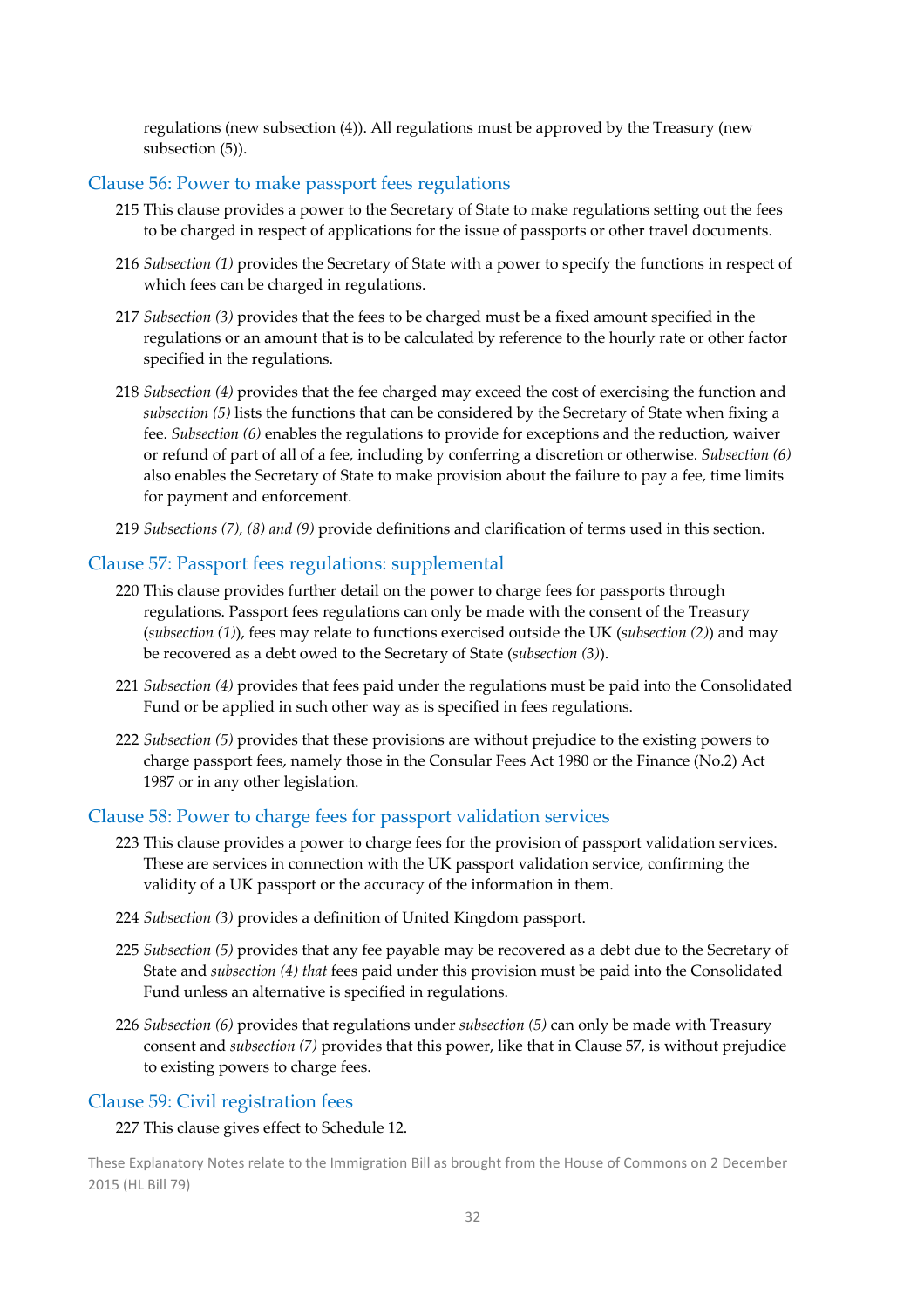regulations (new subsection (4)). All regulations must be approved by the Treasury (new subsection (5)).

### Clause 56: Power to make passport fees regulations

215 This clause provides a power to the Secretary of State to make regulations setting out the fees to be charged in respect of applications for the issue of passports or other travel documents.

216 *Subsection (1)* provides the Secretary of State with a power to specify the functions in respect of which fees can be charged in regulations.

217 *Subsection (3)* provides that the fees to be charged must be a fixed amount specified in the regulations or an amount that is to be calculated by reference to the hourly rate or other factor specified in the regulations.

218 *Subsection (4)* provides that the fee charged may exceed the cost of exercising the function and *subsection (5)* lists the functions that can be considered by the Secretary of State when fixing a fee. *Subsection (6)* enables the regulations to provide for exceptions and the reduction, waiver or refund of part of all of a fee, including by conferring a discretion or otherwise. *Subsection (6)* also enables the Secretary of State to make provision about the failure to pay a fee, time limits for payment and enforcement.

219 *Subsections (7), (8) and (9)* provide definitions and clarification of terms used in this section.

### Clause 57: Passport fees regulations: supplemental

220 This clause provides further detail on the power to charge fees for passports through regulations. Passport fees regulations can only be made with the consent of the Treasury (*subsection (1)*), fees may relate to functions exercised outside the UK (*subsection (2)*) and may be recovered as a debt owed to the Secretary of State (*subsection (3)*).

221 *Subsection (4)* provides that fees paid under the regulations must be paid into the Consolidated Fund or be applied in such other way as is specified in fees regulations.

222 *Subsection (5)* provides that these provisions are without prejudice to the existing powers to charge passport fees, namely those in the Consular Fees Act 1980 or the Finance (No.2) Act 1987 or in any other legislation.

### Clause 58: Power to charge fees for passport validation services

223 This clause provides a power to charge fees for the provision of passport validation services. These are services in connection with the UK passport validation service, confirming the validity of a UK passport or the accuracy of the information in them.

224 *Subsection (3)* provides a definition of United Kingdom passport.

225 *Subsection (5)* provides that any fee payable may be recovered as a debt due to the Secretary of State and *subsection (4) that* fees paid under this provision must be paid into the Consolidated Fund unless an alternative is specified in regulations.

226 *Subsection (6)* provides that regulations under *subsection (5)* can only be made with Treasury consent and *subsection (7)* provides that this power, like that in Clause 57, is without prejudice to existing powers to charge fees.

### Clause 59: Civil registration fees

227 This clause gives effect to Schedule 12.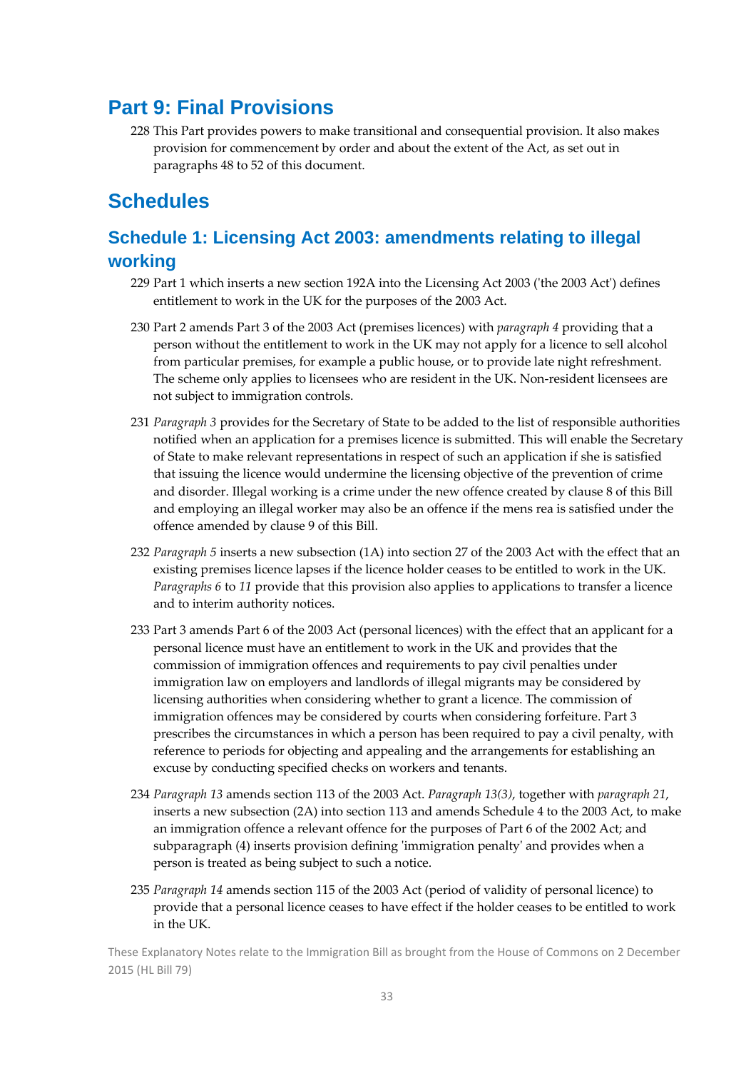## Part 9: Final Provisions

228 This Part provides powers to make transitional and consequential provision. It also makes provision for commencement by order and about the extent of the Act, as set out in paragraphs 48 to 52 of this document.

## Schedules

### Schedule 1: Licensing Act 2003: amendments relating to illegal working

229 Part 1 which inserts a new section 192A into the Licensing Act 2003 ('the 2003 Act') defines entitlement to work in the UK for the purposes of the 2003 Act.

230 Part 2 amends Part 3 of the 2003 Act (premises licences) with *paragraph 4* providing that a person without the entitlement to work in the UK may not apply for a licence to sell alcohol from particular premises, for example a public house, or to provide late night refreshment. The scheme only applies to licensees who are resident in the UK. Non-resident licensees are not subject to immigration controls.

231 *Paragraph 3* provides for the Secretary of State to be added to the list of responsible authorities notified when an application for a premises licence is submitted. This will enable the Secretary of State to make relevant representations in respect of such an application if she is satisfied that issuing the licence would undermine the licensing objective of the prevention of crime and disorder. Illegal working is a crime under the new offence created by clause 8 of this Bill and employing an illegal worker may also be an offence if the mens rea is satisfied under the offence amended by clause 9 of this Bill.

232 *Paragraph 5* inserts a new subsection (1A) into section 27 of the 2003 Act with the effect that an existing premises licence lapses if the licence holder ceases to be entitled to work in the UK. *Paragraphs 6* to *11* provide that this provision also applies to applications to transfer a licence and to interim authority notices.

233 Part 3 amends Part 6 of the 2003 Act (personal licences) with the effect that an applicant for a personal licence must have an entitlement to work in the UK and provides that the commission of immigration offences and requirements to pay civil penalties under immigration law on employers and landlords of illegal migrants may be considered by licensing authorities when considering whether to grant a licence. The commission of immigration offences may be considered by courts when considering forfeiture. Part 3 prescribes the circumstances in which a person has been required to pay a civil penalty, with reference to periods for objecting and appealing and the arrangements for establishing an excuse by conducting specified checks on workers and tenants.

234 *Paragraph 13* amends section 113 of the 2003 Act. *Paragraph 13(3)*, together with *paragraph 21*, inserts a new subsection (2A) into section 113 and amends Schedule 4 to the 2003 Act, to make an immigration offence a relevant offence for the purposes of Part 6 of the 2002 Act; and subparagraph (4) inserts provision defining 'immigration penalty' and provides when a person is treated as being subject to such a notice.

235 *Paragraph 14* amends section 115 of the 2003 Act (period of validity of personal licence) to provide that a personal licence ceases to have effect if the holder ceases to be entitled to work in the UK.

These Explanatory Notes relate to the Immigration Bill as brought from the House of Commons on 2 December 2015 (HL Bill 79)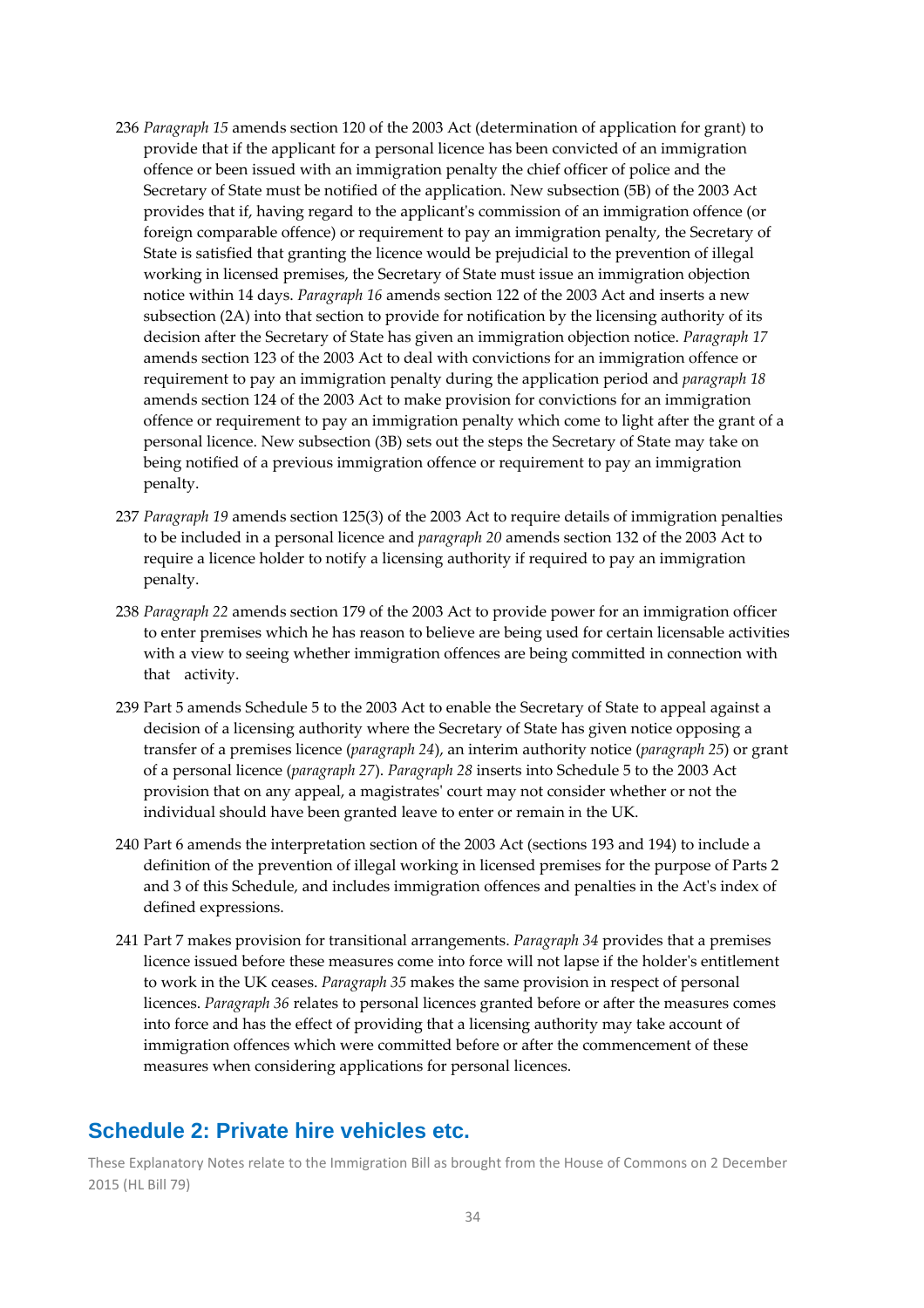236 *Paragraph 15* amends section 120 of the 2003 Act (determination of application for grant) to provide that if the applicant for a personal licence has been convicted of an immigration offence or been issued with an immigration penalty the chief officer of police and the Secretary of State must be notified of the application. New subsection (5B) of the 2003 Act provides that if, having regard to the applicant's commission of an immigration offence (or foreign comparable offence) or requirement to pay an immigration penalty, the Secretary of State is satisfied that granting the licence would be prejudicial to the prevention of illegal working in licensed premises, the Secretary of State must issue an immigration objection notice within 14 days. *Paragraph 16* amends section 122 of the 2003 Act and inserts a new subsection (2A) into that section to provide for notification by the licensing authority of its decision after the Secretary of State has given an immigration objection notice. *Paragraph 17* amends section 123 of the 2003 Act to deal with convictions for an immigration offence or requirement to pay an immigration penalty during the application period and *paragraph 18* amends section 124 of the 2003 Act to make provision for convictions for an immigration offence or requirement to pay an immigration penalty which come to light after the grant of a personal licence. New subsection (3B) sets out the steps the Secretary of State may take on being notified of a previous immigration offence or requirement to pay an immigration penalty.

237 *Paragraph 19* amends section 125(3) of the 2003 Act to require details of immigration penalties to be included in a personal licence and *paragraph 20* amends section 132 of the 2003 Act to require a licence holder to notify a licensing authority if required to pay an immigration penalty.

238 *Paragraph 22* amends section 179 of the 2003 Act to provide power for an immigration officer to enter premises which he has reason to believe are being used for certain licensable activities with a view to seeing whether immigration offences are being committed in connection with that activity.

239 Part 5 amends Schedule 5 to the 2003 Act to enable the Secretary of State to appeal against a decision of a licensing authority where the Secretary of State has given notice opposing a transfer of a premises licence (*paragraph 24*), an interim authority notice (*paragraph 25*) or grant of a personal licence (*paragraph 27*). *Paragraph 28* inserts into Schedule 5 to the 2003 Act provision that on any appeal, a magistrates' court may not consider whether or not the individual should have been granted leave to enter or remain in the UK.

240 Part 6 amends the interpretation section of the 2003 Act (sections 193 and 194) to include a definition of the prevention of illegal working in licensed premises for the purpose of Parts 2 and 3 of this Schedule, and includes immigration offences and penalties in the Act's index of defined expressions.

241 Part 7 makes provision for transitional arrangements. *Paragraph 34* provides that a premises licence issued before these measures come into force will not lapse if the holder's entitlement to work in the UK ceases. *Paragraph 35* makes the same provision in respect of personal licences. *Paragraph 36* relates to personal licences granted before or after the measures comes into force and has the effect of providing that a licensing authority may take account of immigration offences which were committed before or after the commencement of these measures when considering applications for personal licences.

## Schedule 2: Private hire vehicles etc.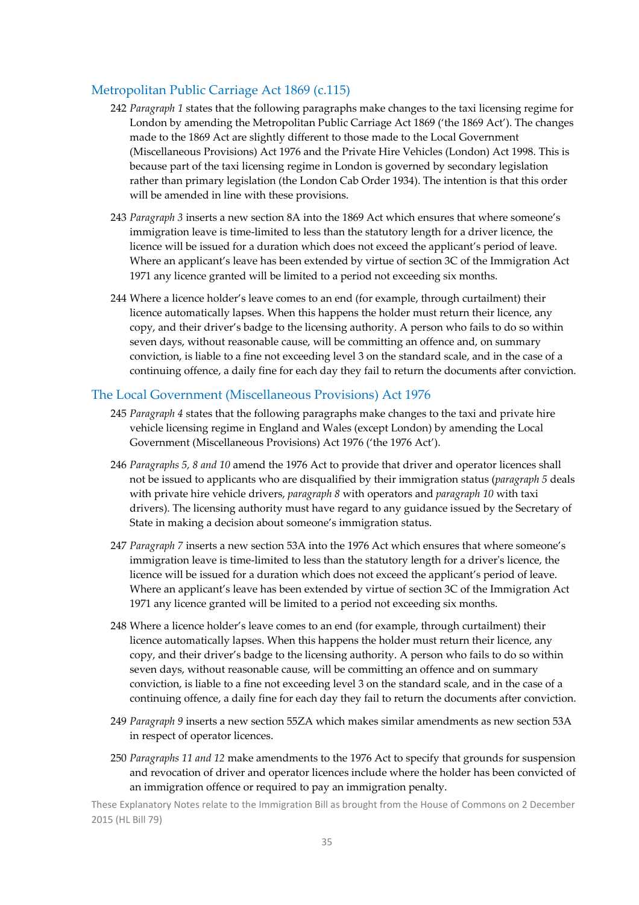## Metropolitan Public Carriage Act 1869 (c.115)

242 *Paragraph 1* states that the following paragraphs make changes to the taxi licensing regime for London by amending the Metropolitan Public Carriage Act 1869 ('the 1869 Act'). The changes made to the 1869 Act are slightly different to those made to the Local Government (Miscellaneous Provisions) Act 1976 and the Private Hire Vehicles (London) Act 1998. This is because part of the taxi licensing regime in London is governed by secondary legislation rather than primary legislation (the London Cab Order 1934). The intention is that this order will be amended in line with these provisions.

243 *Paragraph 3* inserts a new section 8A into the 1869 Act which ensures that where someone's immigration leave is time-limited to less than the statutory length for a driver licence, the licence will be issued for a duration which does not exceed the applicant's period of leave. Where an applicant's leave has been extended by virtue of section 3C of the Immigration Act 1971 any licence granted will be limited to a period not exceeding six months.

244 Where a licence holder's leave comes to an end (for example, through curtailment) their licence automatically lapses. When this happens the holder must return their licence, any copy, and their driver's badge to the licensing authority. A person who fails to do so within seven days, without reasonable cause, will be committing an offence and, on summary conviction, is liable to a fine not exceeding level 3 on the standard scale, and in the case of a continuing offence, a daily fine for each day they fail to return the documents after conviction.

## The Local Government (Miscellaneous Provisions) Act 1976

245 *Paragraph 4* states that the following paragraphs make changes to the taxi and private hire vehicle licensing regime in England and Wales (except London) by amending the Local Government (Miscellaneous Provisions) Act 1976 ('the 1976 Act').

246 *Paragraphs 5, 8 and 10* amend the 1976 Act to provide that driver and operator licences shall not be issued to applicants who are disqualified by their immigration status (*paragraph 5* deals with private hire vehicle drivers, *paragraph 8* with operators and *paragraph 10* with taxi drivers). The licensing authority must have regard to any guidance issued by the Secretary of State in making a decision about someone's immigration status.

247 *Paragraph 7* inserts a new section 53A into the 1976 Act which ensures that where someone's immigration leave is time-limited to less than the statutory length for a driver's licence, the licence will be issued for a duration which does not exceed the applicant's period of leave. Where an applicant's leave has been extended by virtue of section 3C of the Immigration Act 1971 any licence granted will be limited to a period not exceeding six months.

248 Where a licence holder's leave comes to an end (for example, through curtailment) their licence automatically lapses. When this happens the holder must return their licence, any copy, and their driver's badge to the licensing authority. A person who fails to do so within seven days, without reasonable cause, will be committing an offence and on summary conviction, is liable to a fine not exceeding level 3 on the standard scale, and in the case of a continuing offence, a daily fine for each day they fail to return the documents after conviction.

249 *Paragraph 9* inserts a new section 55ZA which makes similar amendments as new section 53A in respect of operator licences.

250 *Paragraphs 11 and 12* make amendments to the 1976 Act to specify that grounds for suspension and revocation of driver and operator licences include where the holder has been convicted of an immigration offence or required to pay an immigration penalty.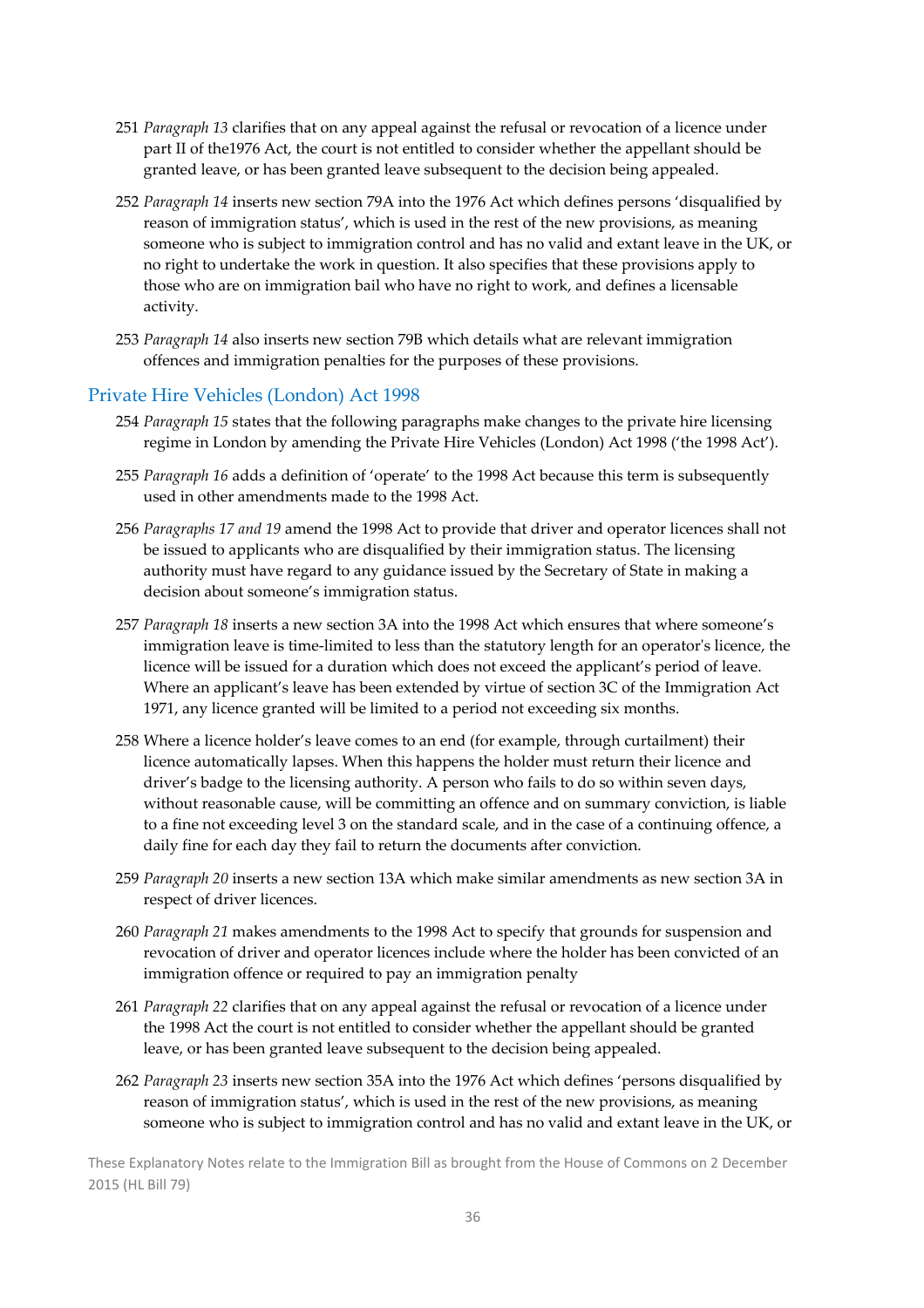251 *Paragraph 13* clarifies that on any appeal against the refusal or revocation of a licence under part II of the1976 Act, the court is not entitled to consider whether the appellant should be granted leave, or has been granted leave subsequent to the decision being appealed.

252 *Paragraph 14* inserts new section 79A into the 1976 Act which defines persons 'disqualified by reason of immigration status', which is used in the rest of the new provisions, as meaning someone who is subject to immigration control and has no valid and extant leave in the UK, or no right to undertake the work in question. It also specifies that these provisions apply to those who are on immigration bail who have no right to work, and defines a licensable activity.

253 *Paragraph 14* also inserts new section 79B which details what are relevant immigration offences and immigration penalties for the purposes of these provisions.

## Private Hire Vehicles (London) Act 1998

254 *Paragraph 15* states that the following paragraphs make changes to the private hire licensing regime in London by amending the Private Hire Vehicles (London) Act 1998 ('the 1998 Act').

255 *Paragraph 16* adds a definition of 'operate' to the 1998 Act because this term is subsequently used in other amendments made to the 1998 Act.

256 *Paragraphs 17 and 19* amend the 1998 Act to provide that driver and operator licences shall not be issued to applicants who are disqualified by their immigration status. The licensing authority must have regard to any guidance issued by the Secretary of State in making a decision about someone's immigration status.

257 *Paragraph 18* inserts a new section 3A into the 1998 Act which ensures that where someone's immigration leave is time-limited to less than the statutory length for an operator's licence, the licence will be issued for a duration which does not exceed the applicant's period of leave. Where an applicant's leave has been extended by virtue of section 3C of the Immigration Act 1971, any licence granted will be limited to a period not exceeding six months.

258 Where a licence holder's leave comes to an end (for example, through curtailment) their licence automatically lapses. When this happens the holder must return their licence and driver's badge to the licensing authority. A person who fails to do so within seven days, without reasonable cause, will be committing an offence and on summary conviction, is liable to a fine not exceeding level 3 on the standard scale, and in the case of a continuing offence, a daily fine for each day they fail to return the documents after conviction.

259 *Paragraph 20* inserts a new section 13A which make similar amendments as new section 3A in respect of driver licences.

260 *Paragraph 21* makes amendments to the 1998 Act to specify that grounds for suspension and revocation of driver and operator licences include where the holder has been convicted of an immigration offence or required to pay an immigration penalty

261 *Paragraph 22* clarifies that on any appeal against the refusal or revocation of a licence under the 1998 Act the court is not entitled to consider whether the appellant should be granted leave, or has been granted leave subsequent to the decision being appealed.

262 *Paragraph 23* inserts new section 35A into the 1976 Act which defines 'persons disqualified by reason of immigration status', which is used in the rest of the new provisions, as meaning someone who is subject to immigration control and has no valid and extant leave in the UK, or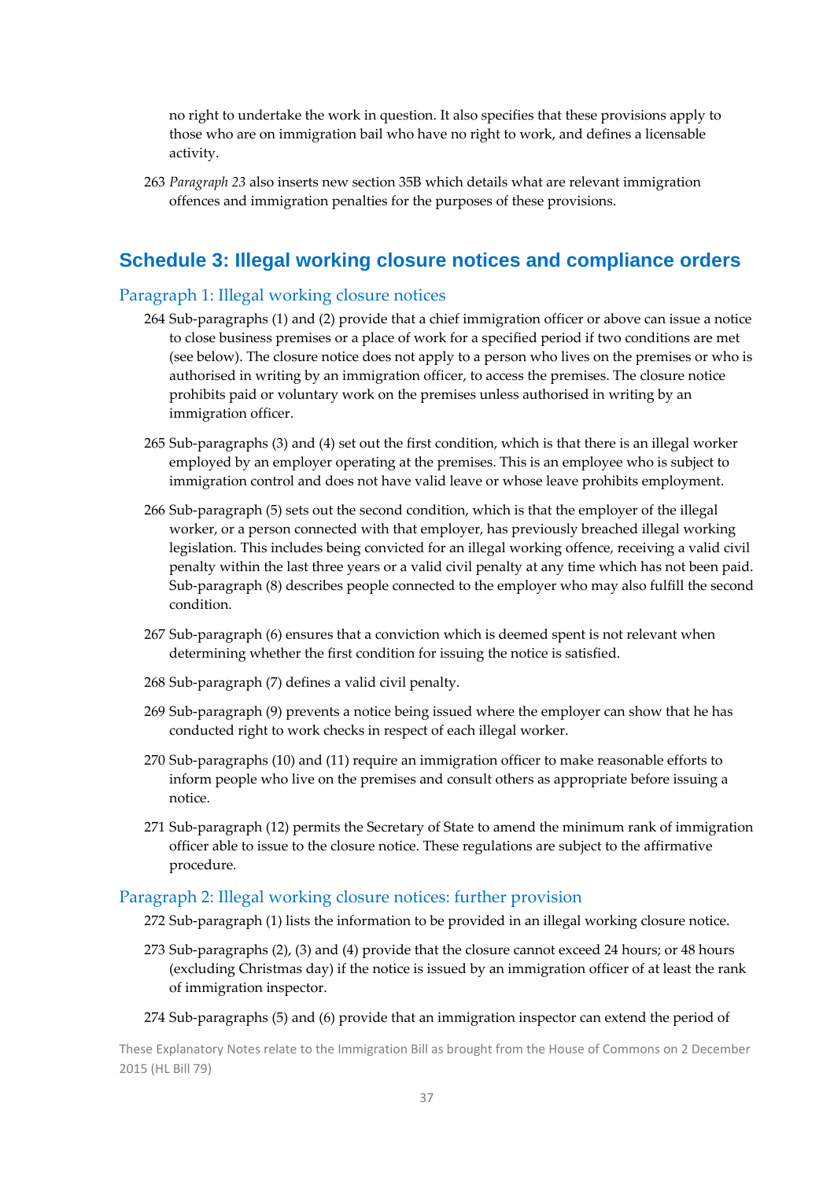no right to undertake the work in question. It also specifies that these provisions apply to those who are on immigration bail who have no right to work, and defines a licensable activity.

263 *Paragraph 23* also inserts new section 35B which details what are relevant immigration offences and immigration penalties for the purposes of these provisions.

## Schedule 3: Illegal working closure notices and compliance orders

### Paragraph 1: Illegal working closure notices

264 Sub-paragraphs (1) and (2) provide that a chief immigration officer or above can issue a notice to close business premises or a place of work for a specified period if two conditions are met (see below). The closure notice does not apply to a person who lives on the premises or who is authorised in writing by an immigration officer, to access the premises. The closure notice prohibits paid or voluntary work on the premises unless authorised in writing by an immigration officer.

265 Sub-paragraphs (3) and (4) set out the first condition, which is that there is an illegal worker employed by an employer operating at the premises. This is an employee who is subject to immigration control and does not have valid leave or whose leave prohibits employment.

266 Sub-paragraph (5) sets out the second condition, which is that the employer of the illegal worker, or a person connected with that employer, has previously breached illegal working legislation. This includes being convicted for an illegal working offence, receiving a valid civil penalty within the last three years or a valid civil penalty at any time which has not been paid. Sub-paragraph (8) describes people connected to the employer who may also fulfill the second condition.

267 Sub-paragraph (6) ensures that a conviction which is deemed spent is not relevant when determining whether the first condition for issuing the notice is satisfied.

268 Sub-paragraph (7) defines a valid civil penalty.

269 Sub-paragraph (9) prevents a notice being issued where the employer can show that he has conducted right to work checks in respect of each illegal worker.

270 Sub-paragraphs (10) and (11) require an immigration officer to make reasonable efforts to inform people who live on the premises and consult others as appropriate before issuing a notice.

271 Sub-paragraph (12) permits the Secretary of State to amend the minimum rank of immigration officer able to issue to the closure notice. These regulations are subject to the affirmative procedure.

### Paragraph 2: Illegal working closure notices: further provision

272 Sub-paragraph (1) lists the information to be provided in an illegal working closure notice.

273 Sub-paragraphs (2), (3) and (4) provide that the closure cannot exceed 24 hours; or 48 hours (excluding Christmas day) if the notice is issued by an immigration officer of at least the rank of immigration inspector.

274 Sub-paragraphs (5) and (6) provide that an immigration inspector can extend the period of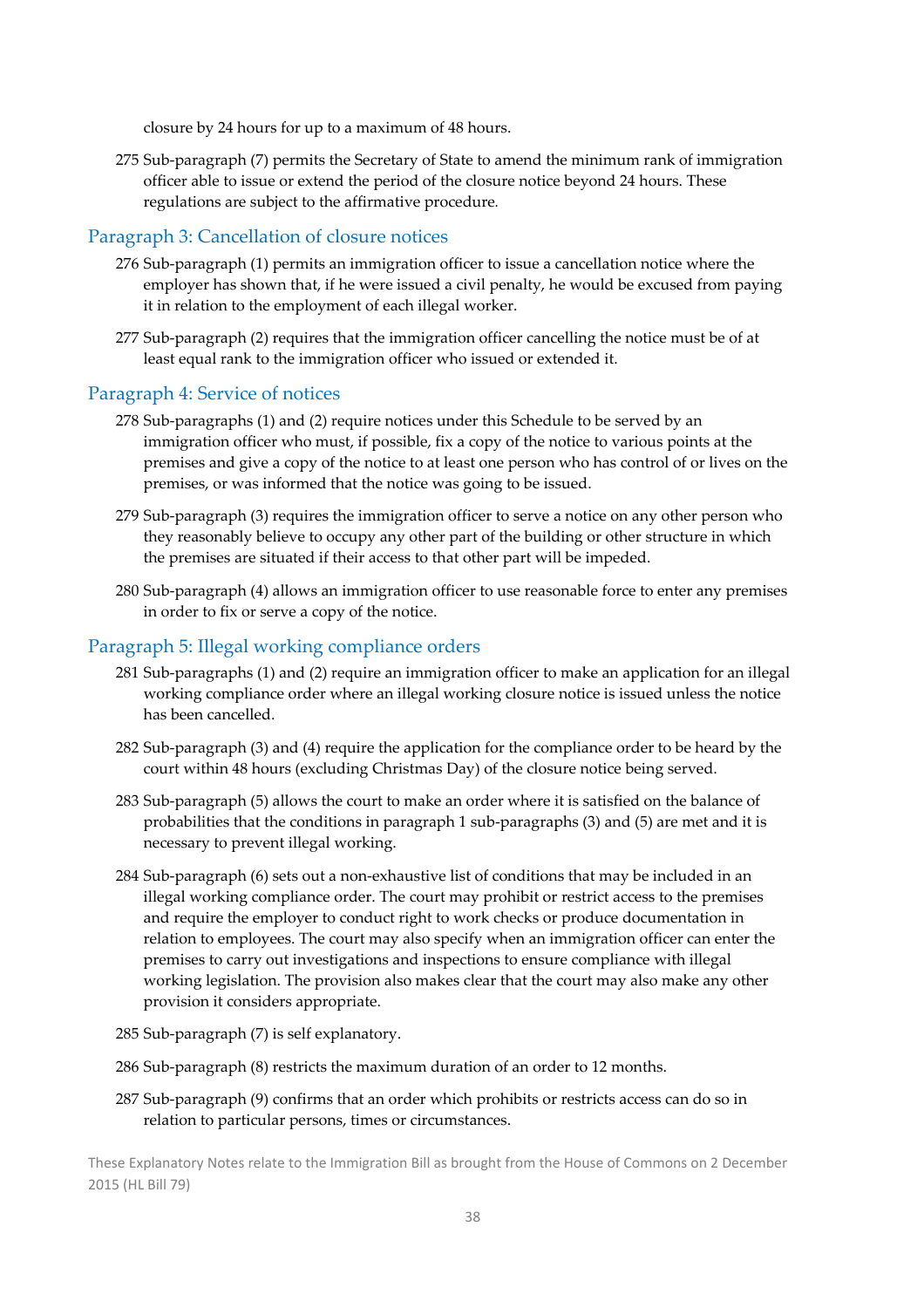closure by 24 hours for up to a maximum of 48 hours.

275 Sub-paragraph (7) permits the Secretary of State to amend the minimum rank of immigration officer able to issue or extend the period of the closure notice beyond 24 hours. These regulations are subject to the affirmative procedure.

## Paragraph 3: Cancellation of closure notices

276 Sub-paragraph (1) permits an immigration officer to issue a cancellation notice where the employer has shown that, if he were issued a civil penalty, he would be excused from paying it in relation to the employment of each illegal worker.

277 Sub-paragraph (2) requires that the immigration officer cancelling the notice must be of at least equal rank to the immigration officer who issued or extended it.

## Paragraph 4: Service of notices

278 Sub-paragraphs (1) and (2) require notices under this Schedule to be served by an immigration officer who must, if possible, fix a copy of the notice to various points at the premises and give a copy of the notice to at least one person who has control of or lives on the premises, or was informed that the notice was going to be issued.

279 Sub-paragraph (3) requires the immigration officer to serve a notice on any other person who they reasonably believe to occupy any other part of the building or other structure in which the premises are situated if their access to that other part will be impeded.

280 Sub-paragraph (4) allows an immigration officer to use reasonable force to enter any premises in order to fix or serve a copy of the notice.

## Paragraph 5: Illegal working compliance orders

281 Sub-paragraphs (1) and (2) require an immigration officer to make an application for an illegal working compliance order where an illegal working closure notice is issued unless the notice has been cancelled.

282 Sub-paragraph (3) and (4) require the application for the compliance order to be heard by the court within 48 hours (excluding Christmas Day) of the closure notice being served.

283 Sub-paragraph (5) allows the court to make an order where it is satisfied on the balance of probabilities that the conditions in paragraph 1 sub-paragraphs (3) and (5) are met and it is necessary to prevent illegal working.

284 Sub-paragraph (6) sets out a non-exhaustive list of conditions that may be included in an illegal working compliance order. The court may prohibit or restrict access to the premises and require the employer to conduct right to work checks or produce documentation in relation to employees. The court may also specify when an immigration officer can enter the premises to carry out investigations and inspections to ensure compliance with illegal working legislation. The provision also makes clear that the court may also make any other provision it considers appropriate.

285 Sub-paragraph (7) is self explanatory.

286 Sub-paragraph (8) restricts the maximum duration of an order to 12 months.

287 Sub-paragraph (9) confirms that an order which prohibits or restricts access can do so in relation to particular persons, times or circumstances.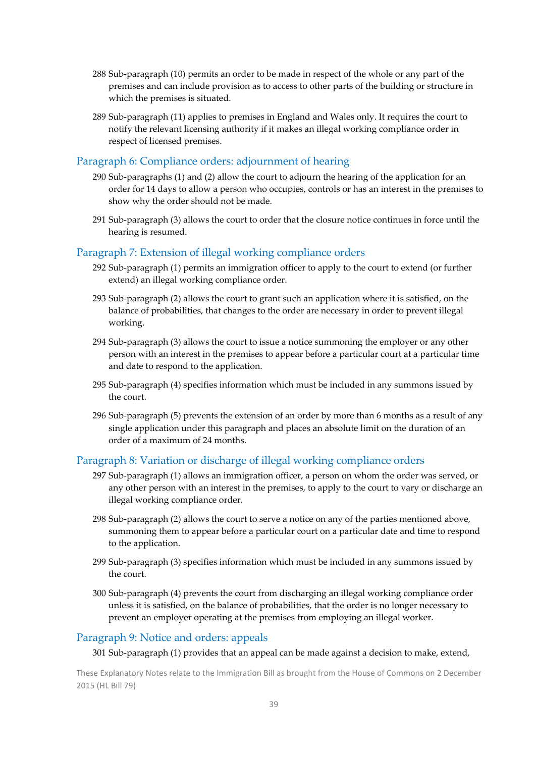288 Sub-paragraph (10) permits an order to be made in respect of the whole or any part of the premises and can include provision as to access to other parts of the building or structure in which the premises is situated.

289 Sub-paragraph (11) applies to premises in England and Wales only. It requires the court to notify the relevant licensing authority if it makes an illegal working compliance order in respect of licensed premises.

## Paragraph 6: Compliance orders: adjournment of hearing

290 Sub-paragraphs (1) and (2) allow the court to adjourn the hearing of the application for an order for 14 days to allow a person who occupies, controls or has an interest in the premises to show why the order should not be made.

291 Sub-paragraph (3) allows the court to order that the closure notice continues in force until the hearing is resumed.

## Paragraph 7: Extension of illegal working compliance orders

292 Sub-paragraph (1) permits an immigration officer to apply to the court to extend (or further extend) an illegal working compliance order.

293 Sub-paragraph (2) allows the court to grant such an application where it is satisfied, on the balance of probabilities, that changes to the order are necessary in order to prevent illegal working.

294 Sub-paragraph (3) allows the court to issue a notice summoning the employer or any other person with an interest in the premises to appear before a particular court at a particular time and date to respond to the application.

295 Sub-paragraph (4) specifies information which must be included in any summons issued by the court.

296 Sub-paragraph (5) prevents the extension of an order by more than 6 months as a result of any single application under this paragraph and places an absolute limit on the duration of an order of a maximum of 24 months.

## Paragraph 8: Variation or discharge of illegal working compliance orders

297 Sub-paragraph (1) allows an immigration officer, a person on whom the order was served, or any other person with an interest in the premises, to apply to the court to vary or discharge an illegal working compliance order.

298 Sub-paragraph (2) allows the court to serve a notice on any of the parties mentioned above, summoning them to appear before a particular court on a particular date and time to respond to the application.

299 Sub-paragraph (3) specifies information which must be included in any summons issued by the court.

300 Sub-paragraph (4) prevents the court from discharging an illegal working compliance order unless it is satisfied, on the balance of probabilities, that the order is no longer necessary to prevent an employer operating at the premises from employing an illegal worker.

## Paragraph 9: Notice and orders: appeals

301 Sub-paragraph (1) provides that an appeal can be made against a decision to make, extend,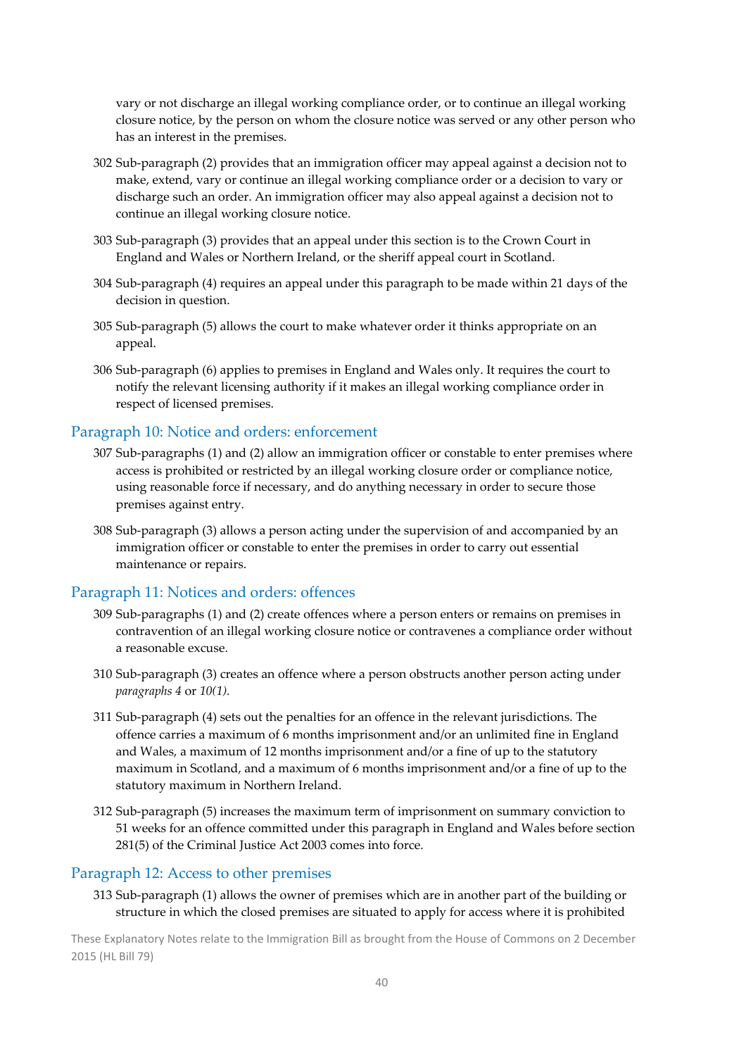vary or not discharge an illegal working compliance order, or to continue an illegal working closure notice, by the person on whom the closure notice was served or any other person who has an interest in the premises.

302 Sub-paragraph (2) provides that an immigration officer may appeal against a decision not to make, extend, vary or continue an illegal working compliance order or a decision to vary or discharge such an order. An immigration officer may also appeal against a decision not to continue an illegal working closure notice.

303 Sub-paragraph (3) provides that an appeal under this section is to the Crown Court in England and Wales or Northern Ireland, or the sheriff appeal court in Scotland.

304 Sub-paragraph (4) requires an appeal under this paragraph to be made within 21 days of the decision in question.

305 Sub-paragraph (5) allows the court to make whatever order it thinks appropriate on an appeal.

306 Sub-paragraph (6) applies to premises in England and Wales only. It requires the court to notify the relevant licensing authority if it makes an illegal working compliance order in respect of licensed premises.

## Paragraph 10: Notice and orders: enforcement

307 Sub-paragraphs (1) and (2) allow an immigration officer or constable to enter premises where access is prohibited or restricted by an illegal working closure order or compliance notice, using reasonable force if necessary, and do anything necessary in order to secure those premises against entry.

308 Sub-paragraph (3) allows a person acting under the supervision of and accompanied by an immigration officer or constable to enter the premises in order to carry out essential maintenance or repairs.

## Paragraph 11: Notices and orders: offences

309 Sub-paragraphs (1) and (2) create offences where a person enters or remains on premises in contravention of an illegal working closure notice or contravenes a compliance order without a reasonable excuse.

310 Sub-paragraph (3) creates an offence where a person obstructs another person acting under *paragraphs 4* or *10(1)*.

311 Sub-paragraph (4) sets out the penalties for an offence in the relevant jurisdictions. The offence carries a maximum of 6 months imprisonment and/or an unlimited fine in England and Wales, a maximum of 12 months imprisonment and/or a fine of up to the statutory maximum in Scotland, and a maximum of 6 months imprisonment and/or a fine of up to the statutory maximum in Northern Ireland.

312 Sub-paragraph (5) increases the maximum term of imprisonment on summary conviction to 51 weeks for an offence committed under this paragraph in England and Wales before section 281(5) of the Criminal Justice Act 2003 comes into force.

## Paragraph 12: Access to other premises

313 Sub-paragraph (1) allows the owner of premises which are in another part of the building or structure in which the closed premises are situated to apply for access where it is prohibited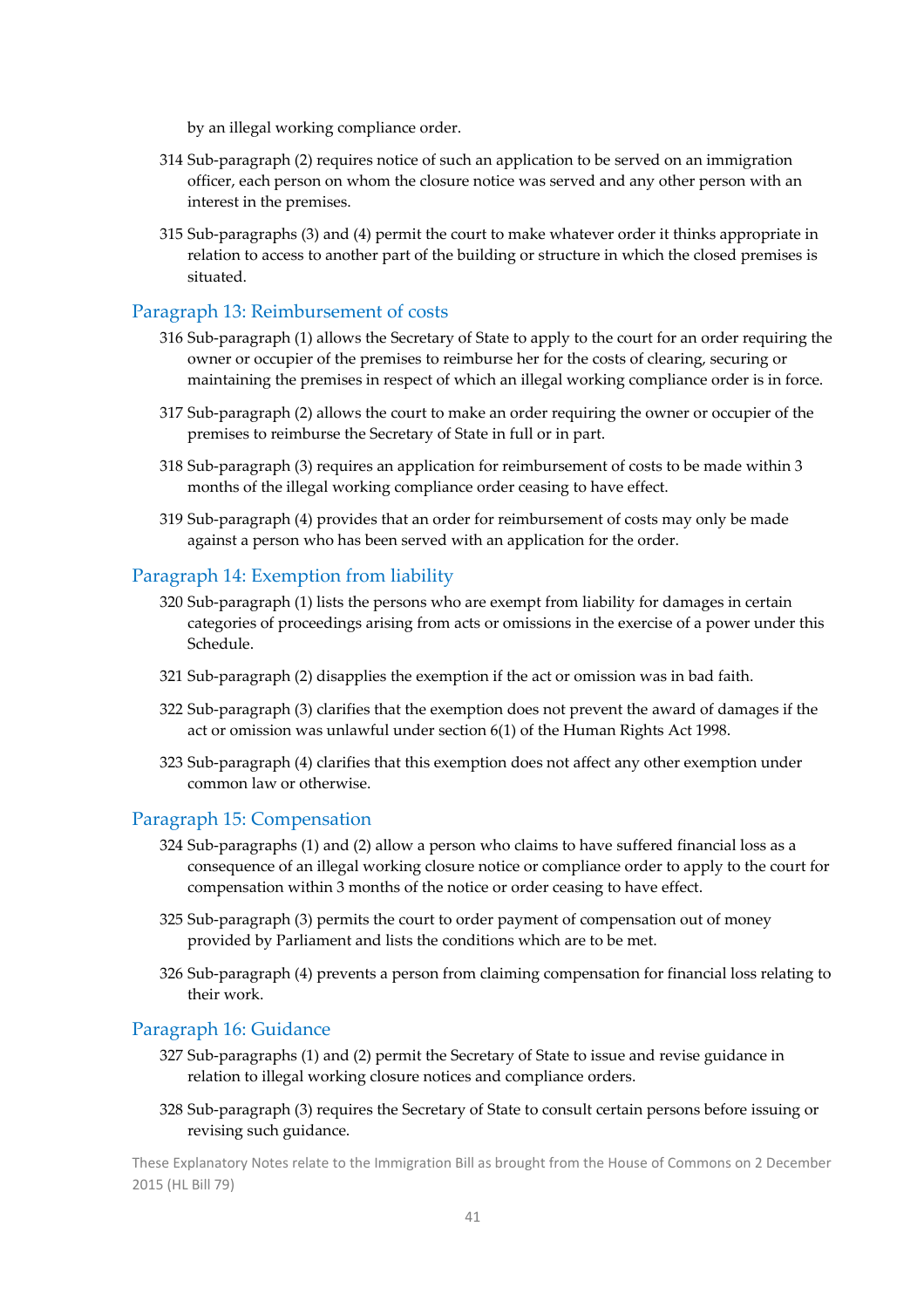by an illegal working compliance order.

314 Sub-paragraph (2) requires notice of such an application to be served on an immigration officer, each person on whom the closure notice was served and any other person with an interest in the premises.

315 Sub-paragraphs (3) and (4) permit the court to make whatever order it thinks appropriate in relation to access to another part of the building or structure in which the closed premises is situated.

### Paragraph 13: Reimbursement of costs

316 Sub-paragraph (1) allows the Secretary of State to apply to the court for an order requiring the owner or occupier of the premises to reimburse her for the costs of clearing, securing or maintaining the premises in respect of which an illegal working compliance order is in force.

317 Sub-paragraph (2) allows the court to make an order requiring the owner or occupier of the premises to reimburse the Secretary of State in full or in part.

318 Sub-paragraph (3) requires an application for reimbursement of costs to be made within 3 months of the illegal working compliance order ceasing to have effect.

319 Sub-paragraph (4) provides that an order for reimbursement of costs may only be made against a person who has been served with an application for the order.

### Paragraph 14: Exemption from liability

320 Sub-paragraph (1) lists the persons who are exempt from liability for damages in certain categories of proceedings arising from acts or omissions in the exercise of a power under this Schedule.

321 Sub-paragraph (2) disapplies the exemption if the act or omission was in bad faith.

322 Sub-paragraph (3) clarifies that the exemption does not prevent the award of damages if the act or omission was unlawful under section 6(1) of the Human Rights Act 1998.

323 Sub-paragraph (4) clarifies that this exemption does not affect any other exemption under common law or otherwise.

### Paragraph 15: Compensation

324 Sub-paragraphs (1) and (2) allow a person who claims to have suffered financial loss as a consequence of an illegal working closure notice or compliance order to apply to the court for compensation within 3 months of the notice or order ceasing to have effect.

325 Sub-paragraph (3) permits the court to order payment of compensation out of money provided by Parliament and lists the conditions which are to be met.

326 Sub-paragraph (4) prevents a person from claiming compensation for financial loss relating to their work.

### Paragraph 16: Guidance

327 Sub-paragraphs (1) and (2) permit the Secretary of State to issue and revise guidance in relation to illegal working closure notices and compliance orders.

328 Sub-paragraph (3) requires the Secretary of State to consult certain persons before issuing or revising such guidance.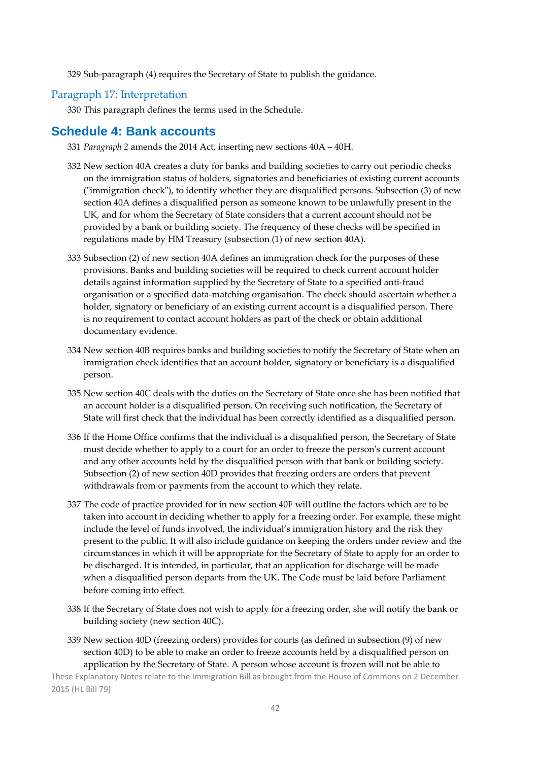329 Sub-paragraph (4) requires the Secretary of State to publish the guidance.

### Paragraph 17: Interpretation

330 This paragraph defines the terms used in the Schedule.

## Schedule 4: Bank accounts

331 *Paragraph 2* amends the 2014 Act, inserting new sections 40A – 40H.

332 New section 40A creates a duty for banks and building societies to carry out periodic checks on the immigration status of holders, signatories and beneficiaries of existing current accounts ("immigration check"), to identify whether they are disqualified persons. Subsection (3) of new section 40A defines a disqualified person as someone known to be unlawfully present in the UK, and for whom the Secretary of State considers that a current account should not be provided by a bank or building society. The frequency of these checks will be specified in regulations made by HM Treasury (subsection (1) of new section 40A).

333 Subsection (2) of new section 40A defines an immigration check for the purposes of these provisions. Banks and building societies will be required to check current account holder details against information supplied by the Secretary of State to a specified anti-fraud organisation or a specified data-matching organisation. The check should ascertain whether a holder, signatory or beneficiary of an existing current account is a disqualified person. There is no requirement to contact account holders as part of the check or obtain additional documentary evidence.

334 New section 40B requires banks and building societies to notify the Secretary of State when an immigration check identifies that an account holder, signatory or beneficiary is a disqualified person.

335 New section 40C deals with the duties on the Secretary of State once she has been notified that an account holder is a disqualified person. On receiving such notification, the Secretary of State will first check that the individual has been correctly identified as a disqualified person.

336 If the Home Office confirms that the individual is a disqualified person, the Secretary of State must decide whether to apply to a court for an order to freeze the person's current account and any other accounts held by the disqualified person with that bank or building society. Subsection (2) of new section 40D provides that freezing orders are orders that prevent withdrawals from or payments from the account to which they relate.

337 The code of practice provided for in new section 40F will outline the factors which are to be taken into account in deciding whether to apply for a freezing order. For example, these might include the level of funds involved, the individual's immigration history and the risk they present to the public. It will also include guidance on keeping the orders under review and the circumstances in which it will be appropriate for the Secretary of State to apply for an order to be discharged. It is intended, in particular, that an application for discharge will be made when a disqualified person departs from the UK. The Code must be laid before Parliament before coming into effect.

338 If the Secretary of State does not wish to apply for a freezing order, she will notify the bank or building society (new section 40C).

339 New section 40D (freezing orders) provides for courts (as defined in subsection (9) of new section 40D) to be able to make an order to freeze accounts held by a disqualified person on application by the Secretary of State. A person whose account is frozen will not be able to

These Explanatory Notes relate to the Immigration Bill as brought from the House of Commons on 2 December 2015 (HL Bill 79)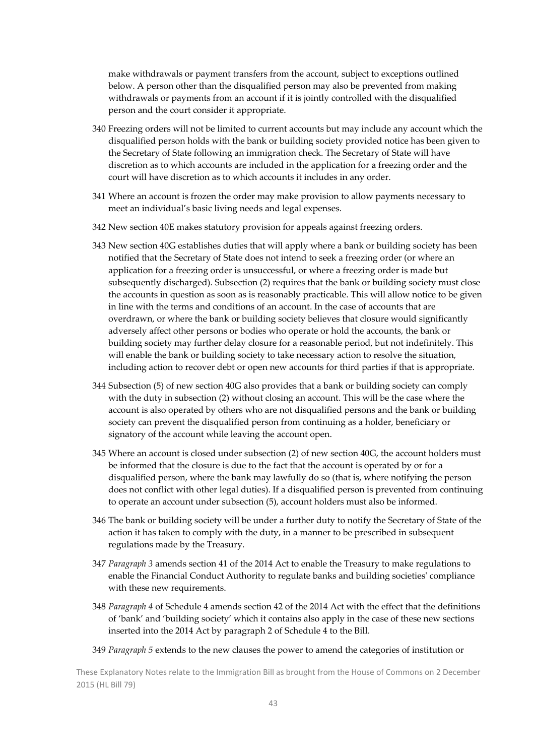make withdrawals or payment transfers from the account, subject to exceptions outlined below. A person other than the disqualified person may also be prevented from making withdrawals or payments from an account if it is jointly controlled with the disqualified person and the court consider it appropriate.

340 Freezing orders will not be limited to current accounts but may include any account which the disqualified person holds with the bank or building society provided notice has been given to the Secretary of State following an immigration check. The Secretary of State will have discretion as to which accounts are included in the application for a freezing order and the court will have discretion as to which accounts it includes in any order.

341 Where an account is frozen the order may make provision to allow payments necessary to meet an individual's basic living needs and legal expenses.

342 New section 40E makes statutory provision for appeals against freezing orders.

343 New section 40G establishes duties that will apply where a bank or building society has been notified that the Secretary of State does not intend to seek a freezing order (or where an application for a freezing order is unsuccessful, or where a freezing order is made but subsequently discharged). Subsection (2) requires that the bank or building society must close the accounts in question as soon as is reasonably practicable. This will allow notice to be given in line with the terms and conditions of an account. In the case of accounts that are overdrawn, or where the bank or building society believes that closure would significantly adversely affect other persons or bodies who operate or hold the accounts, the bank or building society may further delay closure for a reasonable period, but not indefinitely. This will enable the bank or building society to take necessary action to resolve the situation, including action to recover debt or open new accounts for third parties if that is appropriate.

344 Subsection (5) of new section 40G also provides that a bank or building society can comply with the duty in subsection (2) without closing an account. This will be the case where the account is also operated by others who are not disqualified persons and the bank or building society can prevent the disqualified person from continuing as a holder, beneficiary or signatory of the account while leaving the account open.

345 Where an account is closed under subsection (2) of new section 40G, the account holders must be informed that the closure is due to the fact that the account is operated by or for a disqualified person, where the bank may lawfully do so (that is, where notifying the person does not conflict with other legal duties). If a disqualified person is prevented from continuing to operate an account under subsection (5), account holders must also be informed.

346 The bank or building society will be under a further duty to notify the Secretary of State of the action it has taken to comply with the duty, in a manner to be prescribed in subsequent regulations made by the Treasury.

347 *Paragraph 3* amends section 41 of the 2014 Act to enable the Treasury to make regulations to enable the Financial Conduct Authority to regulate banks and building societies' compliance with these new requirements.

348 *Paragraph 4* of Schedule 4 amends section 42 of the 2014 Act with the effect that the definitions of 'bank' and 'building society' which it contains also apply in the case of these new sections inserted into the 2014 Act by paragraph 2 of Schedule 4 to the Bill.

349 *Paragraph 5* extends to the new clauses the power to amend the categories of institution or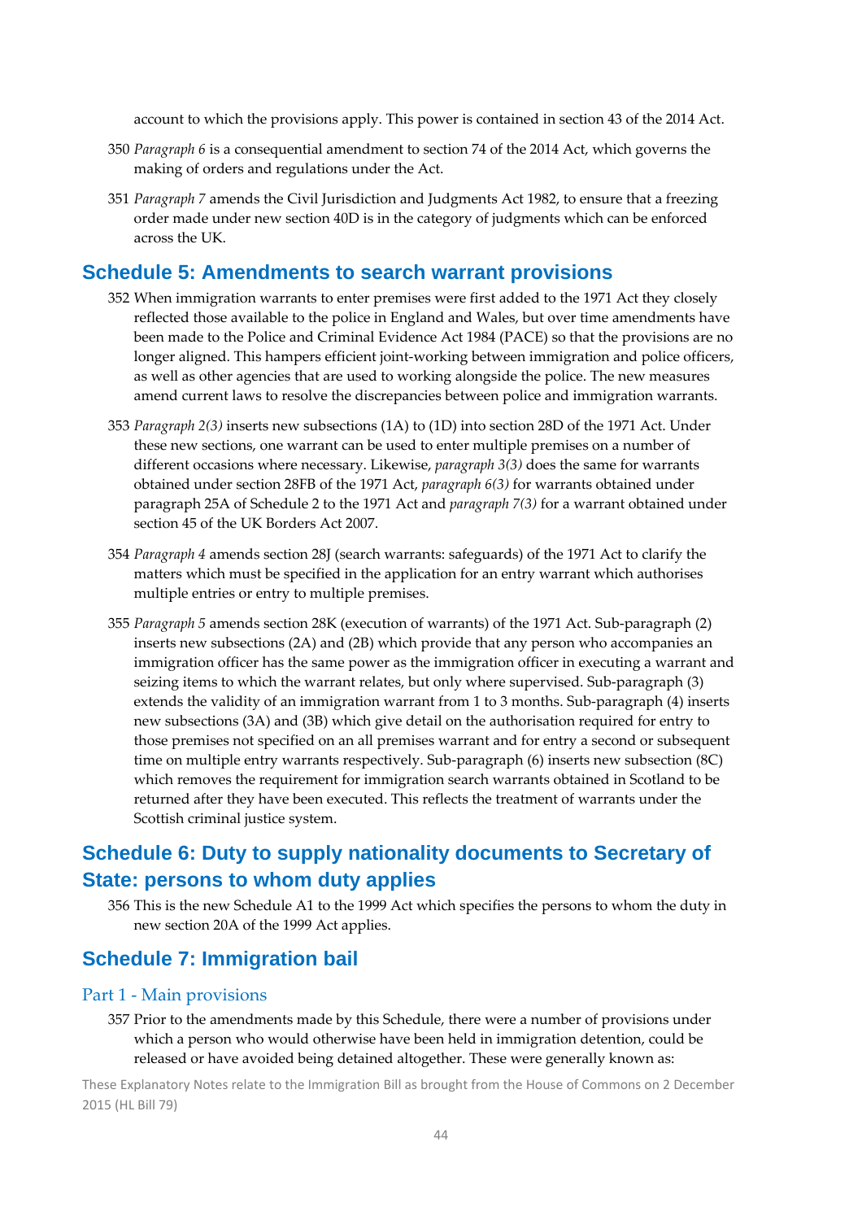account to which the provisions apply. This power is contained in section 43 of the 2014 Act.

350 *Paragraph 6* is a consequential amendment to section 74 of the 2014 Act, which governs the making of orders and regulations under the Act.

351 *Paragraph 7* amends the Civil Jurisdiction and Judgments Act 1982, to ensure that a freezing order made under new section 40D is in the category of judgments which can be enforced across the UK.

## Schedule 5: Amendments to search warrant provisions

352 When immigration warrants to enter premises were first added to the 1971 Act they closely reflected those available to the police in England and Wales, but over time amendments have been made to the Police and Criminal Evidence Act 1984 (PACE) so that the provisions are no longer aligned. This hampers efficient joint-working between immigration and police officers, as well as other agencies that are used to working alongside the police. The new measures amend current laws to resolve the discrepancies between police and immigration warrants.

353 *Paragraph 2(3)* inserts new subsections (1A) to (1D) into section 28D of the 1971 Act. Under these new sections, one warrant can be used to enter multiple premises on a number of different occasions where necessary. Likewise, *paragraph 3(3)* does the same for warrants obtained under section 28FB of the 1971 Act, *paragraph 6(3)* for warrants obtained under paragraph 25A of Schedule 2 to the 1971 Act and *paragraph 7(3)* for a warrant obtained under section 45 of the UK Borders Act 2007.

354 *Paragraph 4* amends section 28J (search warrants: safeguards) of the 1971 Act to clarify the matters which must be specified in the application for an entry warrant which authorises multiple entries or entry to multiple premises.

355 *Paragraph 5* amends section 28K (execution of warrants) of the 1971 Act. Sub-paragraph (2) inserts new subsections (2A) and (2B) which provide that any person who accompanies an immigration officer has the same power as the immigration officer in executing a warrant and seizing items to which the warrant relates, but only where supervised. Sub-paragraph (3) extends the validity of an immigration warrant from 1 to 3 months. Sub-paragraph (4) inserts new subsections (3A) and (3B) which give detail on the authorisation required for entry to those premises not specified on an all premises warrant and for entry a second or subsequent time on multiple entry warrants respectively. Sub-paragraph (6) inserts new subsection (8C) which removes the requirement for immigration search warrants obtained in Scotland to be returned after they have been executed. This reflects the treatment of warrants under the Scottish criminal justice system.

## Schedule 6: Duty to supply nationality documents to Secretary of State: persons to whom duty applies

356 This is the new Schedule A1 to the 1999 Act which specifies the persons to whom the duty in new section 20A of the 1999 Act applies.

## Schedule 7: Immigration bail

### Part 1 - Main provisions

357 Prior to the amendments made by this Schedule, there were a number of provisions under which a person who would otherwise have been held in immigration detention, could be released or have avoided being detained altogether. These were generally known as: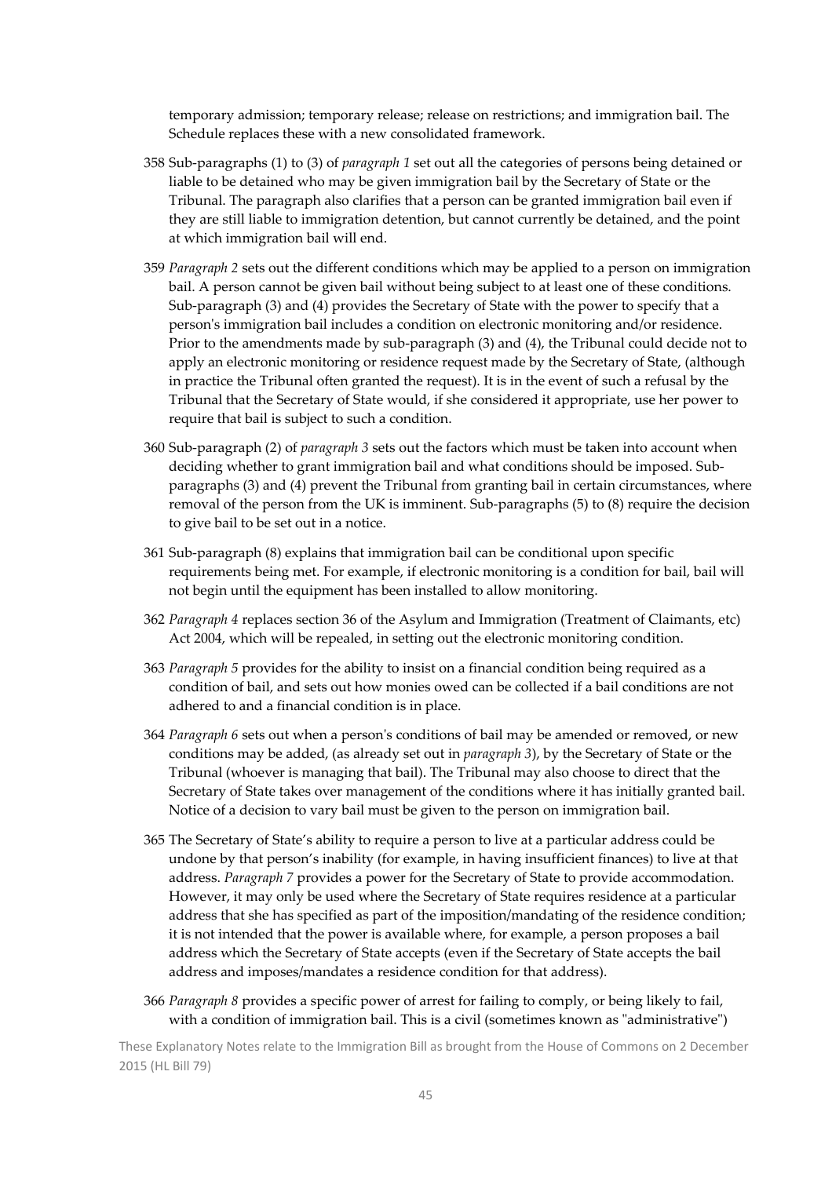temporary admission; temporary release; release on restrictions; and immigration bail. The Schedule replaces these with a new consolidated framework.

358 Sub-paragraphs (1) to (3) of *paragraph 1* set out all the categories of persons being detained or liable to be detained who may be given immigration bail by the Secretary of State or the Tribunal. The paragraph also clarifies that a person can be granted immigration bail even if they are still liable to immigration detention, but cannot currently be detained, and the point at which immigration bail will end.

359 *Paragraph 2* sets out the different conditions which may be applied to a person on immigration bail. A person cannot be given bail without being subject to at least one of these conditions. Sub-paragraph (3) and (4) provides the Secretary of State with the power to specify that a person's immigration bail includes a condition on electronic monitoring and/or residence. Prior to the amendments made by sub-paragraph (3) and (4), the Tribunal could decide not to apply an electronic monitoring or residence request made by the Secretary of State, (although in practice the Tribunal often granted the request). It is in the event of such a refusal by the Tribunal that the Secretary of State would, if she considered it appropriate, use her power to require that bail is subject to such a condition.

360 Sub-paragraph (2) of *paragraph 3* sets out the factors which must be taken into account when deciding whether to grant immigration bail and what conditions should be imposed. Sub-paragraphs (3) and (4) prevent the Tribunal from granting bail in certain circumstances, where removal of the person from the UK is imminent. Sub-paragraphs (5) to (8) require the decision to give bail to be set out in a notice.

361 Sub-paragraph (8) explains that immigration bail can be conditional upon specific requirements being met. For example, if electronic monitoring is a condition for bail, bail will not begin until the equipment has been installed to allow monitoring.

362 *Paragraph 4* replaces section 36 of the Asylum and Immigration (Treatment of Claimants, etc) Act 2004, which will be repealed, in setting out the electronic monitoring condition.

363 *Paragraph 5* provides for the ability to insist on a financial condition being required as a condition of bail, and sets out how monies owed can be collected if a bail conditions are not adhered to and a financial condition is in place.

364 *Paragraph 6* sets out when a person's conditions of bail may be amended or removed, or new conditions may be added, (as already set out in *paragraph 3*), by the Secretary of State or the Tribunal (whoever is managing that bail). The Tribunal may also choose to direct that the Secretary of State takes over management of the conditions where it has initially granted bail. Notice of a decision to vary bail must be given to the person on immigration bail.

365 The Secretary of State's ability to require a person to live at a particular address could be undone by that person's inability (for example, in having insufficient finances) to live at that address. *Paragraph 7* provides a power for the Secretary of State to provide accommodation. However, it may only be used where the Secretary of State requires residence at a particular address that she has specified as part of the imposition/mandating of the residence condition; it is not intended that the power is available where, for example, a person proposes a bail address which the Secretary of State accepts (even if the Secretary of State accepts the bail address and imposes/mandates a residence condition for that address).

366 *Paragraph 8* provides a specific power of arrest for failing to comply, or being likely to fail, with a condition of immigration bail. This is a civil (sometimes known as "administrative")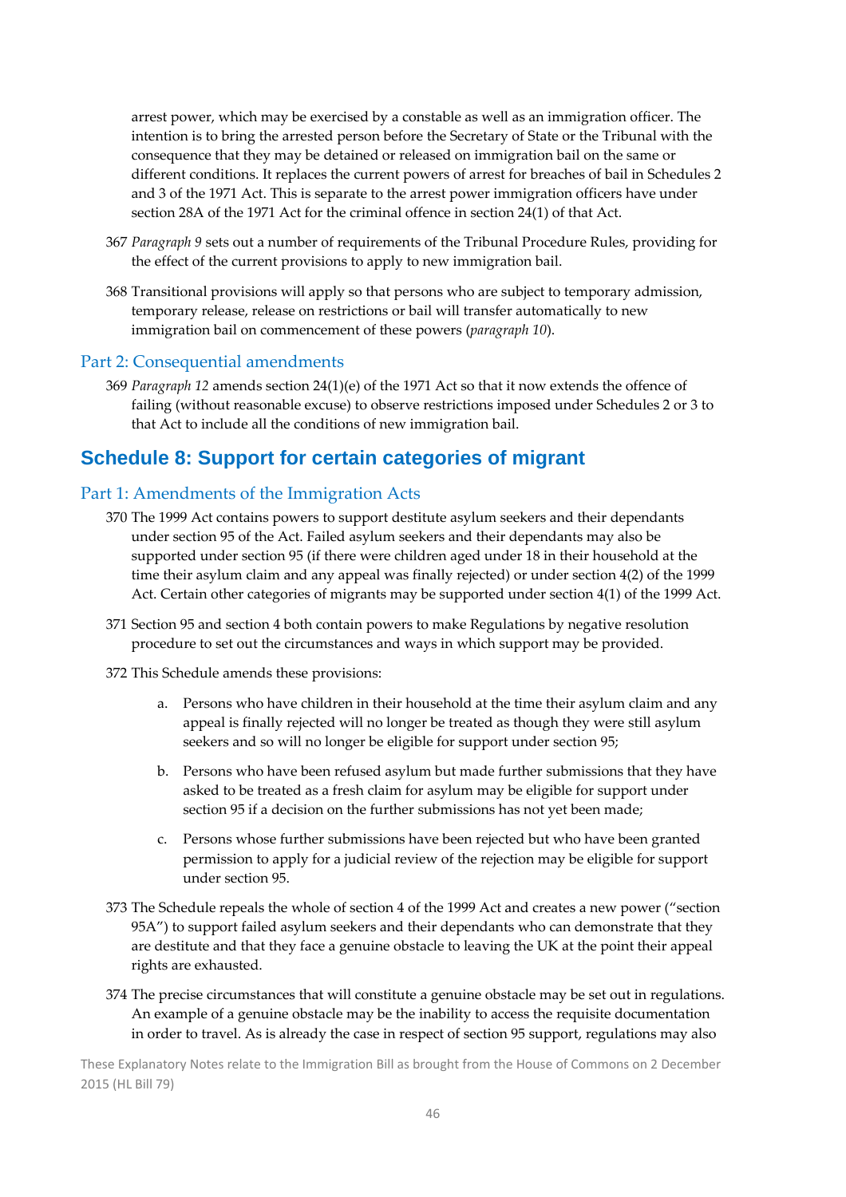arrest power, which may be exercised by a constable as well as an immigration officer. The intention is to bring the arrested person before the Secretary of State or the Tribunal with the consequence that they may be detained or released on immigration bail on the same or different conditions. It replaces the current powers of arrest for breaches of bail in Schedules 2 and 3 of the 1971 Act. This is separate to the arrest power immigration officers have under section 28A of the 1971 Act for the criminal offence in section 24(1) of that Act.

367 *Paragraph 9* sets out a number of requirements of the Tribunal Procedure Rules, providing for the effect of the current provisions to apply to new immigration bail.

368 Transitional provisions will apply so that persons who are subject to temporary admission, temporary release, release on restrictions or bail will transfer automatically to new immigration bail on commencement of these powers (*paragraph 10*).

### Part 2: Consequential amendments

369 *Paragraph 12* amends section 24(1)(e) of the 1971 Act so that it now extends the offence of failing (without reasonable excuse) to observe restrictions imposed under Schedules 2 or 3 to that Act to include all the conditions of new immigration bail.

## Schedule 8: Support for certain categories of migrant

### Part 1: Amendments of the Immigration Acts

370 The 1999 Act contains powers to support destitute asylum seekers and their dependants under section 95 of the Act. Failed asylum seekers and their dependants may also be supported under section 95 (if there were children aged under 18 in their household at the time their asylum claim and any appeal was finally rejected) or under section 4(2) of the 1999 Act. Certain other categories of migrants may be supported under section 4(1) of the 1999 Act.

371 Section 95 and section 4 both contain powers to make Regulations by negative resolution procedure to set out the circumstances and ways in which support may be provided.

372 This Schedule amends these provisions:

a. Persons who have children in their household at the time their asylum claim and any appeal is finally rejected will no longer be treated as though they were still asylum seekers and so will no longer be eligible for support under section 95;

b. Persons who have been refused asylum but made further submissions that they have asked to be treated as a fresh claim for asylum may be eligible for support under section 95 if a decision on the further submissions has not yet been made;

c. Persons whose further submissions have been rejected but who have been granted permission to apply for a judicial review of the rejection may be eligible for support under section 95.

373 The Schedule repeals the whole of section 4 of the 1999 Act and creates a new power ("section 95A") to support failed asylum seekers and their dependants who can demonstrate that they are destitute and that they face a genuine obstacle to leaving the UK at the point their appeal rights are exhausted.

374 The precise circumstances that will constitute a genuine obstacle may be set out in regulations. An example of a genuine obstacle may be the inability to access the requisite documentation in order to travel. As is already the case in respect of section 95 support, regulations may also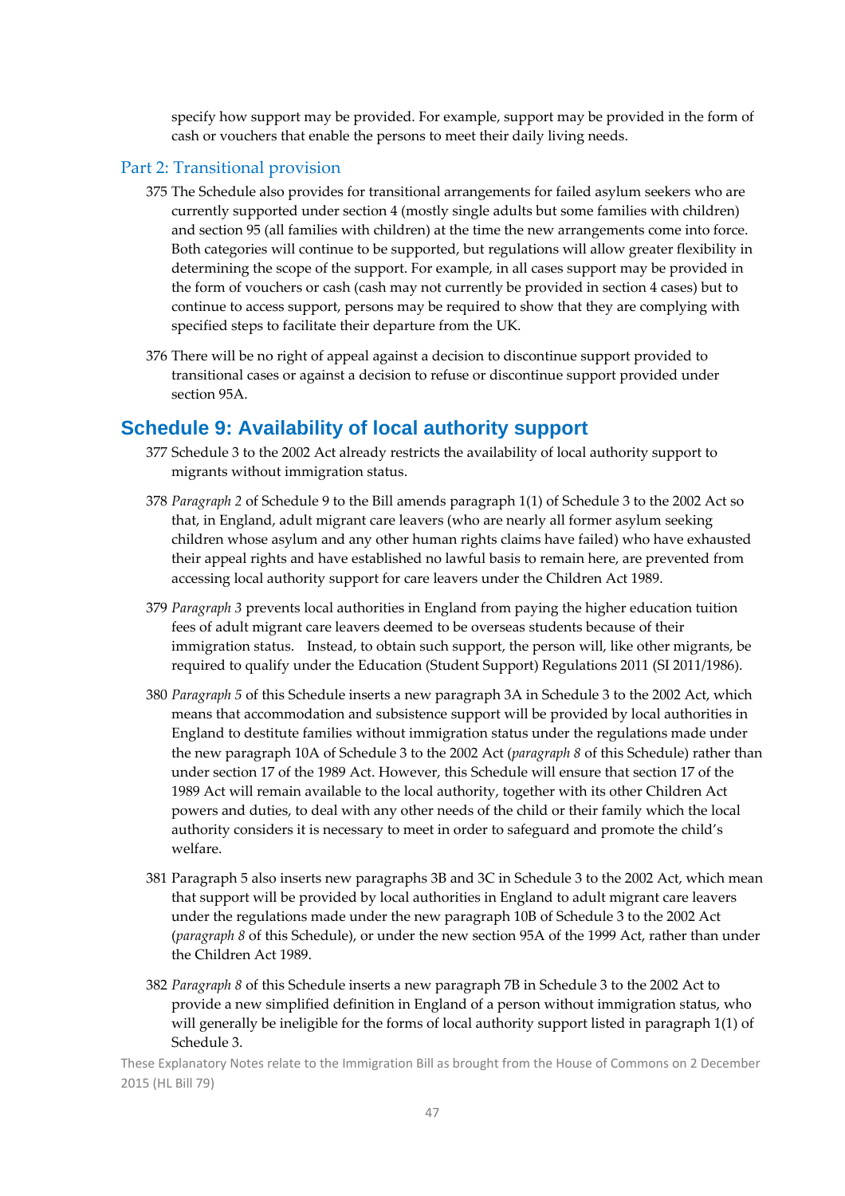specify how support may be provided. For example, support may be provided in the form of cash or vouchers that enable the persons to meet their daily living needs.

### Part 2: Transitional provision

375 The Schedule also provides for transitional arrangements for failed asylum seekers who are currently supported under section 4 (mostly single adults but some families with children) and section 95 (all families with children) at the time the new arrangements come into force. Both categories will continue to be supported, but regulations will allow greater flexibility in determining the scope of the support. For example, in all cases support may be provided in the form of vouchers or cash (cash may not currently be provided in section 4 cases) but to continue to access support, persons may be required to show that they are complying with specified steps to facilitate their departure from the UK.

376 There will be no right of appeal against a decision to discontinue support provided to transitional cases or against a decision to refuse or discontinue support provided under section 95A.

## Schedule 9: Availability of local authority support

377 Schedule 3 to the 2002 Act already restricts the availability of local authority support to migrants without immigration status.

378 *Paragraph 2* of Schedule 9 to the Bill amends paragraph 1(1) of Schedule 3 to the 2002 Act so that, in England, adult migrant care leavers (who are nearly all former asylum seeking children whose asylum and any other human rights claims have failed) who have exhausted their appeal rights and have established no lawful basis to remain here, are prevented from accessing local authority support for care leavers under the Children Act 1989.

379 *Paragraph 3* prevents local authorities in England from paying the higher education tuition fees of adult migrant care leavers deemed to be overseas students because of their immigration status. Instead, to obtain such support, the person will, like other migrants, be required to qualify under the Education (Student Support) Regulations 2011 (SI 2011/1986).

380 *Paragraph 5* of this Schedule inserts a new paragraph 3A in Schedule 3 to the 2002 Act, which means that accommodation and subsistence support will be provided by local authorities in England to destitute families without immigration status under the regulations made under the new paragraph 10A of Schedule 3 to the 2002 Act (*paragraph 8* of this Schedule) rather than under section 17 of the 1989 Act. However, this Schedule will ensure that section 17 of the 1989 Act will remain available to the local authority, together with its other Children Act powers and duties, to deal with any other needs of the child or their family which the local authority considers it is necessary to meet in order to safeguard and promote the child's welfare.

381 Paragraph 5 also inserts new paragraphs 3B and 3C in Schedule 3 to the 2002 Act, which mean that support will be provided by local authorities in England to adult migrant care leavers under the regulations made under the new paragraph 10B of Schedule 3 to the 2002 Act (*paragraph 8* of this Schedule), or under the new section 95A of the 1999 Act, rather than under the Children Act 1989.

382 *Paragraph 8* of this Schedule inserts a new paragraph 7B in Schedule 3 to the 2002 Act to provide a new simplified definition in England of a person without immigration status, who will generally be ineligible for the forms of local authority support listed in paragraph 1(1) of Schedule 3.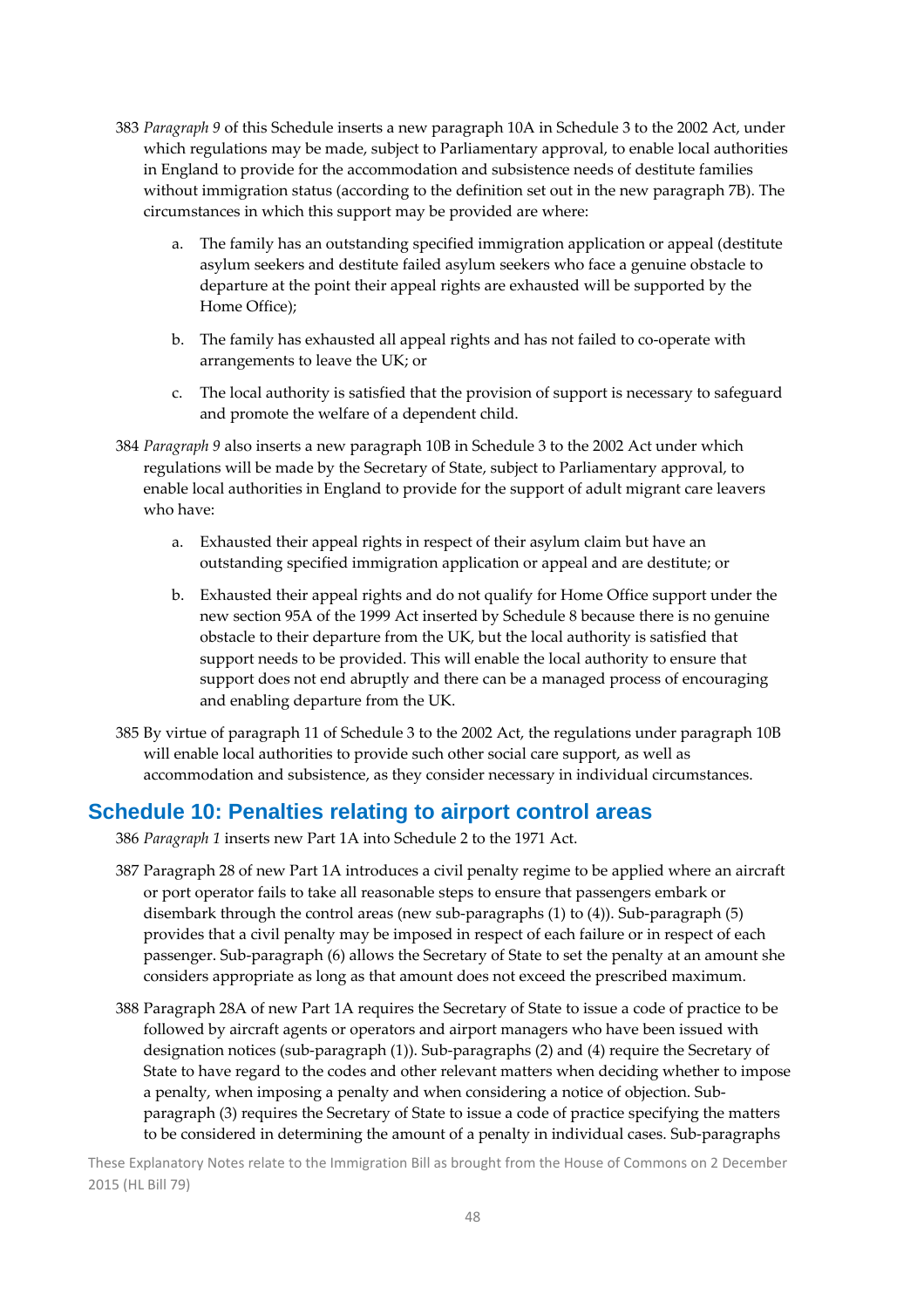383 *Paragraph 9* of this Schedule inserts a new paragraph 10A in Schedule 3 to the 2002 Act, under which regulations may be made, subject to Parliamentary approval, to enable local authorities in England to provide for the accommodation and subsistence needs of destitute families without immigration status (according to the definition set out in the new paragraph 7B). The circumstances in which this support may be provided are where:

a. The family has an outstanding specified immigration application or appeal (destitute asylum seekers and destitute failed asylum seekers who face a genuine obstacle to departure at the point their appeal rights are exhausted will be supported by the Home Office);

b. The family has exhausted all appeal rights and has not failed to co-operate with arrangements to leave the UK; or

c. The local authority is satisfied that the provision of support is necessary to safeguard and promote the welfare of a dependent child.

384 *Paragraph 9* also inserts a new paragraph 10B in Schedule 3 to the 2002 Act under which regulations will be made by the Secretary of State, subject to Parliamentary approval, to enable local authorities in England to provide for the support of adult migrant care leavers who have:

a. Exhausted their appeal rights in respect of their asylum claim but have an outstanding specified immigration application or appeal and are destitute; or

b. Exhausted their appeal rights and do not qualify for Home Office support under the new section 95A of the 1999 Act inserted by Schedule 8 because there is no genuine obstacle to their departure from the UK, but the local authority is satisfied that support needs to be provided. This will enable the local authority to ensure that support does not end abruptly and there can be a managed process of encouraging and enabling departure from the UK.

385 By virtue of paragraph 11 of Schedule 3 to the 2002 Act, the regulations under paragraph 10B will enable local authorities to provide such other social care support, as well as accommodation and subsistence, as they consider necessary in individual circumstances.

## Schedule 10: Penalties relating to airport control areas

386 *Paragraph 1* inserts new Part 1A into Schedule 2 to the 1971 Act.

387 Paragraph 28 of new Part 1A introduces a civil penalty regime to be applied where an aircraft or port operator fails to take all reasonable steps to ensure that passengers embark or disembark through the control areas (new sub-paragraphs (1) to (4)). Sub-paragraph (5) provides that a civil penalty may be imposed in respect of each failure or in respect of each passenger. Sub-paragraph (6) allows the Secretary of State to set the penalty at an amount she considers appropriate as long as that amount does not exceed the prescribed maximum.

388 Paragraph 28A of new Part 1A requires the Secretary of State to issue a code of practice to be followed by aircraft agents or operators and airport managers who have been issued with designation notices (sub-paragraph (1)). Sub-paragraphs (2) and (4) require the Secretary of State to have regard to the codes and other relevant matters when deciding whether to impose a penalty, when imposing a penalty and when considering a notice of objection. Sub-paragraph (3) requires the Secretary of State to issue a code of practice specifying the matters to be considered in determining the amount of a penalty in individual cases. Sub-paragraphs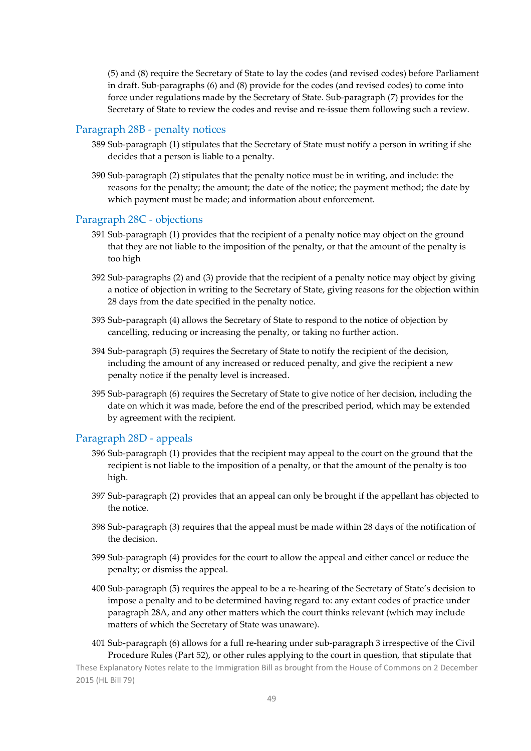(5) and (8) require the Secretary of State to lay the codes (and revised codes) before Parliament in draft. Sub-paragraphs (6) and (8) provide for the codes (and revised codes) to come into force under regulations made by the Secretary of State. Sub-paragraph (7) provides for the Secretary of State to review the codes and revise and re-issue them following such a review.

## Paragraph 28B - penalty notices

389 Sub-paragraph (1) stipulates that the Secretary of State must notify a person in writing if she decides that a person is liable to a penalty.

390 Sub-paragraph (2) stipulates that the penalty notice must be in writing, and include: the reasons for the penalty; the amount; the date of the notice; the payment method; the date by which payment must be made; and information about enforcement.

## Paragraph 28C - objections

391 Sub-paragraph (1) provides that the recipient of a penalty notice may object on the ground that they are not liable to the imposition of the penalty, or that the amount of the penalty is too high

392 Sub-paragraphs (2) and (3) provide that the recipient of a penalty notice may object by giving a notice of objection in writing to the Secretary of State, giving reasons for the objection within 28 days from the date specified in the penalty notice.

393 Sub-paragraph (4) allows the Secretary of State to respond to the notice of objection by cancelling, reducing or increasing the penalty, or taking no further action.

394 Sub-paragraph (5) requires the Secretary of State to notify the recipient of the decision, including the amount of any increased or reduced penalty, and give the recipient a new penalty notice if the penalty level is increased.

395 Sub-paragraph (6) requires the Secretary of State to give notice of her decision, including the date on which it was made, before the end of the prescribed period, which may be extended by agreement with the recipient.

## Paragraph 28D - appeals

396 Sub-paragraph (1) provides that the recipient may appeal to the court on the ground that the recipient is not liable to the imposition of a penalty, or that the amount of the penalty is too high.

397 Sub-paragraph (2) provides that an appeal can only be brought if the appellant has objected to the notice.

398 Sub-paragraph (3) requires that the appeal must be made within 28 days of the notification of the decision.

399 Sub-paragraph (4) provides for the court to allow the appeal and either cancel or reduce the penalty; or dismiss the appeal.

400 Sub-paragraph (5) requires the appeal to be a re-hearing of the Secretary of State's decision to impose a penalty and to be determined having regard to: any extant codes of practice under paragraph 28A, and any other matters which the court thinks relevant (which may include matters of which the Secretary of State was unaware).

401 Sub-paragraph (6) allows for a full re-hearing under sub-paragraph 3 irrespective of the Civil Procedure Rules (Part 52), or other rules applying to the court in question, that stipulate that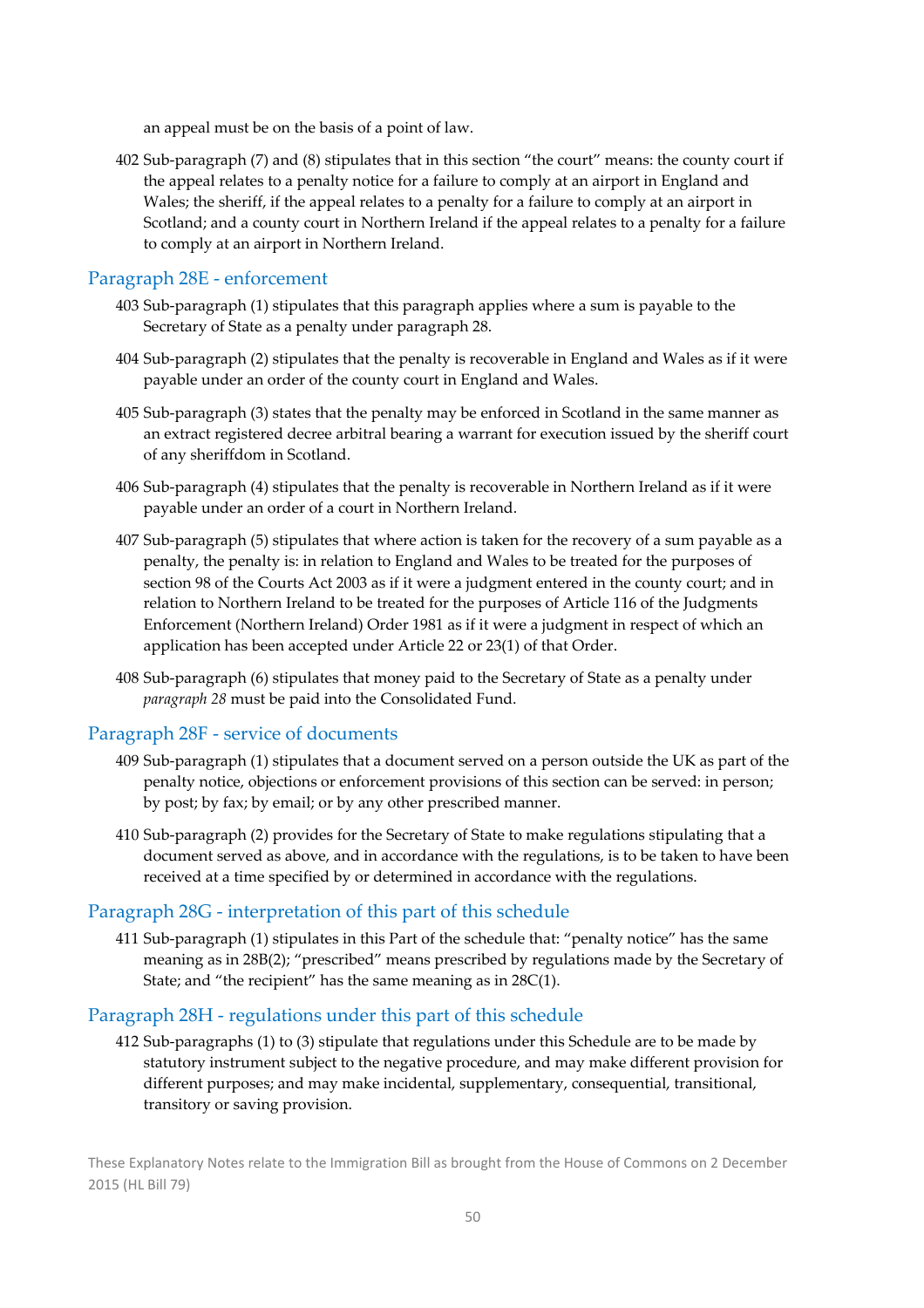an appeal must be on the basis of a point of law.

402 Sub-paragraph (7) and (8) stipulates that in this section "the court" means: the county court if the appeal relates to a penalty notice for a failure to comply at an airport in England and Wales; the sheriff, if the appeal relates to a penalty for a failure to comply at an airport in Scotland; and a county court in Northern Ireland if the appeal relates to a penalty for a failure to comply at an airport in Northern Ireland.

## Paragraph 28E - enforcement

403 Sub-paragraph (1) stipulates that this paragraph applies where a sum is payable to the Secretary of State as a penalty under paragraph 28.

404 Sub-paragraph (2) stipulates that the penalty is recoverable in England and Wales as if it were payable under an order of the county court in England and Wales.

405 Sub-paragraph (3) states that the penalty may be enforced in Scotland in the same manner as an extract registered decree arbitral bearing a warrant for execution issued by the sheriff court of any sheriffdom in Scotland.

406 Sub-paragraph (4) stipulates that the penalty is recoverable in Northern Ireland as if it were payable under an order of a court in Northern Ireland.

407 Sub-paragraph (5) stipulates that where action is taken for the recovery of a sum payable as a penalty, the penalty is: in relation to England and Wales to be treated for the purposes of section 98 of the Courts Act 2003 as if it were a judgment entered in the county court; and in relation to Northern Ireland to be treated for the purposes of Article 116 of the Judgments Enforcement (Northern Ireland) Order 1981 as if it were a judgment in respect of which an application has been accepted under Article 22 or 23(1) of that Order.

408 Sub-paragraph (6) stipulates that money paid to the Secretary of State as a penalty under *paragraph 28* must be paid into the Consolidated Fund.

## Paragraph 28F - service of documents

409 Sub-paragraph (1) stipulates that a document served on a person outside the UK as part of the penalty notice, objections or enforcement provisions of this section can be served: in person; by post; by fax; by email; or by any other prescribed manner.

410 Sub-paragraph (2) provides for the Secretary of State to make regulations stipulating that a document served as above, and in accordance with the regulations, is to be taken to have been received at a time specified by or determined in accordance with the regulations.

## Paragraph 28G - interpretation of this part of this schedule

411 Sub-paragraph (1) stipulates in this Part of the schedule that: "penalty notice" has the same meaning as in 28B(2); "prescribed" means prescribed by regulations made by the Secretary of State; and "the recipient" has the same meaning as in 28C(1).

## Paragraph 28H - regulations under this part of this schedule

412 Sub-paragraphs (1) to (3) stipulate that regulations under this Schedule are to be made by statutory instrument subject to the negative procedure, and may make different provision for different purposes; and may make incidental, supplementary, consequential, transitional, transitory or saving provision.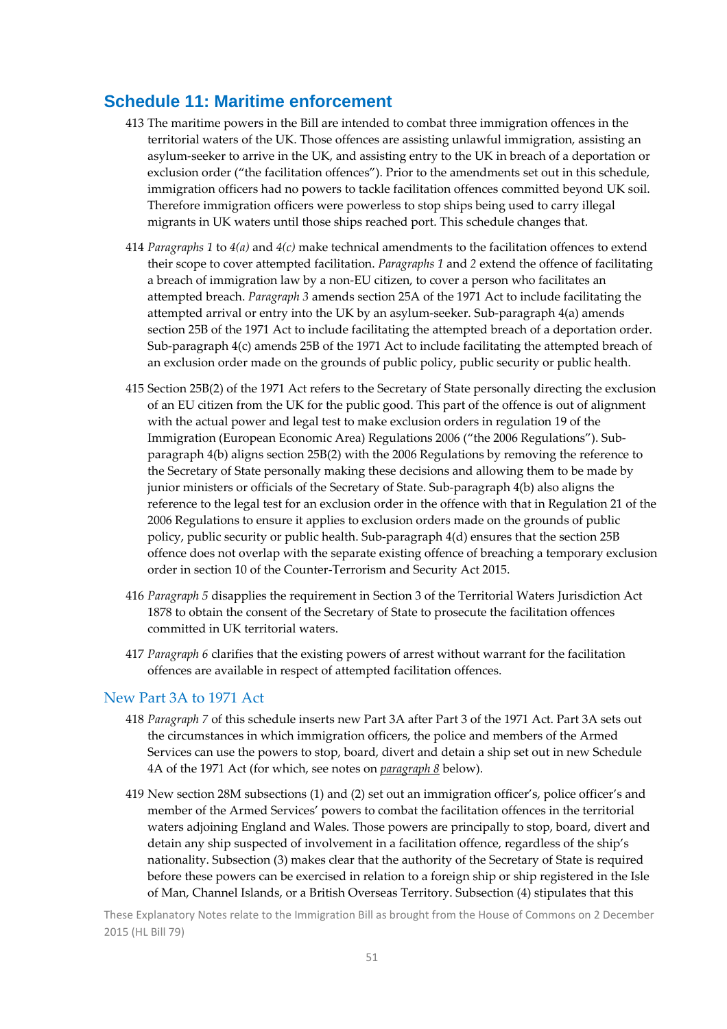## Schedule 11: Maritime enforcement

413 The maritime powers in the Bill are intended to combat three immigration offences in the territorial waters of the UK. Those offences are assisting unlawful immigration, assisting an asylum-seeker to arrive in the UK, and assisting entry to the UK in breach of a deportation or exclusion order ("the facilitation offences"). Prior to the amendments set out in this schedule, immigration officers had no powers to tackle facilitation offences committed beyond UK soil. Therefore immigration officers were powerless to stop ships being used to carry illegal migrants in UK waters until those ships reached port. This schedule changes that.

414 *Paragraphs 1* to *4(a)* and *4(c)* make technical amendments to the facilitation offences to extend their scope to cover attempted facilitation. *Paragraphs 1* and *2* extend the offence of facilitating a breach of immigration law by a non-EU citizen, to cover a person who facilitates an attempted breach. *Paragraph 3* amends section 25A of the 1971 Act to include facilitating the attempted arrival or entry into the UK by an asylum-seeker. Sub-paragraph 4(a) amends section 25B of the 1971 Act to include facilitating the attempted breach of a deportation order. Sub-paragraph 4(c) amends 25B of the 1971 Act to include facilitating the attempted breach of an exclusion order made on the grounds of public policy, public security or public health.

415 Section 25B(2) of the 1971 Act refers to the Secretary of State personally directing the exclusion of an EU citizen from the UK for the public good. This part of the offence is out of alignment with the actual power and legal test to make exclusion orders in regulation 19 of the Immigration (European Economic Area) Regulations 2006 ("the 2006 Regulations"). Sub-paragraph 4(b) aligns section 25B(2) with the 2006 Regulations by removing the reference to the Secretary of State personally making these decisions and allowing them to be made by junior ministers or officials of the Secretary of State. Sub-paragraph 4(b) also aligns the reference to the legal test for an exclusion order in the offence with that in Regulation 21 of the 2006 Regulations to ensure it applies to exclusion orders made on the grounds of public policy, public security or public health. Sub-paragraph 4(d) ensures that the section 25B offence does not overlap with the separate existing offence of breaching a temporary exclusion order in section 10 of the Counter-Terrorism and Security Act 2015.

416 *Paragraph 5* disapplies the requirement in Section 3 of the Territorial Waters Jurisdiction Act 1878 to obtain the consent of the Secretary of State to prosecute the facilitation offences committed in UK territorial waters.

417 *Paragraph 6* clarifies that the existing powers of arrest without warrant for the facilitation offences are available in respect of attempted facilitation offences.

### New Part 3A to 1971 Act

418 *Paragraph 7* of this schedule inserts new Part 3A after Part 3 of the 1971 Act. Part 3A sets out the circumstances in which immigration officers, the police and members of the Armed Services can use the powers to stop, board, divert and detain a ship set out in new Schedule 4A of the 1971 Act (for which, see notes on *paragraph 8* below).

419 New section 28M subsections (1) and (2) set out an immigration officer's, police officer's and member of the Armed Services' powers to combat the facilitation offences in the territorial waters adjoining England and Wales. Those powers are principally to stop, board, divert and detain any ship suspected of involvement in a facilitation offence, regardless of the ship's nationality. Subsection (3) makes clear that the authority of the Secretary of State is required before these powers can be exercised in relation to a foreign ship or ship registered in the Isle of Man, Channel Islands, or a British Overseas Territory. Subsection (4) stipulates that this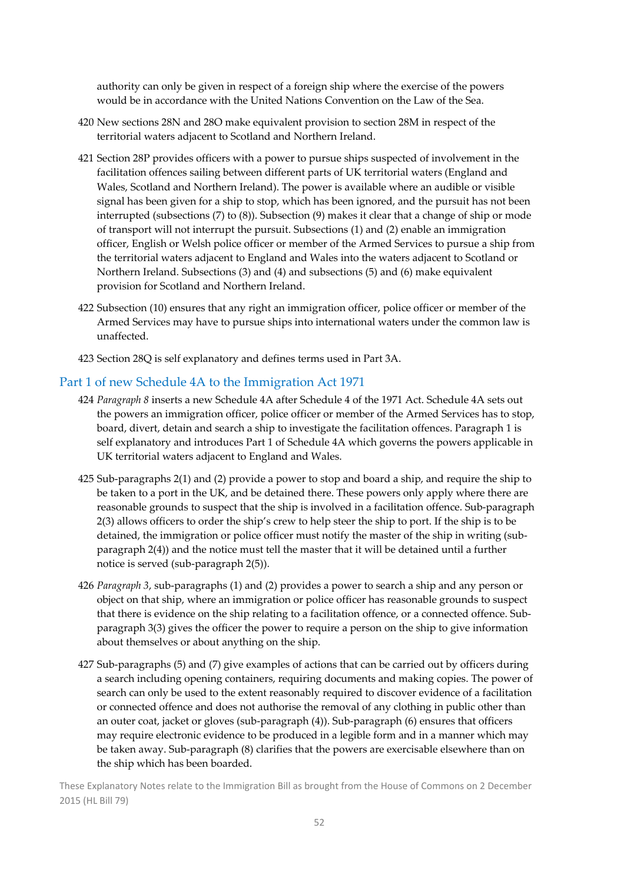authority can only be given in respect of a foreign ship where the exercise of the powers would be in accordance with the United Nations Convention on the Law of the Sea.

420 New sections 28N and 28O make equivalent provision to section 28M in respect of the territorial waters adjacent to Scotland and Northern Ireland.

421 Section 28P provides officers with a power to pursue ships suspected of involvement in the facilitation offences sailing between different parts of UK territorial waters (England and Wales, Scotland and Northern Ireland). The power is available where an audible or visible signal has been given for a ship to stop, which has been ignored, and the pursuit has not been interrupted (subsections (7) to (8)). Subsection (9) makes it clear that a change of ship or mode of transport will not interrupt the pursuit. Subsections (1) and (2) enable an immigration officer, English or Welsh police officer or member of the Armed Services to pursue a ship from the territorial waters adjacent to England and Wales into the waters adjacent to Scotland or Northern Ireland. Subsections (3) and (4) and subsections (5) and (6) make equivalent provision for Scotland and Northern Ireland.

422 Subsection (10) ensures that any right an immigration officer, police officer or member of the Armed Services may have to pursue ships into international waters under the common law is unaffected.

423 Section 28Q is self explanatory and defines terms used in Part 3A.

## Part 1 of new Schedule 4A to the Immigration Act 1971

424 *Paragraph 8* inserts a new Schedule 4A after Schedule 4 of the 1971 Act. Schedule 4A sets out the powers an immigration officer, police officer or member of the Armed Services has to stop, board, divert, detain and search a ship to investigate the facilitation offences. Paragraph 1 is self explanatory and introduces Part 1 of Schedule 4A which governs the powers applicable in UK territorial waters adjacent to England and Wales.

425 Sub-paragraphs 2(1) and (2) provide a power to stop and board a ship, and require the ship to be taken to a port in the UK, and be detained there. These powers only apply where there are reasonable grounds to suspect that the ship is involved in a facilitation offence. Sub-paragraph 2(3) allows officers to order the ship's crew to help steer the ship to port. If the ship is to be detained, the immigration or police officer must notify the master of the ship in writing (sub-paragraph 2(4)) and the notice must tell the master that it will be detained until a further notice is served (sub-paragraph 2(5)).

426 *Paragraph 3*, sub-paragraphs (1) and (2) provides a power to search a ship and any person or object on that ship, where an immigration or police officer has reasonable grounds to suspect that there is evidence on the ship relating to a facilitation offence, or a connected offence. Sub-paragraph 3(3) gives the officer the power to require a person on the ship to give information about themselves or about anything on the ship.

427 Sub-paragraphs (5) and (7) give examples of actions that can be carried out by officers during a search including opening containers, requiring documents and making copies. The power of search can only be used to the extent reasonably required to discover evidence of a facilitation or connected offence and does not authorise the removal of any clothing in public other than an outer coat, jacket or gloves (sub-paragraph (4)). Sub-paragraph (6) ensures that officers may require electronic evidence to be produced in a legible form and in a manner which may be taken away. Sub-paragraph (8) clarifies that the powers are exercisable elsewhere than on the ship which has been boarded.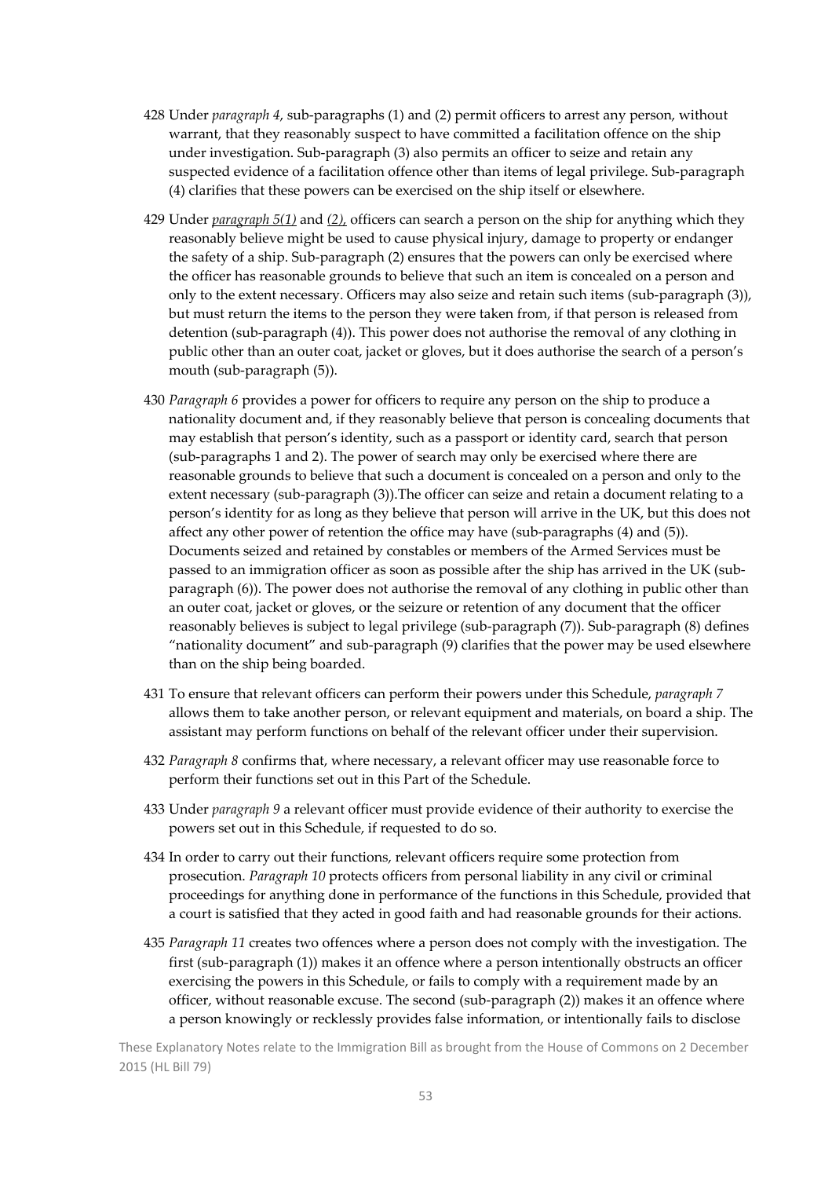428 Under *paragraph 4*, sub-paragraphs (1) and (2) permit officers to arrest any person, without warrant, that they reasonably suspect to have committed a facilitation offence on the ship under investigation. Sub-paragraph (3) also permits an officer to seize and retain any suspected evidence of a facilitation offence other than items of legal privilege. Sub-paragraph (4) clarifies that these powers can be exercised on the ship itself or elsewhere.

429 Under *paragraph 5(1)* and *(2)*, officers can search a person on the ship for anything which they reasonably believe might be used to cause physical injury, damage to property or endanger the safety of a ship. Sub-paragraph (2) ensures that the powers can only be exercised where the officer has reasonable grounds to believe that such an item is concealed on a person and only to the extent necessary. Officers may also seize and retain such items (sub-paragraph (3)), but must return the items to the person they were taken from, if that person is released from detention (sub-paragraph (4)). This power does not authorise the removal of any clothing in public other than an outer coat, jacket or gloves, but it does authorise the search of a person's mouth (sub-paragraph (5)).

430 *Paragraph 6* provides a power for officers to require any person on the ship to produce a nationality document and, if they reasonably believe that person is concealing documents that may establish that person's identity, such as a passport or identity card, search that person (sub-paragraphs 1 and 2). The power of search may only be exercised where there are reasonable grounds to believe that such a document is concealed on a person and only to the extent necessary (sub-paragraph (3)).The officer can seize and retain a document relating to a person's identity for as long as they believe that person will arrive in the UK, but this does not affect any other power of retention the office may have (sub-paragraphs (4) and (5)). Documents seized and retained by constables or members of the Armed Services must be passed to an immigration officer as soon as possible after the ship has arrived in the UK (sub-paragraph (6)). The power does not authorise the removal of any clothing in public other than an outer coat, jacket or gloves, or the seizure or retention of any document that the officer reasonably believes is subject to legal privilege (sub-paragraph (7)). Sub-paragraph (8) defines "nationality document" and sub-paragraph (9) clarifies that the power may be used elsewhere than on the ship being boarded.

431 To ensure that relevant officers can perform their powers under this Schedule, *paragraph 7* allows them to take another person, or relevant equipment and materials, on board a ship. The assistant may perform functions on behalf of the relevant officer under their supervision.

432 *Paragraph 8* confirms that, where necessary, a relevant officer may use reasonable force to perform their functions set out in this Part of the Schedule.

433 Under *paragraph 9* a relevant officer must provide evidence of their authority to exercise the powers set out in this Schedule, if requested to do so.

434 In order to carry out their functions, relevant officers require some protection from prosecution. *Paragraph 10* protects officers from personal liability in any civil or criminal proceedings for anything done in performance of the functions in this Schedule, provided that a court is satisfied that they acted in good faith and had reasonable grounds for their actions.

435 *Paragraph 11* creates two offences where a person does not comply with the investigation. The first (sub-paragraph (1)) makes it an offence where a person intentionally obstructs an officer exercising the powers in this Schedule, or fails to comply with a requirement made by an officer, without reasonable excuse. The second (sub-paragraph (2)) makes it an offence where a person knowingly or recklessly provides false information, or intentionally fails to disclose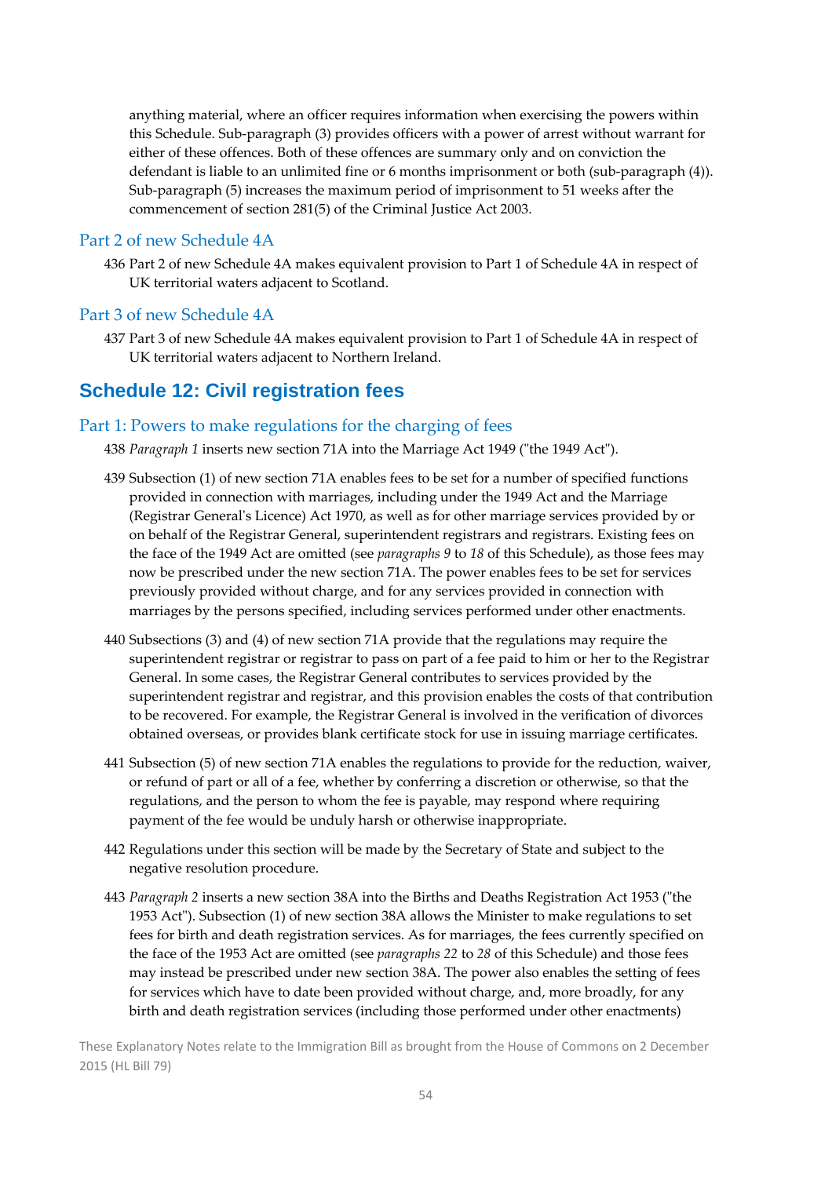anything material, where an officer requires information when exercising the powers within this Schedule. Sub-paragraph (3) provides officers with a power of arrest without warrant for either of these offences. Both of these offences are summary only and on conviction the defendant is liable to an unlimited fine or 6 months imprisonment or both (sub-paragraph (4)). Sub-paragraph (5) increases the maximum period of imprisonment to 51 weeks after the commencement of section 281(5) of the Criminal Justice Act 2003.

### Part 2 of new Schedule 4A

436 Part 2 of new Schedule 4A makes equivalent provision to Part 1 of Schedule 4A in respect of UK territorial waters adjacent to Scotland.

### Part 3 of new Schedule 4A

437 Part 3 of new Schedule 4A makes equivalent provision to Part 1 of Schedule 4A in respect of UK territorial waters adjacent to Northern Ireland.

## Schedule 12: Civil registration fees

### Part 1: Powers to make regulations for the charging of fees

438 *Paragraph 1* inserts new section 71A into the Marriage Act 1949 ("the 1949 Act").

439 Subsection (1) of new section 71A enables fees to be set for a number of specified functions provided in connection with marriages, including under the 1949 Act and the Marriage (Registrar General's Licence) Act 1970, as well as for other marriage services provided by or on behalf of the Registrar General, superintendent registrars and registrars. Existing fees on the face of the 1949 Act are omitted (see *paragraphs 9* to *18* of this Schedule), as those fees may now be prescribed under the new section 71A. The power enables fees to be set for services previously provided without charge, and for any services provided in connection with marriages by the persons specified, including services performed under other enactments.

440 Subsections (3) and (4) of new section 71A provide that the regulations may require the superintendent registrar or registrar to pass on part of a fee paid to him or her to the Registrar General. In some cases, the Registrar General contributes to services provided by the superintendent registrar and registrar, and this provision enables the costs of that contribution to be recovered. For example, the Registrar General is involved in the verification of divorces obtained overseas, or provides blank certificate stock for use in issuing marriage certificates.

441 Subsection (5) of new section 71A enables the regulations to provide for the reduction, waiver, or refund of part or all of a fee, whether by conferring a discretion or otherwise, so that the regulations, and the person to whom the fee is payable, may respond where requiring payment of the fee would be unduly harsh or otherwise inappropriate.

442 Regulations under this section will be made by the Secretary of State and subject to the negative resolution procedure.

443 *Paragraph 2* inserts a new section 38A into the Births and Deaths Registration Act 1953 ("the 1953 Act"). Subsection (1) of new section 38A allows the Minister to make regulations to set fees for birth and death registration services. As for marriages, the fees currently specified on the face of the 1953 Act are omitted (see *paragraphs 22* to *28* of this Schedule) and those fees may instead be prescribed under new section 38A. The power also enables the setting of fees for services which have to date been provided without charge, and, more broadly, for any birth and death registration services (including those performed under other enactments)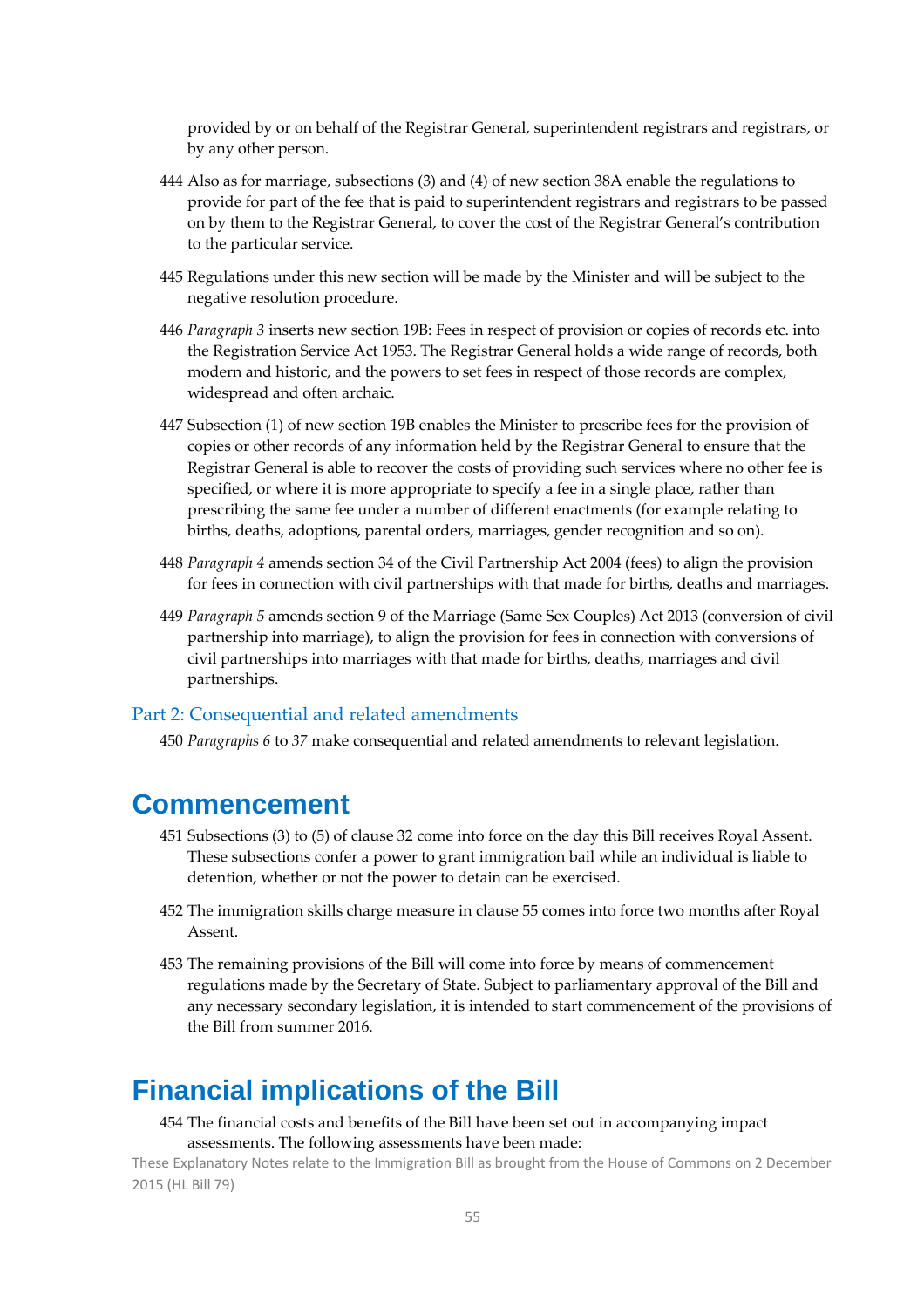provided by or on behalf of the Registrar General, superintendent registrars and registrars, or by any other person.

444 Also as for marriage, subsections (3) and (4) of new section 38A enable the regulations to provide for part of the fee that is paid to superintendent registrars and registrars to be passed on by them to the Registrar General, to cover the cost of the Registrar General's contribution to the particular service.

445 Regulations under this new section will be made by the Minister and will be subject to the negative resolution procedure.

446 *Paragraph 3* inserts new section 19B: Fees in respect of provision or copies of records etc. into the Registration Service Act 1953. The Registrar General holds a wide range of records, both modern and historic, and the powers to set fees in respect of those records are complex, widespread and often archaic.

447 Subsection (1) of new section 19B enables the Minister to prescribe fees for the provision of copies or other records of any information held by the Registrar General to ensure that the Registrar General is able to recover the costs of providing such services where no other fee is specified, or where it is more appropriate to specify a fee in a single place, rather than prescribing the same fee under a number of different enactments (for example relating to births, deaths, adoptions, parental orders, marriages, gender recognition and so on).

448 *Paragraph 4* amends section 34 of the Civil Partnership Act 2004 (fees) to align the provision for fees in connection with civil partnerships with that made for births, deaths and marriages.

449 *Paragraph 5* amends section 9 of the Marriage (Same Sex Couples) Act 2013 (conversion of civil partnership into marriage), to align the provision for fees in connection with conversions of civil partnerships into marriages with that made for births, deaths, marriages and civil partnerships.

### Part 2: Consequential and related amendments

450 *Paragraphs 6* to *37* make consequential and related amendments to relevant legislation.

## Commencement

451 Subsections (3) to (5) of clause 32 come into force on the day this Bill receives Royal Assent. These subsections confer a power to grant immigration bail while an individual is liable to detention, whether or not the power to detain can be exercised.

452 The immigration skills charge measure in clause 55 comes into force two months after Royal Assent.

453 The remaining provisions of the Bill will come into force by means of commencement regulations made by the Secretary of State. Subject to parliamentary approval of the Bill and any necessary secondary legislation, it is intended to start commencement of the provisions of the Bill from summer 2016.

## Financial implications of the Bill

454 The financial costs and benefits of the Bill have been set out in accompanying impact assessments. The following assessments have been made: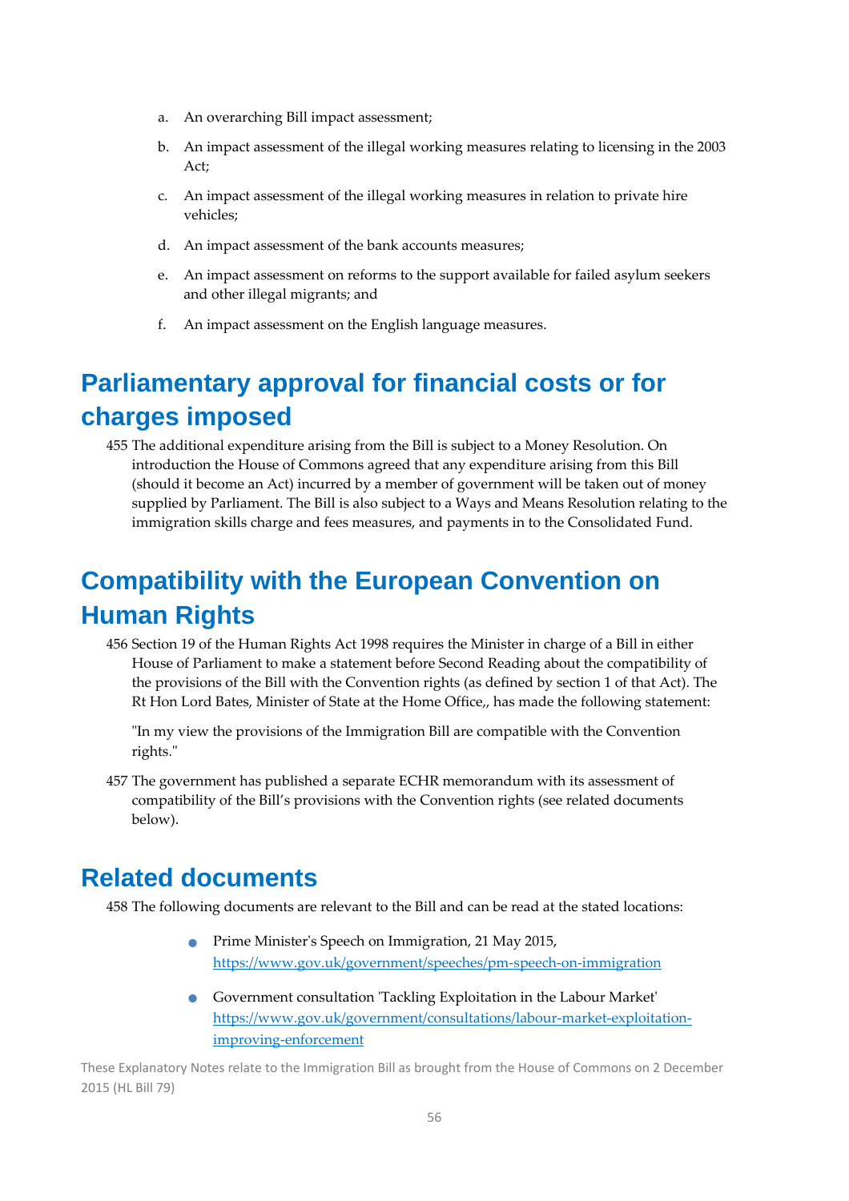a. An overarching Bill impact assessment;

b. An impact assessment of the illegal working measures relating to licensing in the 2003 Act;

c. An impact assessment of the illegal working measures in relation to private hire vehicles;

d. An impact assessment of the bank accounts measures;

e. An impact assessment on reforms to the support available for failed asylum seekers and other illegal migrants; and

f. An impact assessment on the English language measures.

## Parliamentary approval for financial costs or for charges imposed

455 The additional expenditure arising from the Bill is subject to a Money Resolution. On introduction the House of Commons agreed that any expenditure arising from this Bill (should it become an Act) incurred by a member of government will be taken out of money supplied by Parliament. The Bill is also subject to a Ways and Means Resolution relating to the immigration skills charge and fees measures, and payments in to the Consolidated Fund.

## Compatibility with the European Convention on Human Rights

456 Section 19 of the Human Rights Act 1998 requires the Minister in charge of a Bill in either House of Parliament to make a statement before Second Reading about the compatibility of the provisions of the Bill with the Convention rights (as defined by section 1 of that Act). The Rt Hon Lord Bates, Minister of State at the Home Office,, has made the following statement:

"In my view the provisions of the Immigration Bill are compatible with the Convention rights."

457 The government has published a separate ECHR memorandum with its assessment of compatibility of the Bill's provisions with the Convention rights (see related documents below).

## Related documents

458 The following documents are relevant to the Bill and can be read at the stated locations:

- Prime Minister's Speech on Immigration, 21 May 2015, https://www.gov.uk/government/speeches/pm-speech-on-immigration
- Government consultation 'Tackling Exploitation in the Labour Market' https://www.gov.uk/government/consultations/labour-market-exploitation-improving-enforcement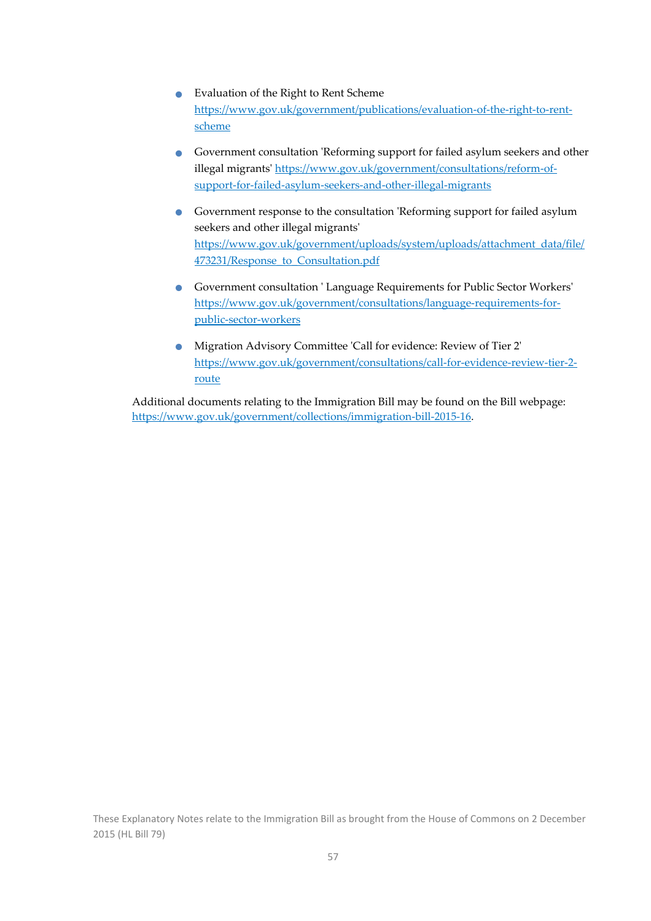- Evaluation of the Right to Rent Scheme https://www.gov.uk/government/publications/evaluation-of-the-right-to-rent-scheme

- Government consultation 'Reforming support for failed asylum seekers and other illegal migrants' https://www.gov.uk/government/consultations/reform-of-support-for-failed-asylum-seekers-and-other-illegal-migrants

- Government response to the consultation 'Reforming support for failed asylum seekers and other illegal migrants' https://www.gov.uk/government/uploads/system/uploads/attachment_data/file/473231/Response_to_Consultation.pdf

- Government consultation ' Language Requirements for Public Sector Workers' https://www.gov.uk/government/consultations/language-requirements-for-public-sector-workers

- Migration Advisory Committee 'Call for evidence: Review of Tier 2' https://www.gov.uk/government/consultations/call-for-evidence-review-tier-2-route

Additional documents relating to the Immigration Bill may be found on the Bill webpage: https://www.gov.uk/government/collections/immigration-bill-2015-16.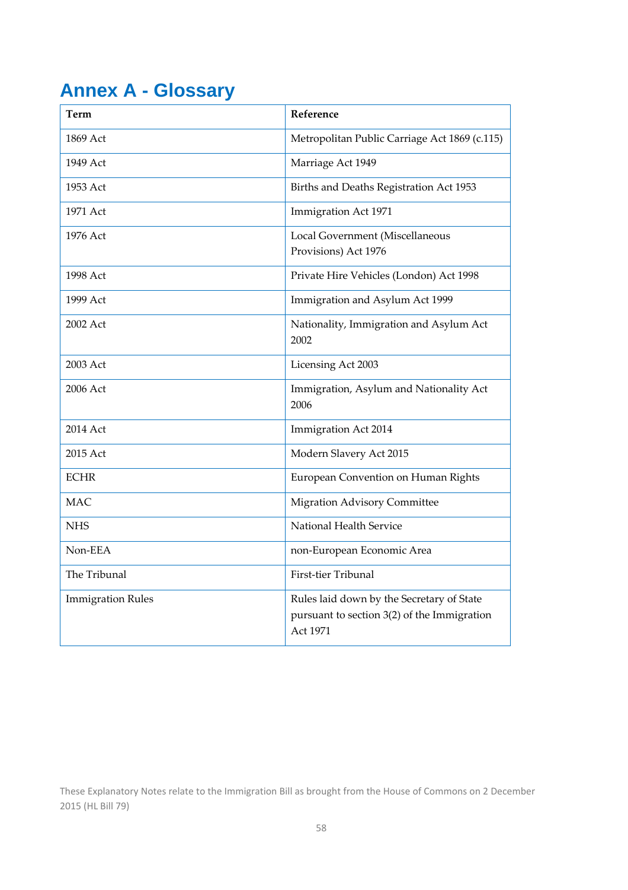# Annex A - Glossary

| Term | Reference |
|---|---|
| 1869 Act | Metropolitan Public Carriage Act 1869 (c.115) |
| 1949 Act | Marriage Act 1949 |
| 1953 Act | Births and Deaths Registration Act 1953 |
| 1971 Act | Immigration Act 1971 |
| 1976 Act | Local Government (Miscellaneous Provisions) Act 1976 |
| 1998 Act | Private Hire Vehicles (London) Act 1998 |
| 1999 Act | Immigration and Asylum Act 1999 |
| 2002 Act | Nationality, Immigration and Asylum Act 2002 |
| 2003 Act | Licensing Act 2003 |
| 2006 Act | Immigration, Asylum and Nationality Act 2006 |
| 2014 Act | Immigration Act 2014 |
| 2015 Act | Modern Slavery Act 2015 |
| ECHR | European Convention on Human Rights |
| MAC | Migration Advisory Committee |
| NHS | National Health Service |
| Non-EEA | non-European Economic Area |
| The Tribunal | First-tier Tribunal |
| Immigration Rules | Rules laid down by the Secretary of State pursuant to section 3(2) of the Immigration Act 1971 |

These Explanatory Notes relate to the Immigration Bill as brought from the House of Commons on 2 December 2015 (HL Bill 79)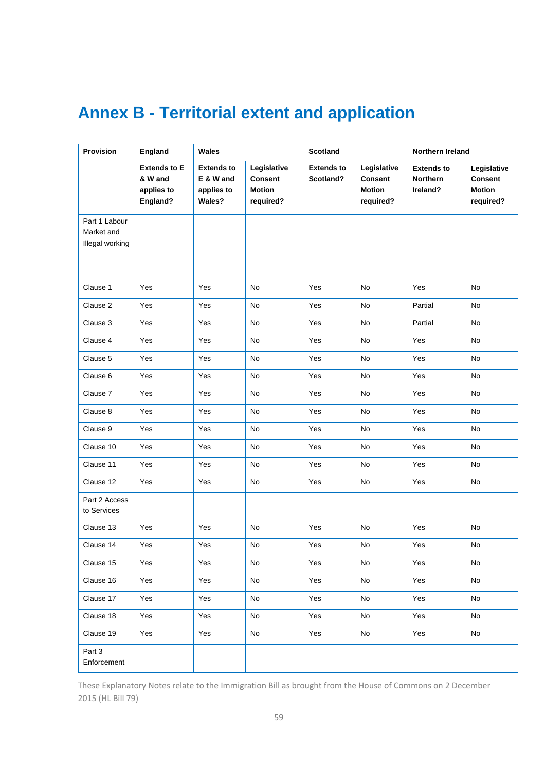# Annex B - Territorial extent and application

| Provision | England | Wales | | Scotland | | Northern Ireland | |
|---|---|---|---|---|---|---|---|
| | **Extends to E & W and applies to England?** | **Extends to E & W and applies to Wales?** | **Legislative Consent Motion required?** | **Extends to Scotland?** | **Legislative Consent Motion required?** | **Extends to Northern Ireland?** | **Legislative Consent Motion required?** |
| Part 1 Labour Market and Illegal working | | | | | | | |
| Clause 1 | Yes | Yes | No | Yes | No | Yes | No |
| Clause 2 | Yes | Yes | No | Yes | No | Partial | No |
| Clause 3 | Yes | Yes | No | Yes | No | Partial | No |
| Clause 4 | Yes | Yes | No | Yes | No | Yes | No |
| Clause 5 | Yes | Yes | No | Yes | No | Yes | No |
| Clause 6 | Yes | Yes | No | Yes | No | Yes | No |
| Clause 7 | Yes | Yes | No | Yes | No | Yes | No |
| Clause 8 | Yes | Yes | No | Yes | No | Yes | No |
| Clause 9 | Yes | Yes | No | Yes | No | Yes | No |
| Clause 10 | Yes | Yes | No | Yes | No | Yes | No |
| Clause 11 | Yes | Yes | No | Yes | No | Yes | No |
| Clause 12 | Yes | Yes | No | Yes | No | Yes | No |
| Part 2 Access to Services | | | | | | | |
| Clause 13 | Yes | Yes | No | Yes | No | Yes | No |
| Clause 14 | Yes | Yes | No | Yes | No | Yes | No |
| Clause 15 | Yes | Yes | No | Yes | No | Yes | No |
| Clause 16 | Yes | Yes | No | Yes | No | Yes | No |
| Clause 17 | Yes | Yes | No | Yes | No | Yes | No |
| Clause 18 | Yes | Yes | No | Yes | No | Yes | No |
| Clause 19 | Yes | Yes | No | Yes | No | Yes | No |
| Part 3 Enforcement | | | | | | | |

These Explanatory Notes relate to the Immigration Bill as brought from the House of Commons on 2 December 2015 (HL Bill 79)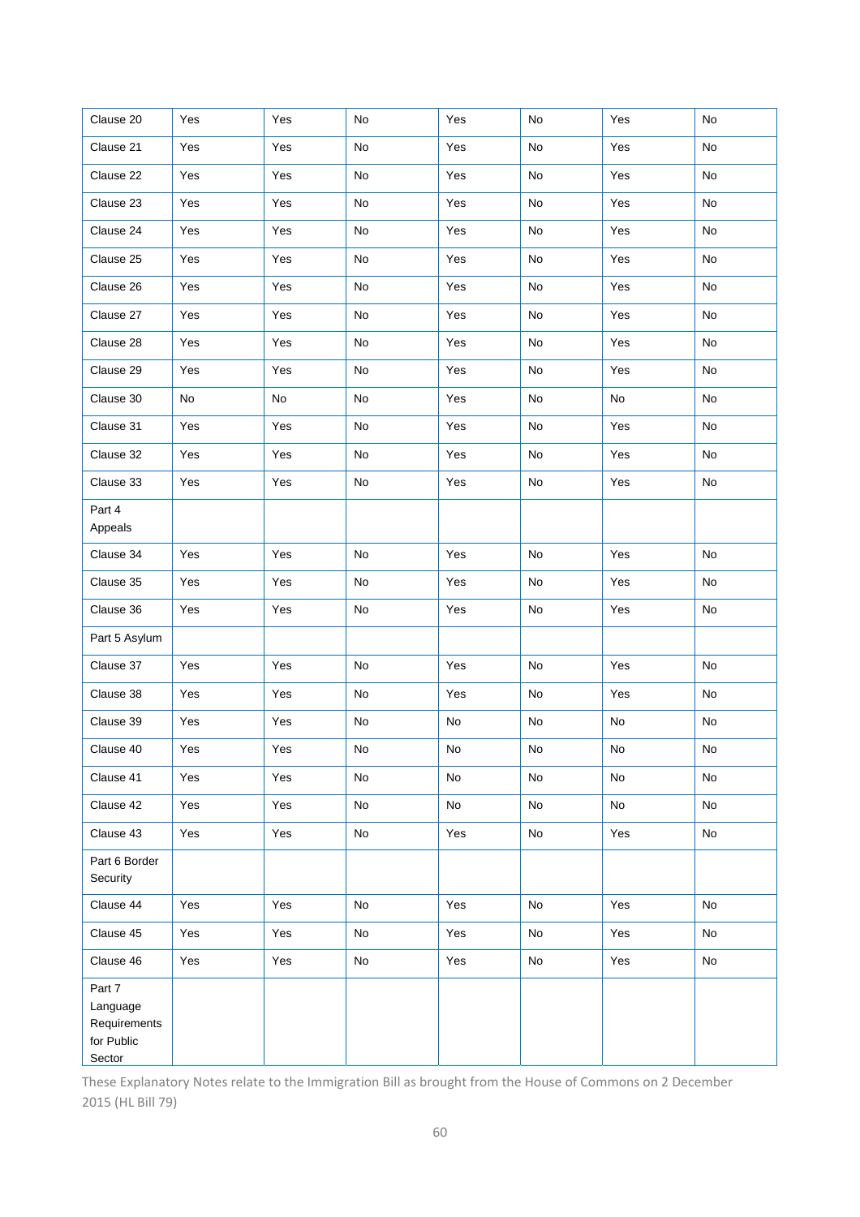| | | | | | | | |
|---|---|---|---|---|---|---|---|
| Clause 20 | Yes | Yes | No | Yes | No | Yes | No |
| Clause 21 | Yes | Yes | No | Yes | No | Yes | No |
| Clause 22 | Yes | Yes | No | Yes | No | Yes | No |
| Clause 23 | Yes | Yes | No | Yes | No | Yes | No |
| Clause 24 | Yes | Yes | No | Yes | No | Yes | No |
| Clause 25 | Yes | Yes | No | Yes | No | Yes | No |
| Clause 26 | Yes | Yes | No | Yes | No | Yes | No |
| Clause 27 | Yes | Yes | No | Yes | No | Yes | No |
| Clause 28 | Yes | Yes | No | Yes | No | Yes | No |
| Clause 29 | Yes | Yes | No | Yes | No | Yes | No |
| Clause 30 | No | No | No | Yes | No | No | No |
| Clause 31 | Yes | Yes | No | Yes | No | Yes | No |
| Clause 32 | Yes | Yes | No | Yes | No | Yes | No |
| Clause 33 | Yes | Yes | No | Yes | No | Yes | No |
| Part 4 Appeals | | | | | | | |
| Clause 34 | Yes | Yes | No | Yes | No | Yes | No |
| Clause 35 | Yes | Yes | No | Yes | No | Yes | No |
| Clause 36 | Yes | Yes | No | Yes | No | Yes | No |
| Part 5 Asylum | | | | | | | |
| Clause 37 | Yes | Yes | No | Yes | No | Yes | No |
| Clause 38 | Yes | Yes | No | Yes | No | Yes | No |
| Clause 39 | Yes | Yes | No | No | No | No | No |
| Clause 40 | Yes | Yes | No | No | No | No | No |
| Clause 41 | Yes | Yes | No | No | No | No | No |
| Clause 42 | Yes | Yes | No | No | No | No | No |
| Clause 43 | Yes | Yes | No | Yes | No | Yes | No |
| Part 6 Border Security | | | | | | | |
| Clause 44 | Yes | Yes | No | Yes | No | Yes | No |
| Clause 45 | Yes | Yes | No | Yes | No | Yes | No |
| Clause 46 | Yes | Yes | No | Yes | No | Yes | No |
| Part 7 Language Requirements for Public Sector | | | | | | | |

These Explanatory Notes relate to the Immigration Bill as brought from the House of Commons on 2 December 2015 (HL Bill 79)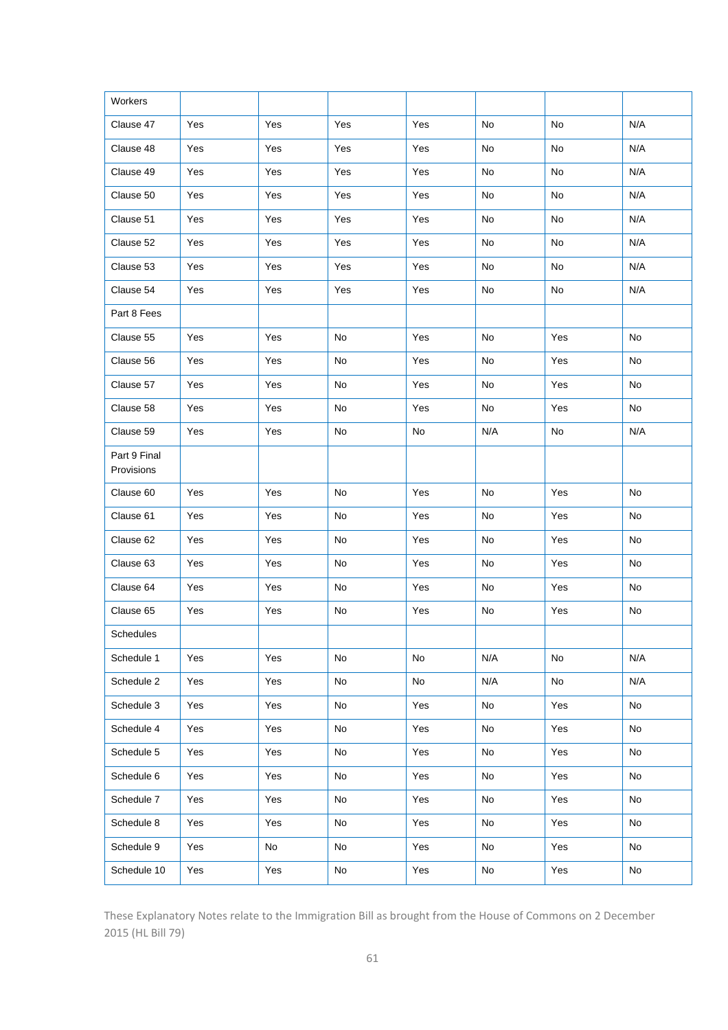| Workers | | | | | | | |
|---|---|---|---|---|---|---|---|
| Clause 47 | Yes | Yes | Yes | Yes | No | No | N/A |
| Clause 48 | Yes | Yes | Yes | Yes | No | No | N/A |
| Clause 49 | Yes | Yes | Yes | Yes | No | No | N/A |
| Clause 50 | Yes | Yes | Yes | Yes | No | No | N/A |
| Clause 51 | Yes | Yes | Yes | Yes | No | No | N/A |
| Clause 52 | Yes | Yes | Yes | Yes | No | No | N/A |
| Clause 53 | Yes | Yes | Yes | Yes | No | No | N/A |
| Clause 54 | Yes | Yes | Yes | Yes | No | No | N/A |
| Part 8 Fees | | | | | | | |
| Clause 55 | Yes | Yes | No | Yes | No | Yes | No |
| Clause 56 | Yes | Yes | No | Yes | No | Yes | No |
| Clause 57 | Yes | Yes | No | Yes | No | Yes | No |
| Clause 58 | Yes | Yes | No | Yes | No | Yes | No |
| Clause 59 | Yes | Yes | No | No | N/A | No | N/A |
| Part 9 Final Provisions | | | | | | | |
| Clause 60 | Yes | Yes | No | Yes | No | Yes | No |
| Clause 61 | Yes | Yes | No | Yes | No | Yes | No |
| Clause 62 | Yes | Yes | No | Yes | No | Yes | No |
| Clause 63 | Yes | Yes | No | Yes | No | Yes | No |
| Clause 64 | Yes | Yes | No | Yes | No | Yes | No |
| Clause 65 | Yes | Yes | No | Yes | No | Yes | No |
| Schedules | | | | | | | |
| Schedule 1 | Yes | Yes | No | No | N/A | No | N/A |
| Schedule 2 | Yes | Yes | No | No | N/A | No | N/A |
| Schedule 3 | Yes | Yes | No | Yes | No | Yes | No |
| Schedule 4 | Yes | Yes | No | Yes | No | Yes | No |
| Schedule 5 | Yes | Yes | No | Yes | No | Yes | No |
| Schedule 6 | Yes | Yes | No | Yes | No | Yes | No |
| Schedule 7 | Yes | Yes | No | Yes | No | Yes | No |
| Schedule 8 | Yes | Yes | No | Yes | No | Yes | No |
| Schedule 9 | Yes | No | No | Yes | No | Yes | No |
| Schedule 10 | Yes | Yes | No | Yes | No | Yes | No |

These Explanatory Notes relate to the Immigration Bill as brought from the House of Commons on 2 December 2015 (HL Bill 79)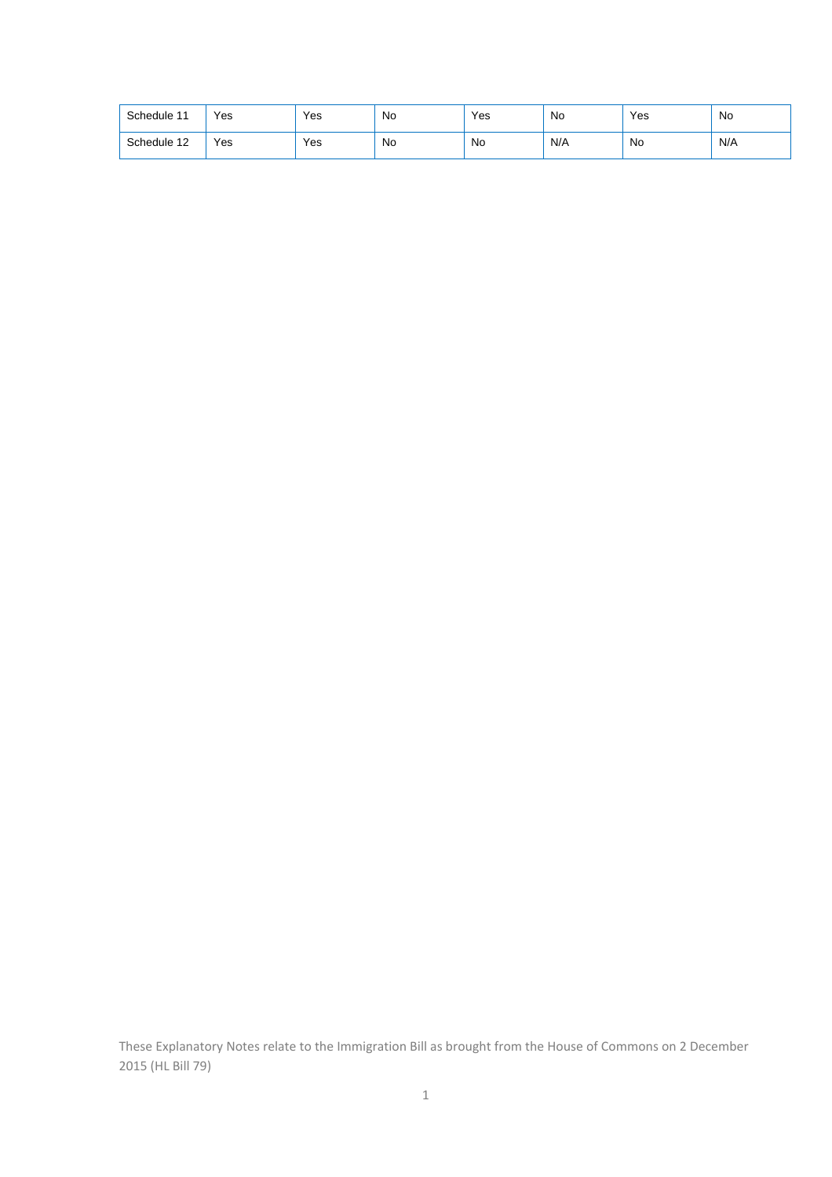| Schedule 11 | Yes | Yes | No | Yes | No | Yes | No |
|---|---|---|---|---|---|---|---|
| Schedule 12 | Yes | Yes | No | No | N/A | No | N/A |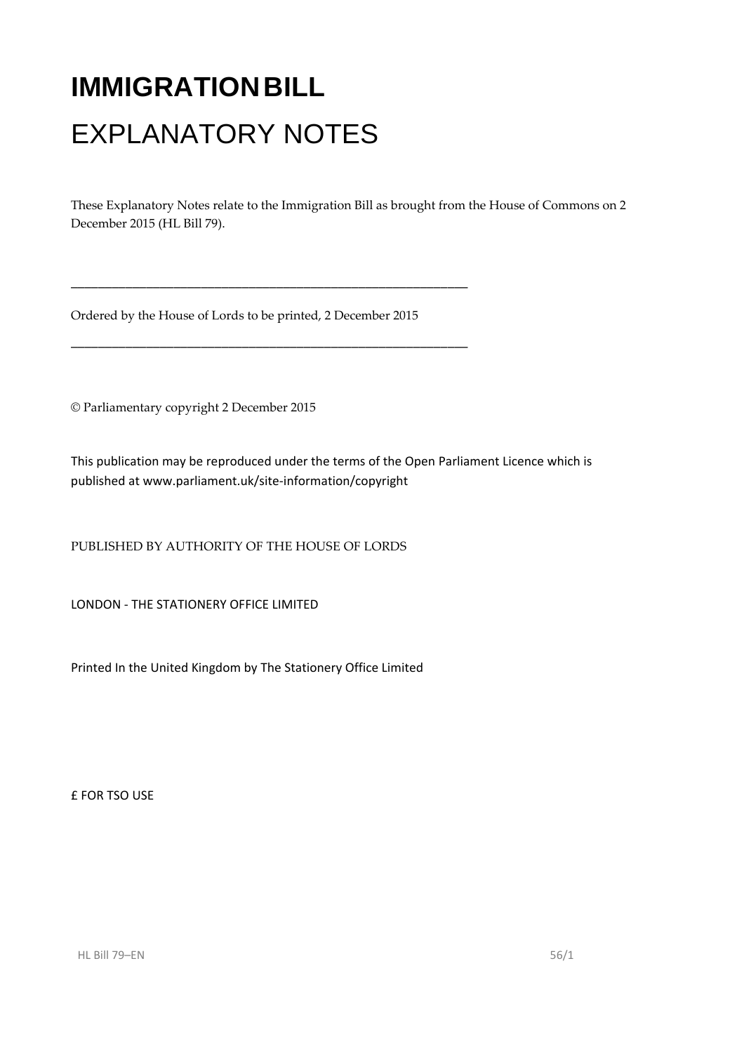# IMMIGRATION BILL

# EXPLANATORY NOTES

These Explanatory Notes relate to the Immigration Bill as brought from the House of Commons on 2 December 2015 (HL Bill 79).

---

Ordered by the House of Lords to be printed, 2 December 2015

---

© Parliamentary copyright 2 December 2015

This publication may be reproduced under the terms of the Open Parliament Licence which is published at www.parliament.uk/site-information/copyright

PUBLISHED BY AUTHORITY OF THE HOUSE OF LORDS

LONDON - THE STATIONERY OFFICE LIMITED

Printed In the United Kingdom by The Stationery Office Limited

£ FOR TSO USE

HL Bill 79–EN 56/1